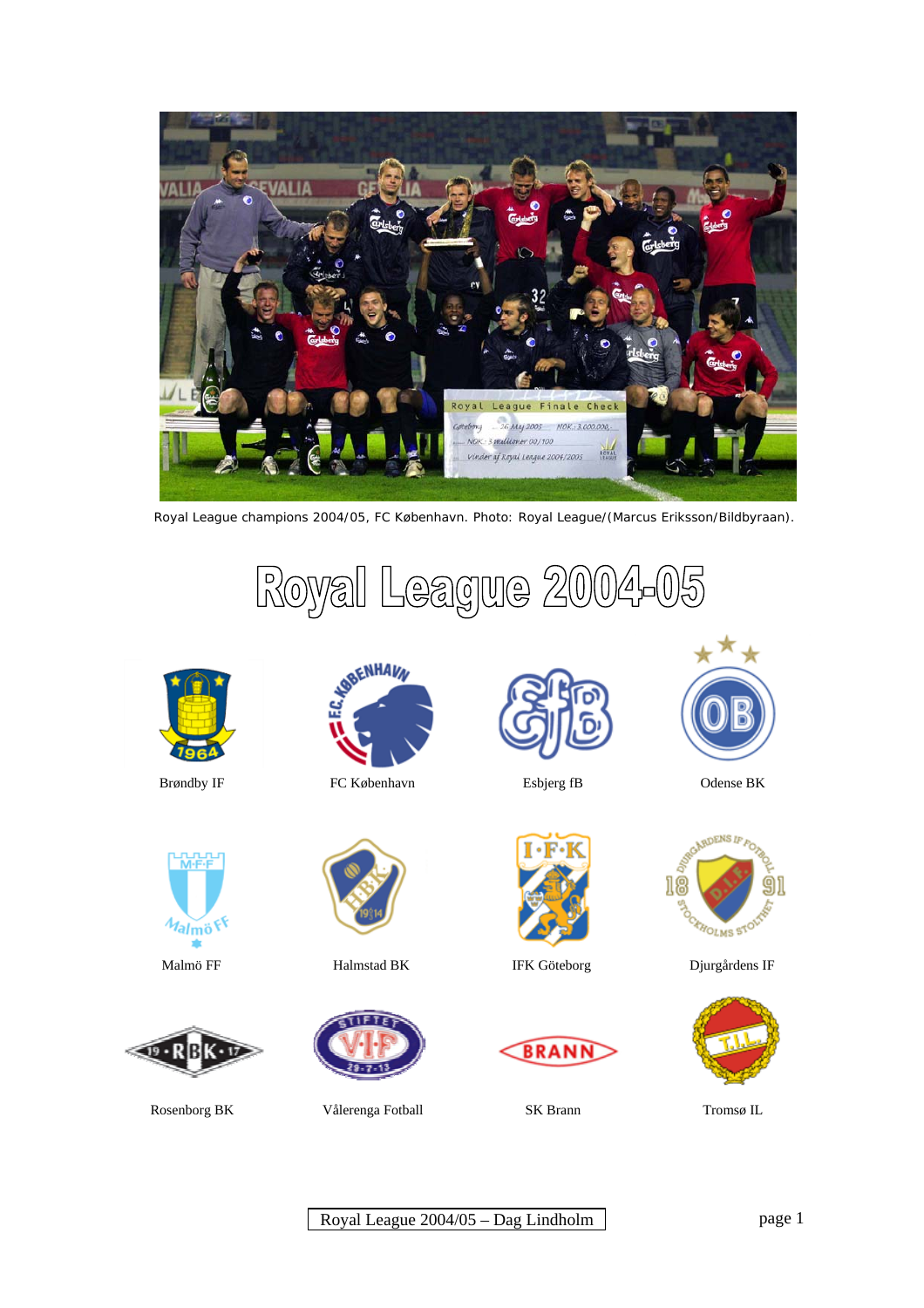Royal League champions 2004/05, FC København. Photo: Royal League/(Marcus Eriksson/Bildbyraan).

# Royal League 2004-05

Brøndby IF

FC København

Esbjerg fB

Odense BK

Malmö FF

Halmstad BK

IFK Göteborg

Djurgårdens IF

Rosenborg BK

Vålerenga Fotball

SK Brann

Tromsø IL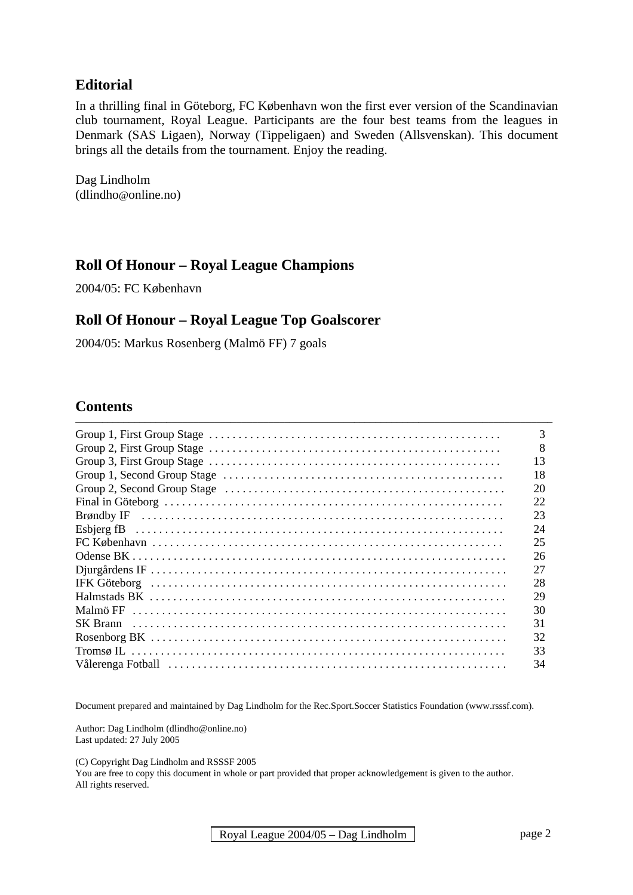## Editorial

In a thrilling final in Göteborg, FC København won the first ever version of the Scandinavian club tournament, Royal League. Participants are the four best teams from the leagues in Denmark (SAS Ligaen), Norway (Tippeligaen) and Sweden (Allsvenskan). This document brings all the details from the tournament. Enjoy the reading.

Dag Lindholm
(dlindho@online.no)

## Roll Of Honour – Royal League Champions

2004/05: FC København

## Roll Of Honour – Royal League Top Goalscorer

2004/05: Markus Rosenberg (Malmö FF) 7 goals

## Contents

| | |
|---|---|
| Group 1, First Group Stage | 3 |
| Group 2, First Group Stage | 8 |
| Group 3, First Group Stage | 13 |
| Group 1, Second Group Stage | 18 |
| Group 2, Second Group Stage | 20 |
| Final in Göteborg | 22 |
| Brøndby IF | 23 |
| Esbjerg fB | 24 |
| FC København | 25 |
| Odense BK | 26 |
| Djurgårdens IF | 27 |
| IFK Göteborg | 28 |
| Halmstads BK | 29 |
| Malmö FF | 30 |
| SK Brann | 31 |
| Rosenborg BK | 32 |
| Tromsø IL | 33 |
| Vålerenga Fotball | 34 |

Document prepared and maintained by Dag Lindholm for the Rec.Sport.Soccer Statistics Foundation (www.rsssf.com).

Author: Dag Lindholm (dlindho@online.no)
Last updated: 27 July 2005

(C) Copyright Dag Lindholm and RSSSF 2005
You are free to copy this document in whole or part provided that proper acknowledgement is given to the author.
All rights reserved.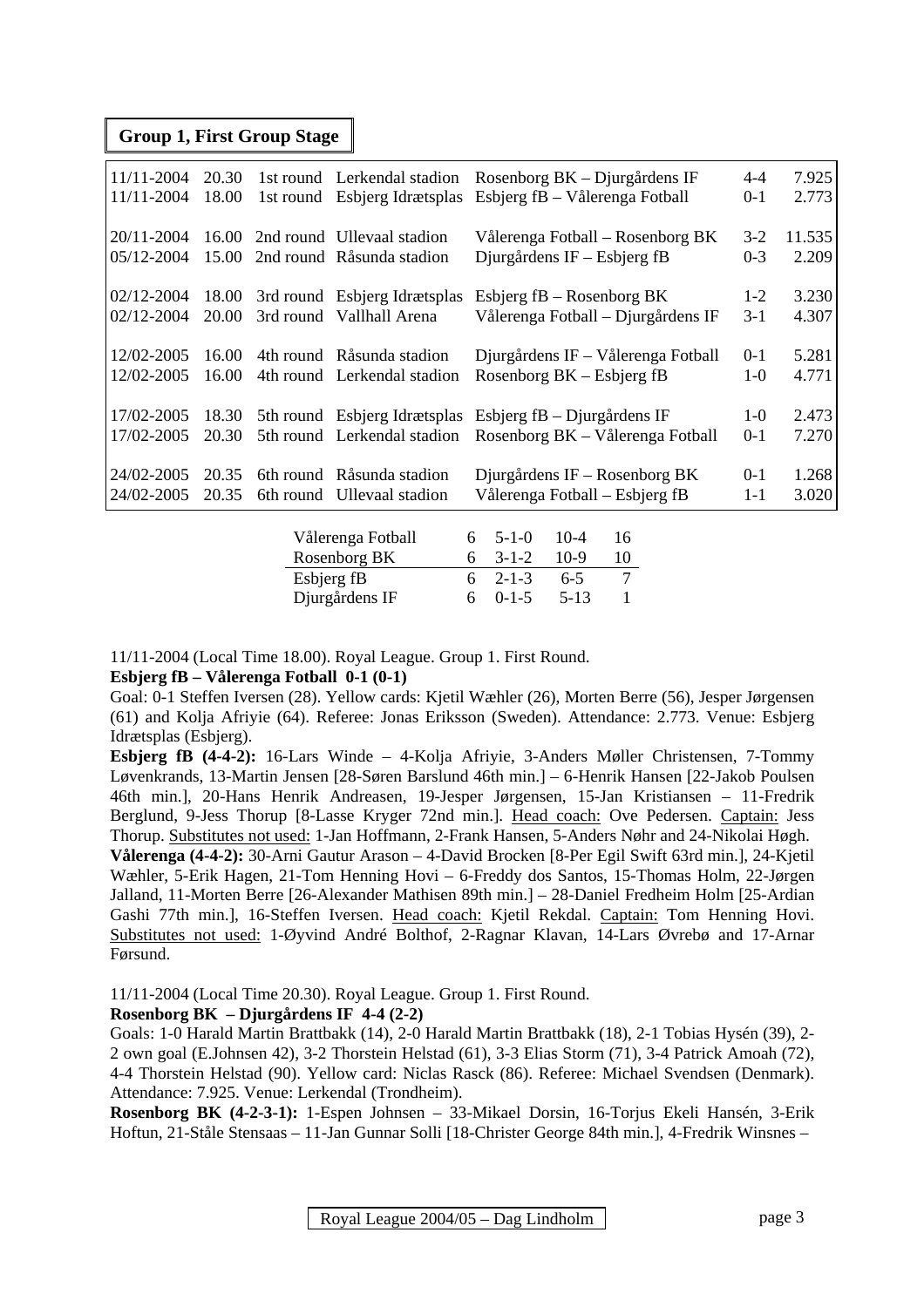## Group 1, First Group Stage

| Date | Time | Round | Venue | Match | Score | Attendance |
|---|---|---|---|---|---|---|
| 11/11-2004 | 20.30 | 1st round | Lerkendal stadion | Rosenborg BK – Djurgårdens IF | 4-4 | 7.925 |
| 11/11-2004 | 18.00 | 1st round | Esbjerg Idrætsplas | Esbjerg fB – Vålerenga Fotball | 0-1 | 2.773 |
| 20/11-2004 | 16.00 | 2nd round | Ullevaal stadion | Vålerenga Fotball – Rosenborg BK | 3-2 | 11.535 |
| 05/12-2004 | 15.00 | 2nd round | Råsunda stadion | Djurgårdens IF – Esbjerg fB | 0-3 | 2.209 |
| 02/12-2004 | 18.00 | 3rd round | Esbjerg Idrætsplas | Esbjerg fB – Rosenborg BK | 1-2 | 3.230 |
| 02/12-2004 | 20.00 | 3rd round | Vallhall Arena | Vålerenga Fotball – Djurgårdens IF | 3-1 | 4.307 |
| 12/02-2005 | 16.00 | 4th round | Råsunda stadion | Djurgårdens IF – Vålerenga Fotball | 0-1 | 5.281 |
| 12/02-2005 | 16.00 | 4th round | Lerkendal stadion | Rosenborg BK – Esbjerg fB | 1-0 | 4.771 |
| 17/02-2005 | 18.30 | 5th round | Esbjerg Idrætsplas | Esbjerg fB – Djurgårdens IF | 1-0 | 2.473 |
| 17/02-2005 | 20.30 | 5th round | Lerkendal stadion | Rosenborg BK – Vålerenga Fotball | 0-1 | 7.270 |
| 24/02-2005 | 20.35 | 6th round | Råsunda stadion | Djurgårdens IF – Rosenborg BK | 0-1 | 1.268 |
| 24/02-2005 | 20.35 | 6th round | Ullevaal stadion | Vålerenga Fotball – Esbjerg fB | 1-1 | 3.020 |

| Team | P | W-D-L | Goals | Pts |
|---|---|---|---|---|
| Vålerenga Fotball | 6 | 5-1-0 | 10-4 | 16 |
| Rosenborg BK | 6 | 3-1-2 | 10-9 | 10 |
| Esbjerg fB | 6 | 2-1-3 | 6-5 | 7 |
| Djurgårdens IF | 6 | 0-1-5 | 5-13 | 1 |

11/11-2004 (Local Time 18.00). Royal League. Group 1. First Round.

**Esbjerg fB – Vålerenga Fotball 0-1 (0-1)**

Goal: 0-1 Steffen Iversen (28). Yellow cards: Kjetil Wæhler (26), Morten Berre (56), Jesper Jørgensen (61) and Kolja Afriyie (64). Referee: Jonas Eriksson (Sweden). Attendance: 2.773. Venue: Esbjerg Idrætsplas (Esbjerg).

**Esbjerg fB (4-4-2):** 16-Lars Winde – 4-Kolja Afriyie, 3-Anders Møller Christensen, 7-Tommy Løvenkrands, 13-Martin Jensen [28-Søren Barslund 46th min.] – 6-Henrik Hansen [22-Jakob Poulsen 46th min.], 20-Hans Henrik Andreasen, 19-Jesper Jørgensen, 15-Jan Kristiansen – 11-Fredrik Berglund, 9-Jess Thorup [8-Lasse Kryger 72nd min.]. Head coach: Ove Pedersen. Captain: Jess Thorup. Substitutes not used: 1-Jan Hoffmann, 2-Frank Hansen, 5-Anders Nøhr and 24-Nikolai Høgh.

**Vålerenga (4-4-2):** 30-Arni Gautur Arason – 4-David Brocken [8-Per Egil Swift 63rd min.], 24-Kjetil Wæhler, 5-Erik Hagen, 21-Tom Henning Hovi – 6-Freddy dos Santos, 15-Thomas Holm, 22-Jørgen Jalland, 11-Morten Berre [26-Alexander Mathisen 89th min.] – 28-Daniel Fredheim Holm [25-Ardian Gashi 77th min.], 16-Steffen Iversen. Head coach: Kjetil Rekdal. Captain: Tom Henning Hovi. Substitutes not used: 1-Øyvind André Bolthof, 2-Ragnar Klavan, 14-Lars Øvrebø and 17-Arnar Førsund.

11/11-2004 (Local Time 20.30). Royal League. Group 1. First Round.

**Rosenborg BK – Djurgårdens IF 4-4 (2-2)**

Goals: 1-0 Harald Martin Brattbakk (14), 2-0 Harald Martin Brattbakk (18), 2-1 Tobias Hysén (39), 2-2 own goal (E.Johnsen 42), 3-2 Thorstein Helstad (61), 3-3 Elias Storm (71), 3-4 Patrick Amoah (72), 4-4 Thorstein Helstad (90). Yellow card: Niclas Rasck (86). Referee: Michael Svendsen (Denmark). Attendance: 7.925. Venue: Lerkendal (Trondheim).

**Rosenborg BK (4-2-3-1):** 1-Espen Johnsen – 33-Mikael Dorsin, 16-Torjus Ekeli Hansén, 3-Erik Hoftun, 21-Ståle Stensaas – 11-Jan Gunnar Solli [18-Christer George 84th min.], 4-Fredrik Winsnes –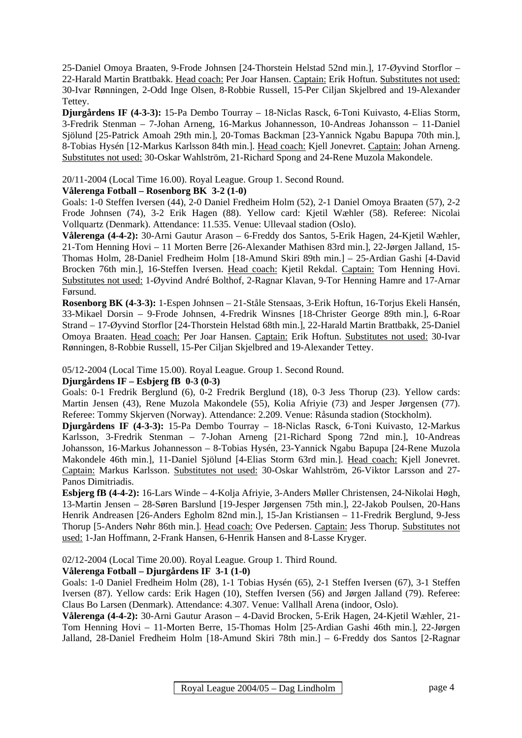25-Daniel Omoya Braaten, 9-Frode Johnsen [24-Thorstein Helstad 52nd min.], 17-Øyvind Storflor – 22-Harald Martin Brattbakk. Head coach: Per Joar Hansen. Captain: Erik Hoftun. Substitutes not used: 30-Ivar Rønningen, 2-Odd Inge Olsen, 8-Robbie Russell, 15-Per Ciljan Skjelbred and 19-Alexander Tettey.

**Djurgårdens IF (4-3-3):** 15-Pa Dembo Tourray – 18-Niclas Rasck, 6-Toni Kuivasto, 4-Elias Storm, 3-Fredrik Stenman – 7-Johan Arneng, 16-Markus Johannesson, 10-Andreas Johansson – 11-Daniel Sjölund [25-Patrick Amoah 29th min.], 20-Tomas Backman [23-Yannick Ngabu Bapupa 70th min.], 8-Tobias Hysén [12-Markus Karlsson 84th min.]. Head coach: Kjell Jonevret. Captain: Johan Arneng. Substitutes not used: 30-Oskar Wahlström, 21-Richard Spong and 24-Rene Muzola Makondele.

20/11-2004 (Local Time 16.00). Royal League. Group 1. Second Round.

**Vålerenga Fotball – Rosenborg BK 3-2 (1-0)**

Goals: 1-0 Steffen Iversen (44), 2-0 Daniel Fredheim Holm (52), 2-1 Daniel Omoya Braaten (57), 2-2 Frode Johnsen (74), 3-2 Erik Hagen (88). Yellow card: Kjetil Wæhler (58). Referee: Nicolai Vollquartz (Denmark). Attendance: 11.535. Venue: Ullevaal stadion (Oslo).

**Vålerenga (4-4-2):** 30-Arni Gautur Arason – 6-Freddy dos Santos, 5-Erik Hagen, 24-Kjetil Wæhler, 21-Tom Henning Hovi – 11 Morten Berre [26-Alexander Mathisen 83rd min.], 22-Jørgen Jalland, 15-Thomas Holm, 28-Daniel Fredheim Holm [18-Amund Skiri 89th min.] – 25-Ardian Gashi [4-David Brocken 76th min.], 16-Steffen Iversen. Head coach: Kjetil Rekdal. Captain: Tom Henning Hovi. Substitutes not used: 1-Øyvind André Bolthof, 2-Ragnar Klavan, 9-Tor Henning Hamre and 17-Arnar Førsund.

**Rosenborg BK (4-3-3):** 1-Espen Johnsen – 21-Ståle Stensaas, 3-Erik Hoftun, 16-Torjus Ekeli Hansén, 33-Mikael Dorsin – 9-Frode Johnsen, 4-Fredrik Winsnes [18-Christer George 89th min.], 6-Roar Strand – 17-Øyvind Storflor [24-Thorstein Helstad 68th min.], 22-Harald Martin Brattbakk, 25-Daniel Omoya Braaten. Head coach: Per Joar Hansen. Captain: Erik Hoftun. Substitutes not used: 30-Ivar Rønningen, 8-Robbie Russell, 15-Per Ciljan Skjelbred and 19-Alexander Tettey.

05/12-2004 (Local Time 15.00). Royal League. Group 1. Second Round.

**Djurgårdens IF – Esbjerg fB 0-3 (0-3)**

Goals: 0-1 Fredrik Berglund (6), 0-2 Fredrik Berglund (18), 0-3 Jess Thorup (23). Yellow cards: Martin Jensen (43), Rene Muzola Makondele (55), Kolia Afriyie (73) and Jesper Jørgensen (77). Referee: Tommy Skjerven (Norway). Attendance: 2.209. Venue: Råsunda stadion (Stockholm).

**Djurgårdens IF (4-3-3):** 15-Pa Dembo Tourray – 18-Niclas Rasck, 6-Toni Kuivasto, 12-Markus Karlsson, 3-Fredrik Stenman – 7-Johan Arneng [21-Richard Spong 72nd min.], 10-Andreas Johansson, 16-Markus Johannesson – 8-Tobias Hysén, 23-Yannick Ngabu Bapupa [24-Rene Muzola Makondele 46th min.], 11-Daniel Sjölund [4-Elias Storm 63rd min.]. Head coach: Kjell Jonevret. Captain: Markus Karlsson. Substitutes not used: 30-Oskar Wahlström, 26-Viktor Larsson and 27-Panos Dimitriadis.

**Esbjerg fB (4-4-2):** 16-Lars Winde – 4-Kolja Afriyie, 3-Anders Møller Christensen, 24-Nikolai Høgh, 13-Martin Jensen – 28-Søren Barslund [19-Jesper Jørgensen 75th min.], 22-Jakob Poulsen, 20-Hans Henrik Andreasen [26-Anders Egholm 82nd min.], 15-Jan Kristiansen – 11-Fredrik Berglund, 9-Jess Thorup [5-Anders Nøhr 86th min.]. Head coach: Ove Pedersen. Captain: Jess Thorup. Substitutes not used: 1-Jan Hoffmann, 2-Frank Hansen, 6-Henrik Hansen and 8-Lasse Kryger.

02/12-2004 (Local Time 20.00). Royal League. Group 1. Third Round.

**Vålerenga Fotball – Djurgårdens IF 3-1 (1-0)**

Goals: 1-0 Daniel Fredheim Holm (28), 1-1 Tobias Hysén (65), 2-1 Steffen Iversen (67), 3-1 Steffen Iversen (87). Yellow cards: Erik Hagen (10), Steffen Iversen (56) and Jørgen Jalland (79). Referee: Claus Bo Larsen (Denmark). Attendance: 4.307. Venue: Vallhall Arena (indoor, Oslo).

**Vålerenga (4-4-2):** 30-Arni Gautur Arason – 4-David Brocken, 5-Erik Hagen, 24-Kjetil Wæhler, 21-Tom Henning Hovi – 11-Morten Berre, 15-Thomas Holm [25-Ardian Gashi 46th min.], 22-Jørgen Jalland, 28-Daniel Fredheim Holm [18-Amund Skiri 78th min.] – 6-Freddy dos Santos [2-Ragnar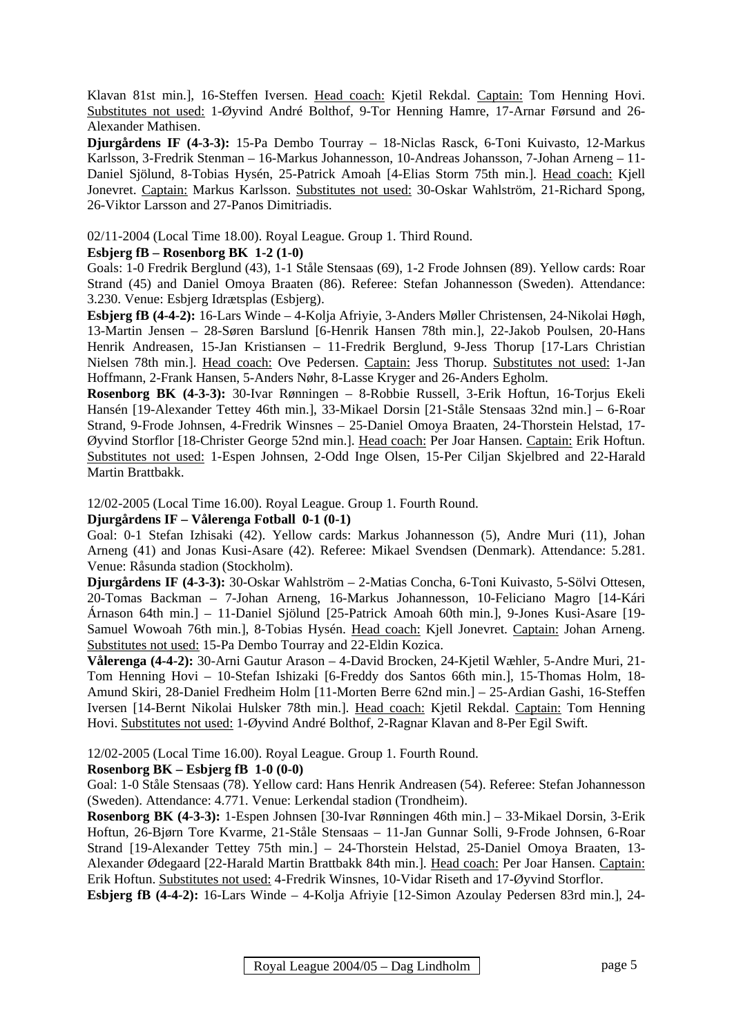Klavan 81st min.], 16-Steffen Iversen. Head coach: Kjetil Rekdal. Captain: Tom Henning Hovi. Substitutes not used: 1-Øyvind André Bolthof, 9-Tor Henning Hamre, 17-Arnar Førsund and 26-Alexander Mathisen.

**Djurgårdens IF (4-3-3):** 15-Pa Dembo Tourray – 18-Niclas Rasck, 6-Toni Kuivasto, 12-Markus Karlsson, 3-Fredrik Stenman – 16-Markus Johannesson, 10-Andreas Johansson, 7-Johan Arneng – 11-Daniel Sjölund, 8-Tobias Hysén, 25-Patrick Amoah [4-Elias Storm 75th min.]. Head coach: Kjell Jonevret. Captain: Markus Karlsson. Substitutes not used: 30-Oskar Wahlström, 21-Richard Spong, 26-Viktor Larsson and 27-Panos Dimitriadis.

02/11-2004 (Local Time 18.00). Royal League. Group 1. Third Round.

**Esbjerg fB – Rosenborg BK 1-2 (1-0)**

Goals: 1-0 Fredrik Berglund (43), 1-1 Ståle Stensaas (69), 1-2 Frode Johnsen (89). Yellow cards: Roar Strand (45) and Daniel Omoya Braaten (86). Referee: Stefan Johannesson (Sweden). Attendance: 3.230. Venue: Esbjerg Idrætsplas (Esbjerg).

**Esbjerg fB (4-4-2):** 16-Lars Winde – 4-Kolja Afriyie, 3-Anders Møller Christensen, 24-Nikolai Høgh, 13-Martin Jensen – 28-Søren Barslund [6-Henrik Hansen 78th min.], 22-Jakob Poulsen, 20-Hans Henrik Andreasen, 15-Jan Kristiansen – 11-Fredrik Berglund, 9-Jess Thorup [17-Lars Christian Nielsen 78th min.]. Head coach: Ove Pedersen. Captain: Jess Thorup. Substitutes not used: 1-Jan Hoffmann, 2-Frank Hansen, 5-Anders Nøhr, 8-Lasse Kryger and 26-Anders Egholm.

**Rosenborg BK (4-3-3):** 30-Ivar Rønningen – 8-Robbie Russell, 3-Erik Hoftun, 16-Torjus Ekeli Hansén [19-Alexander Tettey 46th min.], 33-Mikael Dorsin [21-Ståle Stensaas 32nd min.] – 6-Roar Strand, 9-Frode Johnsen, 4-Fredrik Winsnes – 25-Daniel Omoya Braaten, 24-Thorstein Helstad, 17-Øyvind Storflor [18-Christer George 52nd min.]. Head coach: Per Joar Hansen. Captain: Erik Hoftun. Substitutes not used: 1-Espen Johnsen, 2-Odd Inge Olsen, 15-Per Ciljan Skjelbred and 22-Harald Martin Brattbakk.

12/02-2005 (Local Time 16.00). Royal League. Group 1. Fourth Round.

**Djurgårdens IF – Vålerenga Fotball 0-1 (0-1)**

Goal: 0-1 Stefan Izhisaki (42). Yellow cards: Markus Johannesson (5), Andre Muri (11), Johan Arneng (41) and Jonas Kusi-Asare (42). Referee: Mikael Svendsen (Denmark). Attendance: 5.281. Venue: Råsunda stadion (Stockholm).

**Djurgårdens IF (4-3-3):** 30-Oskar Wahlström – 2-Matias Concha, 6-Toni Kuivasto, 5-Sölvi Ottesen, 20-Tomas Backman – 7-Johan Arneng, 16-Markus Johannesson, 10-Feliciano Magro [14-Kári Árnason 64th min.] – 11-Daniel Sjölund [25-Patrick Amoah 60th min.], 9-Jones Kusi-Asare [19-Samuel Wowoah 76th min.], 8-Tobias Hysén. Head coach: Kjell Jonevret. Captain: Johan Arneng. Substitutes not used: 15-Pa Dembo Tourray and 22-Eldin Kozica.

**Vålerenga (4-4-2):** 30-Arni Gautur Arason – 4-David Brocken, 24-Kjetil Wæhler, 5-Andre Muri, 21-Tom Henning Hovi – 10-Stefan Ishizaki [6-Freddy dos Santos 66th min.], 15-Thomas Holm, 18-Amund Skiri, 28-Daniel Fredheim Holm [11-Morten Berre 62nd min.] – 25-Ardian Gashi, 16-Steffen Iversen [14-Bernt Nikolai Hulsker 78th min.]. Head coach: Kjetil Rekdal. Captain: Tom Henning Hovi. Substitutes not used: 1-Øyvind André Bolthof, 2-Ragnar Klavan and 8-Per Egil Swift.

12/02-2005 (Local Time 16.00). Royal League. Group 1. Fourth Round.

**Rosenborg BK – Esbjerg fB 1-0 (0-0)**

Goal: 1-0 Ståle Stensaas (78). Yellow card: Hans Henrik Andreasen (54). Referee: Stefan Johannesson (Sweden). Attendance: 4.771. Venue: Lerkendal stadion (Trondheim).

**Rosenborg BK (4-3-3):** 1-Espen Johnsen [30-Ivar Rønningen 46th min.] – 33-Mikael Dorsin, 3-Erik Hoftun, 26-Bjørn Tore Kvarme, 21-Ståle Stensaas – 11-Jan Gunnar Solli, 9-Frode Johnsen, 6-Roar Strand [19-Alexander Tettey 75th min.] – 24-Thorstein Helstad, 25-Daniel Omoya Braaten, 13-Alexander Ødegaard [22-Harald Martin Brattbakk 84th min.]. Head coach: Per Joar Hansen. Captain: Erik Hoftun. Substitutes not used: 4-Fredrik Winsnes, 10-Vidar Riseth and 17-Øyvind Storflor.

**Esbjerg fB (4-4-2):** 16-Lars Winde – 4-Kolja Afriyie [12-Simon Azoulay Pedersen 83rd min.], 24-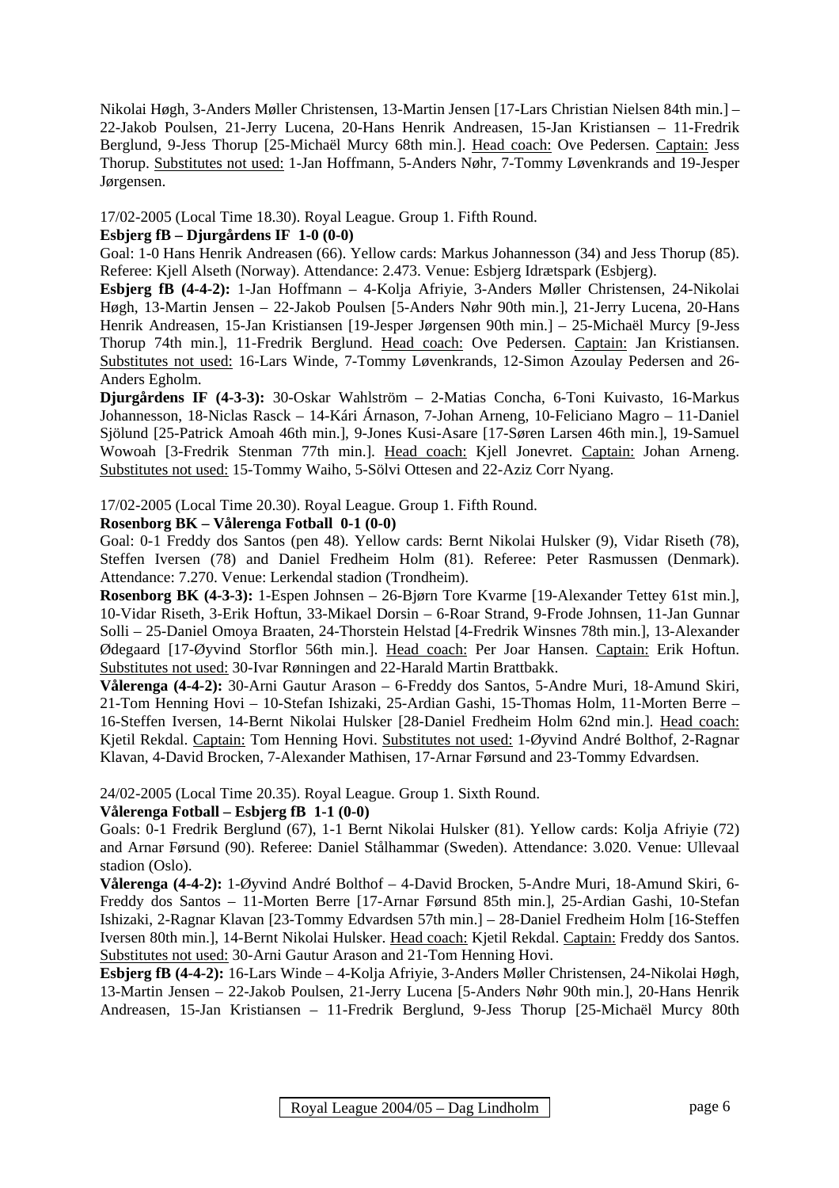Nikolai Høgh, 3-Anders Møller Christensen, 13-Martin Jensen [17-Lars Christian Nielsen 84th min.] – 22-Jakob Poulsen, 21-Jerry Lucena, 20-Hans Henrik Andreasen, 15-Jan Kristiansen – 11-Fredrik Berglund, 9-Jess Thorup [25-Michaël Murcy 68th min.]. Head coach: Ove Pedersen. Captain: Jess Thorup. Substitutes not used: 1-Jan Hoffmann, 5-Anders Nøhr, 7-Tommy Løvenkrands and 19-Jesper Jørgensen.

17/02-2005 (Local Time 18.30). Royal League. Group 1. Fifth Round.

**Esbjerg fB – Djurgårdens IF 1-0 (0-0)**

Goal: 1-0 Hans Henrik Andreasen (66). Yellow cards: Markus Johannesson (34) and Jess Thorup (85). Referee: Kjell Alseth (Norway). Attendance: 2.473. Venue: Esbjerg Idrætspark (Esbjerg).

**Esbjerg fB (4-4-2):** 1-Jan Hoffmann – 4-Kolja Afriyie, 3-Anders Møller Christensen, 24-Nikolai Høgh, 13-Martin Jensen – 22-Jakob Poulsen [5-Anders Nøhr 90th min.], 21-Jerry Lucena, 20-Hans Henrik Andreasen, 15-Jan Kristiansen [19-Jesper Jørgensen 90th min.] – 25-Michaël Murcy [9-Jess Thorup 74th min.], 11-Fredrik Berglund. Head coach: Ove Pedersen. Captain: Jan Kristiansen. Substitutes not used: 16-Lars Winde, 7-Tommy Løvenkrands, 12-Simon Azoulay Pedersen and 26-Anders Egholm.

**Djurgårdens IF (4-3-3):** 30-Oskar Wahlström – 2-Matias Concha, 6-Toni Kuivasto, 16-Markus Johannesson, 18-Niclas Rasck – 14-Kári Árnason, 7-Johan Arneng, 10-Feliciano Magro – 11-Daniel Sjölund [25-Patrick Amoah 46th min.], 9-Jones Kusi-Asare [17-Søren Larsen 46th min.], 19-Samuel Wowoah [3-Fredrik Stenman 77th min.]. Head coach: Kjell Jonevret. Captain: Johan Arneng. Substitutes not used: 15-Tommy Waiho, 5-Sölvi Ottesen and 22-Aziz Corr Nyang.

17/02-2005 (Local Time 20.30). Royal League. Group 1. Fifth Round.

**Rosenborg BK – Vålerenga Fotball 0-1 (0-0)**

Goal: 0-1 Freddy dos Santos (pen 48). Yellow cards: Bernt Nikolai Hulsker (9), Vidar Riseth (78), Steffen Iversen (78) and Daniel Fredheim Holm (81). Referee: Peter Rasmussen (Denmark). Attendance: 7.270. Venue: Lerkendal stadion (Trondheim).

**Rosenborg BK (4-3-3):** 1-Espen Johnsen – 26-Bjørn Tore Kvarme [19-Alexander Tettey 61st min.], 10-Vidar Riseth, 3-Erik Hoftun, 33-Mikael Dorsin – 6-Roar Strand, 9-Frode Johnsen, 11-Jan Gunnar Solli – 25-Daniel Omoya Braaten, 24-Thorstein Helstad [4-Fredrik Winsnes 78th min.], 13-Alexander Ødegaard [17-Øyvind Storflor 56th min.]. Head coach: Per Joar Hansen. Captain: Erik Hoftun. Substitutes not used: 30-Ivar Rønningen and 22-Harald Martin Brattbakk.

**Vålerenga (4-4-2):** 30-Arni Gautur Arason – 6-Freddy dos Santos, 5-Andre Muri, 18-Amund Skiri, 21-Tom Henning Hovi – 10-Stefan Ishizaki, 25-Ardian Gashi, 15-Thomas Holm, 11-Morten Berre – 16-Steffen Iversen, 14-Bernt Nikolai Hulsker [28-Daniel Fredheim Holm 62nd min.]. Head coach: Kjetil Rekdal. Captain: Tom Henning Hovi. Substitutes not used: 1-Øyvind André Bolthof, 2-Ragnar Klavan, 4-David Brocken, 7-Alexander Mathisen, 17-Arnar Førsund and 23-Tommy Edvardsen.

24/02-2005 (Local Time 20.35). Royal League. Group 1. Sixth Round.

**Vålerenga Fotball – Esbjerg fB 1-1 (0-0)**

Goals: 0-1 Fredrik Berglund (67), 1-1 Bernt Nikolai Hulsker (81). Yellow cards: Kolja Afriyie (72) and Arnar Førsund (90). Referee: Daniel Stålhammar (Sweden). Attendance: 3.020. Venue: Ullevaal stadion (Oslo).

**Vålerenga (4-4-2):** 1-Øyvind André Bolthof – 4-David Brocken, 5-Andre Muri, 18-Amund Skiri, 6-Freddy dos Santos – 11-Morten Berre [17-Arnar Førsund 85th min.], 25-Ardian Gashi, 10-Stefan Ishizaki, 2-Ragnar Klavan [23-Tommy Edvardsen 57th min.] – 28-Daniel Fredheim Holm [16-Steffen Iversen 80th min.], 14-Bernt Nikolai Hulsker. Head coach: Kjetil Rekdal. Captain: Freddy dos Santos. Substitutes not used: 30-Arni Gautur Arason and 21-Tom Henning Hovi.

**Esbjerg fB (4-4-2):** 16-Lars Winde – 4-Kolja Afriyie, 3-Anders Møller Christensen, 24-Nikolai Høgh, 13-Martin Jensen – 22-Jakob Poulsen, 21-Jerry Lucena [5-Anders Nøhr 90th min.], 20-Hans Henrik Andreasen, 15-Jan Kristiansen – 11-Fredrik Berglund, 9-Jess Thorup [25-Michaël Murcy 80th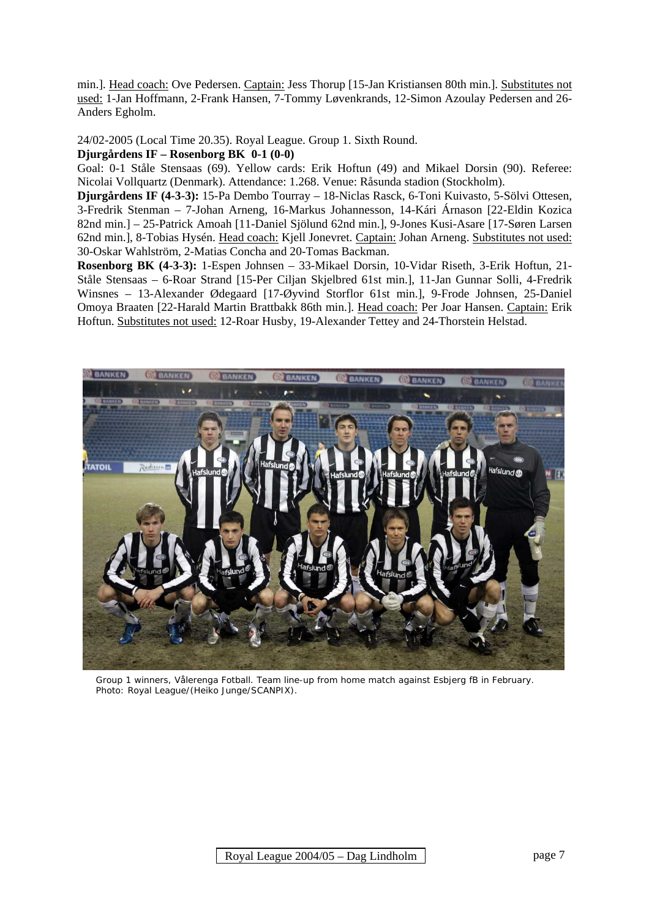min.]. Head coach: Ove Pedersen. Captain: Jess Thorup [15-Jan Kristiansen 80th min.]. Substitutes not used: 1-Jan Hoffmann, 2-Frank Hansen, 7-Tommy Løvenkrands, 12-Simon Azoulay Pedersen and 26-Anders Egholm.

24/02-2005 (Local Time 20.35). Royal League. Group 1. Sixth Round.

**Djurgårdens IF – Rosenborg BK 0-1 (0-0)**

Goal: 0-1 Ståle Stensaas (69). Yellow cards: Erik Hoftun (49) and Mikael Dorsin (90). Referee: Nicolai Vollquartz (Denmark). Attendance: 1.268. Venue: Råsunda stadion (Stockholm).

**Djurgårdens IF (4-3-3):** 15-Pa Dembo Tourray – 18-Niclas Rasck, 6-Toni Kuivasto, 5-Sölvi Ottesen, 3-Fredrik Stenman – 7-Johan Arneng, 16-Markus Johannesson, 14-Kári Árnason [22-Eldin Kozica 82nd min.] – 25-Patrick Amoah [11-Daniel Sjölund 62nd min.], 9-Jones Kusi-Asare [17-Søren Larsen 62nd min.], 8-Tobias Hysén. Head coach: Kjell Jonevret. Captain: Johan Arneng. Substitutes not used: 30-Oskar Wahlström, 2-Matias Concha and 20-Tomas Backman.

**Rosenborg BK (4-3-3):** 1-Espen Johnsen – 33-Mikael Dorsin, 10-Vidar Riseth, 3-Erik Hoftun, 21-Ståle Stensaas – 6-Roar Strand [15-Per Ciljan Skjelbred 61st min.], 11-Jan Gunnar Solli, 4-Fredrik Winsnes – 13-Alexander Ødegaard [17-Øyvind Storflor 61st min.], 9-Frode Johnsen, 25-Daniel Omoya Braaten [22-Harald Martin Brattbakk 86th min.]. Head coach: Per Joar Hansen. Captain: Erik Hoftun. Substitutes not used: 12-Roar Husby, 19-Alexander Tettey and 24-Thorstein Helstad.

Group 1 winners, Vålerenga Fotball. Team line-up from home match against Esbjerg fB in February. Photo: Royal League/(Heiko Junge/SCANPIX).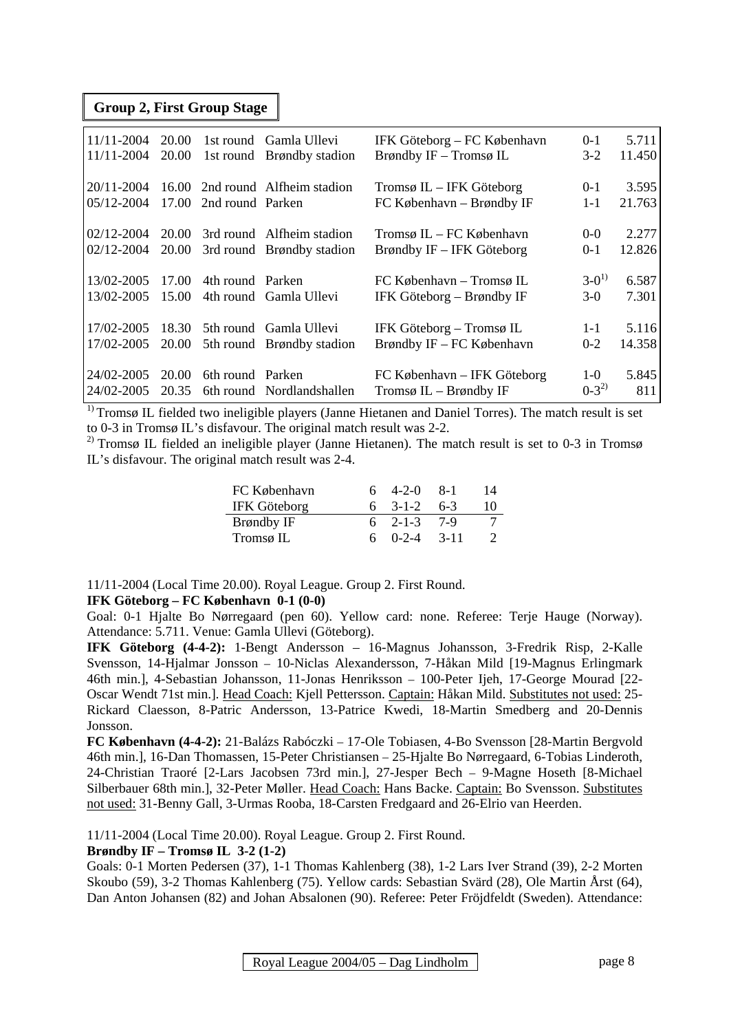## Group 2, First Group Stage

| Date | Time | Round | Venue | Match | Result | Attendance |
|---|---|---|---|---|---|---|
| 11/11-2004 | 20.00 | 1st round | Gamla Ullevi | IFK Göteborg – FC København | 0-1 | 5.711 |
| 11/11-2004 | 20.00 | 1st round | Brøndby stadion | Brøndby IF – Tromsø IL | 3-2 | 11.450 |
| 20/11-2004 | 16.00 | 2nd round | Alfheim stadion | Tromsø IL – IFK Göteborg | 0-1 | 3.595 |
| 05/12-2004 | 17.00 | 2nd round | Parken | FC København – Brøndby IF | 1-1 | 21.763 |
| 02/12-2004 | 20.00 | 3rd round | Alfheim stadion | Tromsø IL – FC København | 0-0 | 2.277 |
| 02/12-2004 | 20.00 | 3rd round | Brøndby stadion | Brøndby IF – IFK Göteborg | 0-1 | 12.826 |
| 13/02-2005 | 17.00 | 4th round | Parken | FC København – Tromsø IL | 3-0[1)] | 6.587 |
| 13/02-2005 | 15.00 | 4th round | Gamla Ullevi | IFK Göteborg – Brøndby IF | 3-0 | 7.301 |
| 17/02-2005 | 18.30 | 5th round | Gamla Ullevi | IFK Göteborg – Tromsø IL | 1-1 | 5.116 |
| 17/02-2005 | 20.00 | 5th round | Brøndby stadion | Brøndby IF – FC København | 0-2 | 14.358 |
| 24/02-2005 | 20.00 | 6th round | Parken | FC København – IFK Göteborg | 1-0 | 5.845 |
| 24/02-2005 | 20.35 | 6th round | Nordlandshallen | Tromsø IL – Brøndby IF | 0-3[2)] | 811 |

[1)] Tromsø IL fielded two ineligible players (Janne Hietanen and Daniel Torres). The match result is set to 0-3 in Tromsø IL's disfavour. The original match result was 2-2.

[2)] Tromsø IL fielded an ineligible player (Janne Hietanen). The match result is set to 0-3 in Tromsø IL's disfavour. The original match result was 2-4.

| Team | P | W-D-L | Goals | Pts |
|---|---|---|---|---|
| FC København | 6 | 4-2-0 | 8-1 | 14 |
| IFK Göteborg | 6 | 3-1-2 | 6-3 | 10 |
| Brøndby IF | 6 | 2-1-3 | 7-9 | 7 |
| Tromsø IL | 6 | 0-2-4 | 3-11 | 2 |

11/11-2004 (Local Time 20.00). Royal League. Group 2. First Round.

**IFK Göteborg – FC København 0-1 (0-0)**

Goal: 0-1 Hjalte Bo Nørregaard (pen 60). Yellow card: none. Referee: Terje Hauge (Norway). Attendance: 5.711. Venue: Gamla Ullevi (Göteborg).

**IFK Göteborg (4-4-2):** 1-Bengt Andersson – 16-Magnus Johansson, 3-Fredrik Risp, 2-Kalle Svensson, 14-Hjalmar Jonsson – 10-Niclas Alexandersson, 7-Håkan Mild [19-Magnus Erlingmark 46th min.], 4-Sebastian Johansson, 11-Jonas Henriksson – 100-Peter Ijeh, 17-George Mourad [22-Oscar Wendt 71st min.]. Head Coach: Kjell Pettersson. Captain: Håkan Mild. Substitutes not used: 25-Rickard Claesson, 8-Patric Andersson, 13-Patrice Kwedi, 18-Martin Smedberg and 20-Dennis Jonsson.

**FC København (4-4-2):** 21-Balázs Rabóczki – 17-Ole Tobiasen, 4-Bo Svensson [28-Martin Bergvold 46th min.], 16-Dan Thomassen, 15-Peter Christiansen – 25-Hjalte Bo Nørregaard, 6-Tobias Linderoth, 24-Christian Traoré [2-Lars Jacobsen 73rd min.], 27-Jesper Bech – 9-Magne Hoseth [8-Michael Silberbauer 68th min.], 32-Peter Møller. Head Coach: Hans Backe. Captain: Bo Svensson. Substitutes not used: 31-Benny Gall, 3-Urmas Rooba, 18-Carsten Fredgaard and 26-Elrio van Heerden.

11/11-2004 (Local Time 20.00). Royal League. Group 2. First Round.

**Brøndby IF – Tromsø IL 3-2 (1-2)**

Goals: 0-1 Morten Pedersen (37), 1-1 Thomas Kahlenberg (38), 1-2 Lars Iver Strand (39), 2-2 Morten Skoubo (59), 3-2 Thomas Kahlenberg (75). Yellow cards: Sebastian Svärd (28), Ole Martin Årst (64), Dan Anton Johansen (82) and Johan Absalonen (90). Referee: Peter Fröjdfeldt (Sweden). Attendance: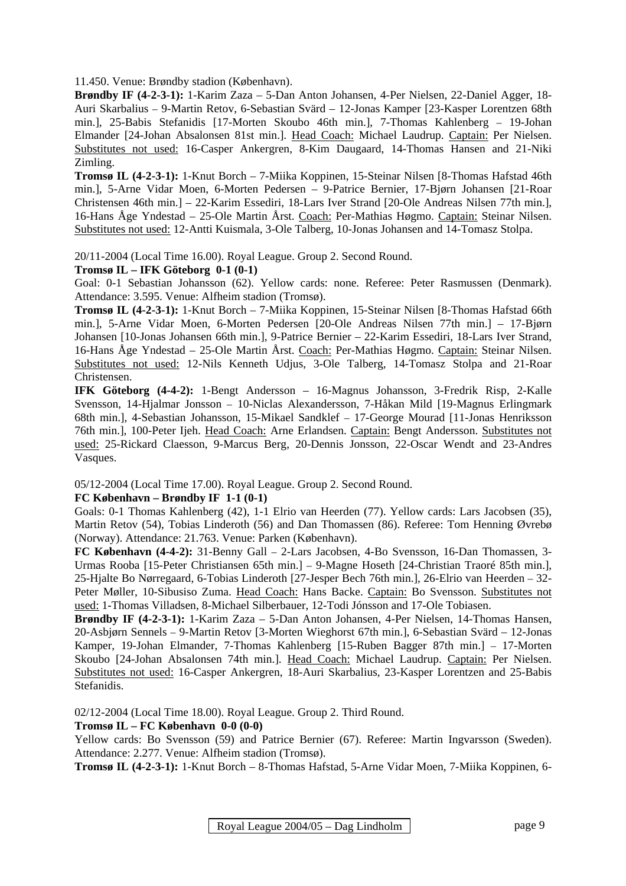11.450. Venue: Brøndby stadion (København).

**Brøndby IF (4-2-3-1):** 1-Karim Zaza – 5-Dan Anton Johansen, 4-Per Nielsen, 22-Daniel Agger, 18-Auri Skarbalius – 9-Martin Retov, 6-Sebastian Svärd – 12-Jonas Kamper [23-Kasper Lorentzen 68th min.], 25-Babis Stefanidis [17-Morten Skoubo 46th min.], 7-Thomas Kahlenberg – 19-Johan Elmander [24-Johan Absalonsen 81st min.]. Head Coach: Michael Laudrup. Captain: Per Nielsen. Substitutes not used: 16-Casper Ankergren, 8-Kim Daugaard, 14-Thomas Hansen and 21-Niki Zimling.

**Tromsø IL (4-2-3-1):** 1-Knut Borch – 7-Miika Koppinen, 15-Steinar Nilsen [8-Thomas Hafstad 46th min.], 5-Arne Vidar Moen, 6-Morten Pedersen – 9-Patrice Bernier, 17-Bjørn Johansen [21-Roar Christensen 46th min.] – 22-Karim Essediri, 18-Lars Iver Strand [20-Ole Andreas Nilsen 77th min.], 16-Hans Åge Yndestad – 25-Ole Martin Årst. Coach: Per-Mathias Høgmo. Captain: Steinar Nilsen. Substitutes not used: 12-Antti Kuismala, 3-Ole Talberg, 10-Jonas Johansen and 14-Tomasz Stolpa.

20/11-2004 (Local Time 16.00). Royal League. Group 2. Second Round.

**Tromsø IL – IFK Göteborg 0-1 (0-1)**

Goal: 0-1 Sebastian Johansson (62). Yellow cards: none. Referee: Peter Rasmussen (Denmark). Attendance: 3.595. Venue: Alfheim stadion (Tromsø).

**Tromsø IL (4-2-3-1):** 1-Knut Borch – 7-Miika Koppinen, 15-Steinar Nilsen [8-Thomas Hafstad 66th min.], 5-Arne Vidar Moen, 6-Morten Pedersen [20-Ole Andreas Nilsen 77th min.] – 17-Bjørn Johansen [10-Jonas Johansen 66th min.], 9-Patrice Bernier – 22-Karim Essediri, 18-Lars Iver Strand, 16-Hans Åge Yndestad – 25-Ole Martin Årst. Coach: Per-Mathias Høgmo. Captain: Steinar Nilsen. Substitutes not used: 12-Nils Kenneth Udjus, 3-Ole Talberg, 14-Tomasz Stolpa and 21-Roar Christensen.

**IFK Göteborg (4-4-2):** 1-Bengt Andersson – 16-Magnus Johansson, 3-Fredrik Risp, 2-Kalle Svensson, 14-Hjalmar Jonsson – 10-Niclas Alexandersson, 7-Håkan Mild [19-Magnus Erlingmark 68th min.], 4-Sebastian Johansson, 15-Mikael Sandklef – 17-George Mourad [11-Jonas Henriksson 76th min.], 100-Peter Ijeh. Head Coach: Arne Erlandsen. Captain: Bengt Andersson. Substitutes not used: 25-Rickard Claesson, 9-Marcus Berg, 20-Dennis Jonsson, 22-Oscar Wendt and 23-Andres Vasques.

05/12-2004 (Local Time 17.00). Royal League. Group 2. Second Round.

**FC København – Brøndby IF 1-1 (0-1)**

Goals: 0-1 Thomas Kahlenberg (42), 1-1 Elrio van Heerden (77). Yellow cards: Lars Jacobsen (35), Martin Retov (54), Tobias Linderoth (56) and Dan Thomassen (86). Referee: Tom Henning Øvrebø (Norway). Attendance: 21.763. Venue: Parken (København).

**FC København (4-4-2):** 31-Benny Gall – 2-Lars Jacobsen, 4-Bo Svensson, 16-Dan Thomassen, 3-Urmas Rooba [15-Peter Christiansen 65th min.] – 9-Magne Hoseth [24-Christian Traoré 85th min.], 25-Hjalte Bo Nørregaard, 6-Tobias Linderoth [27-Jesper Bech 76th min.], 26-Elrio van Heerden – 32-Peter Møller, 10-Sibusiso Zuma. Head Coach: Hans Backe. Captain: Bo Svensson. Substitutes not used: 1-Thomas Villadsen, 8-Michael Silberbauer, 12-Todi Jónsson and 17-Ole Tobiasen.

**Brøndby IF (4-2-3-1):** 1-Karim Zaza – 5-Dan Anton Johansen, 4-Per Nielsen, 14-Thomas Hansen, 20-Asbjørn Sennels – 9-Martin Retov [3-Morten Wieghorst 67th min.], 6-Sebastian Svärd – 12-Jonas Kamper, 19-Johan Elmander, 7-Thomas Kahlenberg [15-Ruben Bagger 87th min.] – 17-Morten Skoubo [24-Johan Absalonsen 74th min.]. Head Coach: Michael Laudrup. Captain: Per Nielsen. Substitutes not used: 16-Casper Ankergren, 18-Auri Skarbalius, 23-Kasper Lorentzen and 25-Babis Stefanidis.

02/12-2004 (Local Time 18.00). Royal League. Group 2. Third Round.

**Tromsø IL – FC København 0-0 (0-0)**

Yellow cards: Bo Svensson (59) and Patrice Bernier (67). Referee: Martin Ingvarsson (Sweden). Attendance: 2.277. Venue: Alfheim stadion (Tromsø).

**Tromsø IL (4-2-3-1):** 1-Knut Borch – 8-Thomas Hafstad, 5-Arne Vidar Moen, 7-Miika Koppinen, 6-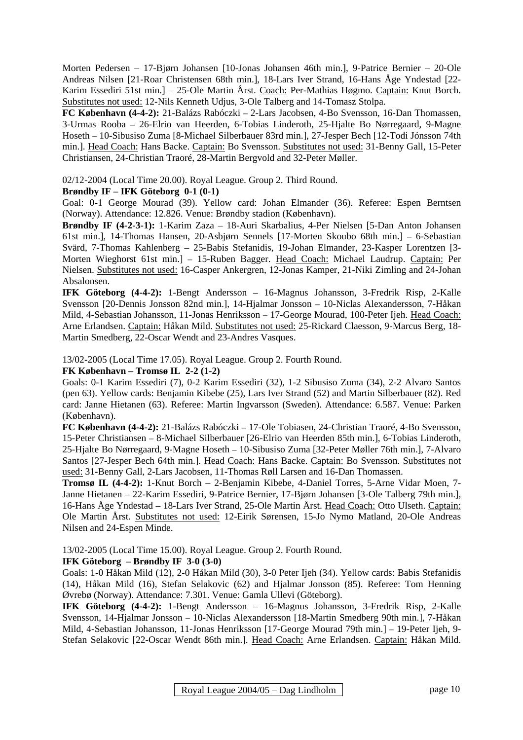Morten Pedersen – 17-Bjørn Johansen [10-Jonas Johansen 46th min.], 9-Patrice Bernier – 20-Ole Andreas Nilsen [21-Roar Christensen 68th min.], 18-Lars Iver Strand, 16-Hans Åge Yndestad [22-Karim Essediri 51st min.] – 25-Ole Martin Årst. Coach: Per-Mathias Høgmo. Captain: Knut Borch. Substitutes not used: 12-Nils Kenneth Udjus, 3-Ole Talberg and 14-Tomasz Stolpa.

**FC København (4-4-2):** 21-Balázs Rabóczki – 2-Lars Jacobsen, 4-Bo Svensson, 16-Dan Thomassen, 3-Urmas Rooba – 26-Elrio van Heerden, 6-Tobias Linderoth, 25-Hjalte Bo Nørregaard, 9-Magne Hoseth – 10-Sibusiso Zuma [8-Michael Silberbauer 83rd min.], 27-Jesper Bech [12-Todi Jónsson 74th min.]. Head Coach: Hans Backe. Captain: Bo Svensson. Substitutes not used: 31-Benny Gall, 15-Peter Christiansen, 24-Christian Traoré, 28-Martin Bergvold and 32-Peter Møller.

02/12-2004 (Local Time 20.00). Royal League. Group 2. Third Round.

**Brøndby IF – IFK Göteborg 0-1 (0-1)**

Goal: 0-1 George Mourad (39). Yellow card: Johan Elmander (36). Referee: Espen Berntsen (Norway). Attendance: 12.826. Venue: Brøndby stadion (København).

**Brøndby IF (4-2-3-1):** 1-Karim Zaza – 18-Auri Skarbalius, 4-Per Nielsen [5-Dan Anton Johansen 61st min.], 14-Thomas Hansen, 20-Asbjørn Sennels [17-Morten Skoubo 68th min.] – 6-Sebastian Svärd, 7-Thomas Kahlenberg – 25-Babis Stefanidis, 19-Johan Elmander, 23-Kasper Lorentzen [3-Morten Wieghorst 61st min.] – 15-Ruben Bagger. Head Coach: Michael Laudrup. Captain: Per Nielsen. Substitutes not used: 16-Casper Ankergren, 12-Jonas Kamper, 21-Niki Zimling and 24-Johan Absalonsen.

**IFK Göteborg (4-4-2):** 1-Bengt Andersson – 16-Magnus Johansson, 3-Fredrik Risp, 2-Kalle Svensson [20-Dennis Jonsson 82nd min.], 14-Hjalmar Jonsson – 10-Niclas Alexandersson, 7-Håkan Mild, 4-Sebastian Johansson, 11-Jonas Henriksson – 17-George Mourad, 100-Peter Ijeh. Head Coach: Arne Erlandsen. Captain: Håkan Mild. Substitutes not used: 25-Rickard Claesson, 9-Marcus Berg, 18-Martin Smedberg, 22-Oscar Wendt and 23-Andres Vasques.

13/02-2005 (Local Time 17.05). Royal League. Group 2. Fourth Round.

**FK København – Tromsø IL 2-2 (1-2)**

Goals: 0-1 Karim Essediri (7), 0-2 Karim Essediri (32), 1-2 Sibusiso Zuma (34), 2-2 Alvaro Santos (pen 63). Yellow cards: Benjamin Kibebe (25), Lars Iver Strand (52) and Martin Silberbauer (82). Red card: Janne Hietanen (63). Referee: Martin Ingvarsson (Sweden). Attendance: 6.587. Venue: Parken (København).

**FC København (4-4-2):** 21-Balázs Rabóczki – 17-Ole Tobiasen, 24-Christian Traoré, 4-Bo Svensson, 15-Peter Christiansen – 8-Michael Silberbauer [26-Elrio van Heerden 85th min.], 6-Tobias Linderoth, 25-Hjalte Bo Nørregaard, 9-Magne Hoseth – 10-Sibusiso Zuma [32-Peter Møller 76th min.], 7-Alvaro Santos [27-Jesper Bech 64th min.]. Head Coach: Hans Backe. Captain: Bo Svensson. Substitutes not used: 31-Benny Gall, 2-Lars Jacobsen, 11-Thomas Røll Larsen and 16-Dan Thomassen.

**Tromsø IL (4-4-2):** 1-Knut Borch – 2-Benjamin Kibebe, 4-Daniel Torres, 5-Arne Vidar Moen, 7-Janne Hietanen – 22-Karim Essediri, 9-Patrice Bernier, 17-Bjørn Johansen [3-Ole Talberg 79th min.], 16-Hans Åge Yndestad – 18-Lars Iver Strand, 25-Ole Martin Årst. Head Coach: Otto Ulseth. Captain: Ole Martin Årst. Substitutes not used: 12-Eirik Sørensen, 15-Jo Nymo Matland, 20-Ole Andreas Nilsen and 24-Espen Minde.

13/02-2005 (Local Time 15.00). Royal League. Group 2. Fourth Round.

**IFK Göteborg – Brøndby IF 3-0 (3-0)**

Goals: 1-0 Håkan Mild (12), 2-0 Håkan Mild (30), 3-0 Peter Ijeh (34). Yellow cards: Babis Stefanidis (14), Håkan Mild (16), Stefan Selakovic (62) and Hjalmar Jonsson (85). Referee: Tom Henning Øvrebø (Norway). Attendance: 7.301. Venue: Gamla Ullevi (Göteborg).

**IFK Göteborg (4-4-2):** 1-Bengt Andersson – 16-Magnus Johansson, 3-Fredrik Risp, 2-Kalle Svensson, 14-Hjalmar Jonsson – 10-Niclas Alexandersson [18-Martin Smedberg 90th min.], 7-Håkan Mild, 4-Sebastian Johansson, 11-Jonas Henriksson [17-George Mourad 79th min.] – 19-Peter Ijeh, 9-Stefan Selakovic [22-Oscar Wendt 86th min.]. Head Coach: Arne Erlandsen. Captain: Håkan Mild.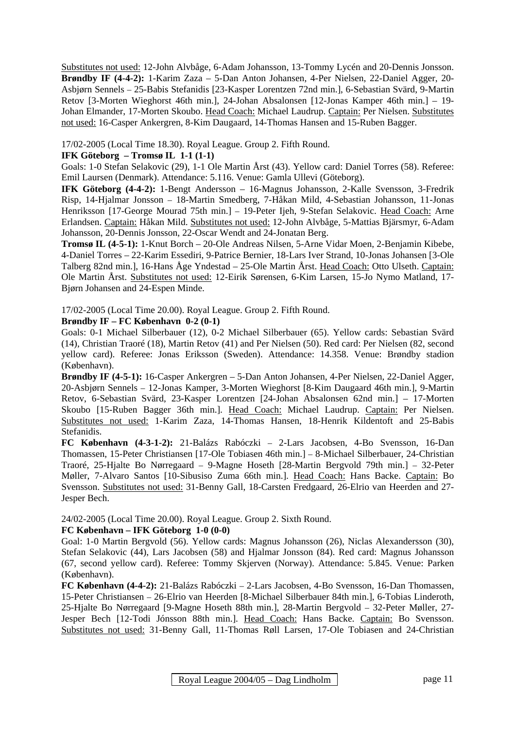Substitutes not used: 12-John Alvbåge, 6-Adam Johansson, 13-Tommy Lycén and 20-Dennis Jonsson.
**Brøndby IF (4-4-2):** 1-Karim Zaza – 5-Dan Anton Johansen, 4-Per Nielsen, 22-Daniel Agger, 20-Asbjørn Sennels – 25-Babis Stefanidis [23-Kasper Lorentzen 72nd min.], 6-Sebastian Svärd, 9-Martin Retov [3-Morten Wieghorst 46th min.], 24-Johan Absalonsen [12-Jonas Kamper 46th min.] – 19-Johan Elmander, 17-Morten Skoubo. Head Coach: Michael Laudrup. Captain: Per Nielsen. Substitutes not used: 16-Casper Ankergren, 8-Kim Daugaard, 14-Thomas Hansen and 15-Ruben Bagger.

17/02-2005 (Local Time 18.30). Royal League. Group 2. Fifth Round.
**IFK Göteborg – Tromsø IL 1-1 (1-1)**
Goals: 1-0 Stefan Selakovic (29), 1-1 Ole Martin Årst (43). Yellow card: Daniel Torres (58). Referee: Emil Laursen (Denmark). Attendance: 5.116. Venue: Gamla Ullevi (Göteborg).
**IFK Göteborg (4-4-2):** 1-Bengt Andersson – 16-Magnus Johansson, 2-Kalle Svensson, 3-Fredrik Risp, 14-Hjalmar Jonsson – 18-Martin Smedberg, 7-Håkan Mild, 4-Sebastian Johansson, 11-Jonas Henriksson [17-George Mourad 75th min.] – 19-Peter Ijeh, 9-Stefan Selakovic. Head Coach: Arne Erlandsen. Captain: Håkan Mild. Substitutes not used: 12-John Alvbåge, 5-Mattias Bjärsmyr, 6-Adam Johansson, 20-Dennis Jonsson, 22-Oscar Wendt and 24-Jonatan Berg.
**Tromsø IL (4-5-1):** 1-Knut Borch – 20-Ole Andreas Nilsen, 5-Arne Vidar Moen, 2-Benjamin Kibebe, 4-Daniel Torres – 22-Karim Essediri, 9-Patrice Bernier, 18-Lars Iver Strand, 10-Jonas Johansen [3-Ole Talberg 82nd min.], 16-Hans Åge Yndestad – 25-Ole Martin Årst. Head Coach: Otto Ulseth. Captain: Ole Martin Årst. Substitutes not used: 12-Eirik Sørensen, 6-Kim Larsen, 15-Jo Nymo Matland, 17-Bjørn Johansen and 24-Espen Minde.

17/02-2005 (Local Time 20.00). Royal League. Group 2. Fifth Round.
**Brøndby IF – FC København 0-2 (0-1)**
Goals: 0-1 Michael Silberbauer (12), 0-2 Michael Silberbauer (65). Yellow cards: Sebastian Svärd (14), Christian Traoré (18), Martin Retov (41) and Per Nielsen (50). Red card: Per Nielsen (82, second yellow card). Referee: Jonas Eriksson (Sweden). Attendance: 14.358. Venue: Brøndby stadion (København).
**Brøndby IF (4-5-1):** 16-Casper Ankergren – 5-Dan Anton Johansen, 4-Per Nielsen, 22-Daniel Agger, 20-Asbjørn Sennels – 12-Jonas Kamper, 3-Morten Wieghorst [8-Kim Daugaard 46th min.], 9-Martin Retov, 6-Sebastian Svärd, 23-Kasper Lorentzen [24-Johan Absalonsen 62nd min.] – 17-Morten Skoubo [15-Ruben Bagger 36th min.]. Head Coach: Michael Laudrup. Captain: Per Nielsen. Substitutes not used: 1-Karim Zaza, 14-Thomas Hansen, 18-Henrik Kildentoft and 25-Babis Stefanidis.
**FC København (4-3-1-2):** 21-Balázs Rabóczki – 2-Lars Jacobsen, 4-Bo Svensson, 16-Dan Thomassen, 15-Peter Christiansen [17-Ole Tobiasen 46th min.] – 8-Michael Silberbauer, 24-Christian Traoré, 25-Hjalte Bo Nørregaard – 9-Magne Hoseth [28-Martin Bergvold 79th min.] – 32-Peter Møller, 7-Alvaro Santos [10-Sibusiso Zuma 66th min.]. Head Coach: Hans Backe. Captain: Bo Svensson. Substitutes not used: 31-Benny Gall, 18-Carsten Fredgaard, 26-Elrio van Heerden and 27-Jesper Bech.

24/02-2005 (Local Time 20.00). Royal League. Group 2. Sixth Round.
**FC København – IFK Göteborg 1-0 (0-0)**
Goal: 1-0 Martin Bergvold (56). Yellow cards: Magnus Johansson (26), Niclas Alexandersson (30), Stefan Selakovic (44), Lars Jacobsen (58) and Hjalmar Jonsson (84). Red card: Magnus Johansson (67, second yellow card). Referee: Tommy Skjerven (Norway). Attendance: 5.845. Venue: Parken (København).
**FC København (4-4-2):** 21-Balázs Rabóczki – 2-Lars Jacobsen, 4-Bo Svensson, 16-Dan Thomassen, 15-Peter Christiansen – 26-Elrio van Heerden [8-Michael Silberbauer 84th min.], 6-Tobias Linderoth, 25-Hjalte Bo Nørregaard [9-Magne Hoseth 88th min.], 28-Martin Bergvold – 32-Peter Møller, 27-Jesper Bech [12-Todi Jónsson 88th min.]. Head Coach: Hans Backe. Captain: Bo Svensson. Substitutes not used: 31-Benny Gall, 11-Thomas Røll Larsen, 17-Ole Tobiasen and 24-Christian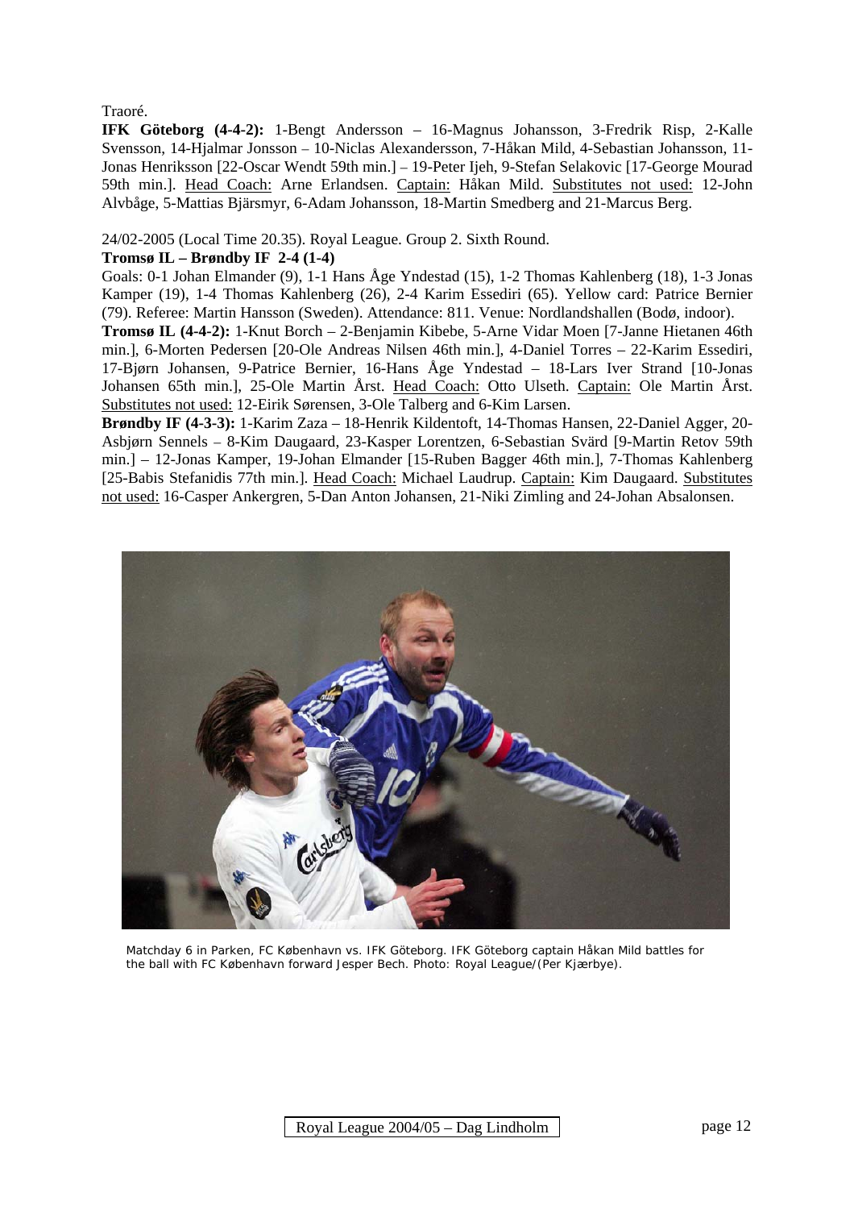Traoré.

**IFK Göteborg (4-4-2):** 1-Bengt Andersson – 16-Magnus Johansson, 3-Fredrik Risp, 2-Kalle Svensson, 14-Hjalmar Jonsson – 10-Niclas Alexandersson, 7-Håkan Mild, 4-Sebastian Johansson, 11-Jonas Henriksson [22-Oscar Wendt 59th min.] – 19-Peter Ijeh, 9-Stefan Selakovic [17-George Mourad 59th min.]. Head Coach: Arne Erlandsen. Captain: Håkan Mild. Substitutes not used: 12-John Alvbåge, 5-Mattias Bjärsmyr, 6-Adam Johansson, 18-Martin Smedberg and 21-Marcus Berg.

24/02-2005 (Local Time 20.35). Royal League. Group 2. Sixth Round.

**Tromsø IL – Brøndby IF 2-4 (1-4)**

Goals: 0-1 Johan Elmander (9), 1-1 Hans Åge Yndestad (15), 1-2 Thomas Kahlenberg (18), 1-3 Jonas Kamper (19), 1-4 Thomas Kahlenberg (26), 2-4 Karim Essediri (65). Yellow card: Patrice Bernier (79). Referee: Martin Hansson (Sweden). Attendance: 811. Venue: Nordlandshallen (Bodø, indoor).

**Tromsø IL (4-4-2):** 1-Knut Borch – 2-Benjamin Kibebe, 5-Arne Vidar Moen [7-Janne Hietanen 46th min.], 6-Morten Pedersen [20-Ole Andreas Nilsen 46th min.], 4-Daniel Torres – 22-Karim Essediri, 17-Bjørn Johansen, 9-Patrice Bernier, 16-Hans Åge Yndestad – 18-Lars Iver Strand [10-Jonas Johansen 65th min.], 25-Ole Martin Årst. Head Coach: Otto Ulseth. Captain: Ole Martin Årst. Substitutes not used: 12-Eirik Sørensen, 3-Ole Talberg and 6-Kim Larsen.

**Brøndby IF (4-3-3):** 1-Karim Zaza – 18-Henrik Kildentoft, 14-Thomas Hansen, 22-Daniel Agger, 20-Asbjørn Sennels – 8-Kim Daugaard, 23-Kasper Lorentzen, 6-Sebastian Svärd [9-Martin Retov 59th min.] – 12-Jonas Kamper, 19-Johan Elmander [15-Ruben Bagger 46th min.], 7-Thomas Kahlenberg [25-Babis Stefanidis 77th min.]. Head Coach: Michael Laudrup. Captain: Kim Daugaard. Substitutes not used: 16-Casper Ankergren, 5-Dan Anton Johansen, 21-Niki Zimling and 24-Johan Absalonsen.

Matchday 6 in Parken, FC København vs. IFK Göteborg. IFK Göteborg captain Håkan Mild battles for the ball with FC København forward Jesper Bech. Photo: Royal League/(Per Kjærbye).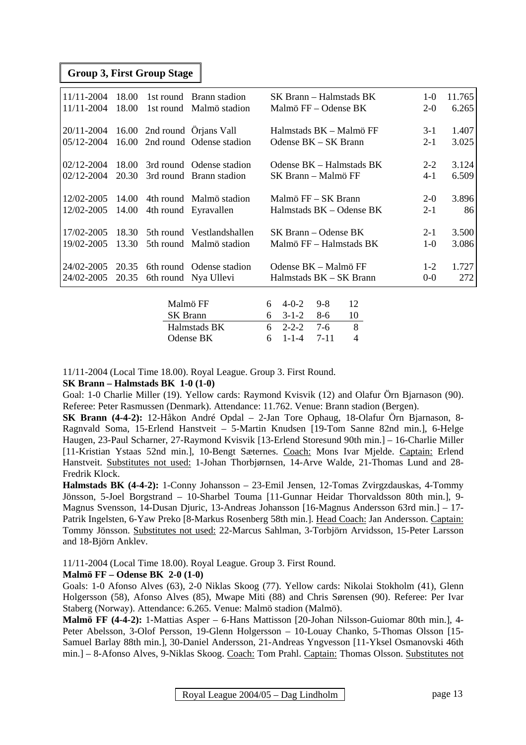## Group 3, First Group Stage

| Date | Time | Round | Venue | Match | Result | Attendance |
|---|---|---|---|---|---|---|
| 11/11-2004 | 18.00 | 1st round | Brann stadion | SK Brann – Halmstads BK | 1-0 | 11.765 |
| 11/11-2004 | 18.00 | 1st round | Malmö stadion | Malmö FF – Odense BK | 2-0 | 6.265 |
| 20/11-2004 | 16.00 | 2nd round | Örjans Vall | Halmstads BK – Malmö FF | 3-1 | 1.407 |
| 05/12-2004 | 16.00 | 2nd round | Odense stadion | Odense BK – SK Brann | 2-1 | 3.025 |
| 02/12-2004 | 18.00 | 3rd round | Odense stadion | Odense BK – Halmstads BK | 2-2 | 3.124 |
| 02/12-2004 | 20.30 | 3rd round | Brann stadion | SK Brann – Malmö FF | 4-1 | 6.509 |
| 12/02-2005 | 14.00 | 4th round | Malmö stadion | Malmö FF – SK Brann | 2-0 | 3.896 |
| 12/02-2005 | 14.00 | 4th round | Eyravallen | Halmstads BK – Odense BK | 2-1 | 86 |
| 17/02-2005 | 18.30 | 5th round | Vestlandshallen | SK Brann – Odense BK | 2-1 | 3.500 |
| 19/02-2005 | 13.30 | 5th round | Malmö stadion | Malmö FF – Halmstads BK | 1-0 | 3.086 |
| 24/02-2005 | 20.35 | 6th round | Odense stadion | Odense BK – Malmö FF | 1-2 | 1.727 |
| 24/02-2005 | 20.35 | 6th round | Nya Ullevi | Halmstads BK – SK Brann | 0-0 | 272 |

| Team | P | W-D-L | Goals | Pts |
|---|---|---|---|---|
| Malmö FF | 6 | 4-0-2 | 9-8 | 12 |
| SK Brann | 6 | 3-1-2 | 8-6 | 10 |
| Halmstads BK | 6 | 2-2-2 | 7-6 | 8 |
| Odense BK | 6 | 1-1-4 | 7-11 | 4 |

11/11-2004 (Local Time 18.00). Royal League. Group 3. First Round.

**SK Brann – Halmstads BK 1-0 (1-0)**

Goal: 1-0 Charlie Miller (19). Yellow cards: Raymond Kvisvik (12) and Olafur Örn Bjarnason (90). Referee: Peter Rasmussen (Denmark). Attendance: 11.762. Venue: Brann stadion (Bergen).

**SK Brann (4-4-2):** 12-Håkon André Opdal – 2-Jan Tore Ophaug, 18-Olafur Örn Bjarnason, 8-Ragnvald Soma, 15-Erlend Hanstveit – 5-Martin Knudsen [19-Tom Sanne 82nd min.], 6-Helge Haugen, 23-Paul Scharner, 27-Raymond Kvisvik [13-Erlend Storesund 90th min.] – 16-Charlie Miller [11-Kristian Ystaas 52nd min.], 10-Bengt Sæternes. Coach: Mons Ivar Mjelde. Captain: Erlend Hanstveit. Substitutes not used: 1-Johan Thorbjørnsen, 14-Arve Walde, 21-Thomas Lund and 28-Fredrik Klock.

**Halmstads BK (4-4-2):** 1-Conny Johansson – 23-Emil Jensen, 12-Tomas Zvirgzdauskas, 4-Tommy Jönsson, 5-Joel Borgstrand – 10-Sharbel Touma [11-Gunnar Heidar Thorvaldsson 80th min.], 9-Magnus Svensson, 14-Dusan Djuric, 13-Andreas Johansson [16-Magnus Andersson 63rd min.] – 17-Patrik Ingelsten, 6-Yaw Preko [8-Markus Rosenberg 58th min.]. Head Coach: Jan Andersson. Captain: Tommy Jönsson. Substitutes not used: 22-Marcus Sahlman, 3-Torbjörn Arvidsson, 15-Peter Larsson and 18-Björn Anklev.

11/11-2004 (Local Time 18.00). Royal League. Group 3. First Round.

**Malmö FF – Odense BK 2-0 (1-0)**

Goals: 1-0 Afonso Alves (63), 2-0 Niklas Skoog (77). Yellow cards: Nikolai Stokholm (41), Glenn Holgersson (58), Afonso Alves (85), Mwape Miti (88) and Chris Sørensen (90). Referee: Per Ivar Staberg (Norway). Attendance: 6.265. Venue: Malmö stadion (Malmö).

**Malmö FF (4-4-2):** 1-Mattias Asper – 6-Hans Mattisson [20-Johan Nilsson-Guiomar 80th min.], 4-Peter Abelsson, 3-Olof Persson, 19-Glenn Holgersson – 10-Louay Chanko, 5-Thomas Olsson [15-Samuel Barlay 88th min.], 30-Daniel Andersson, 21-Andreas Yngvesson [11-Yksel Osmanovski 46th min.] – 8-Afonso Alves, 9-Niklas Skoog. Coach: Tom Prahl. Captain: Thomas Olsson. Substitutes not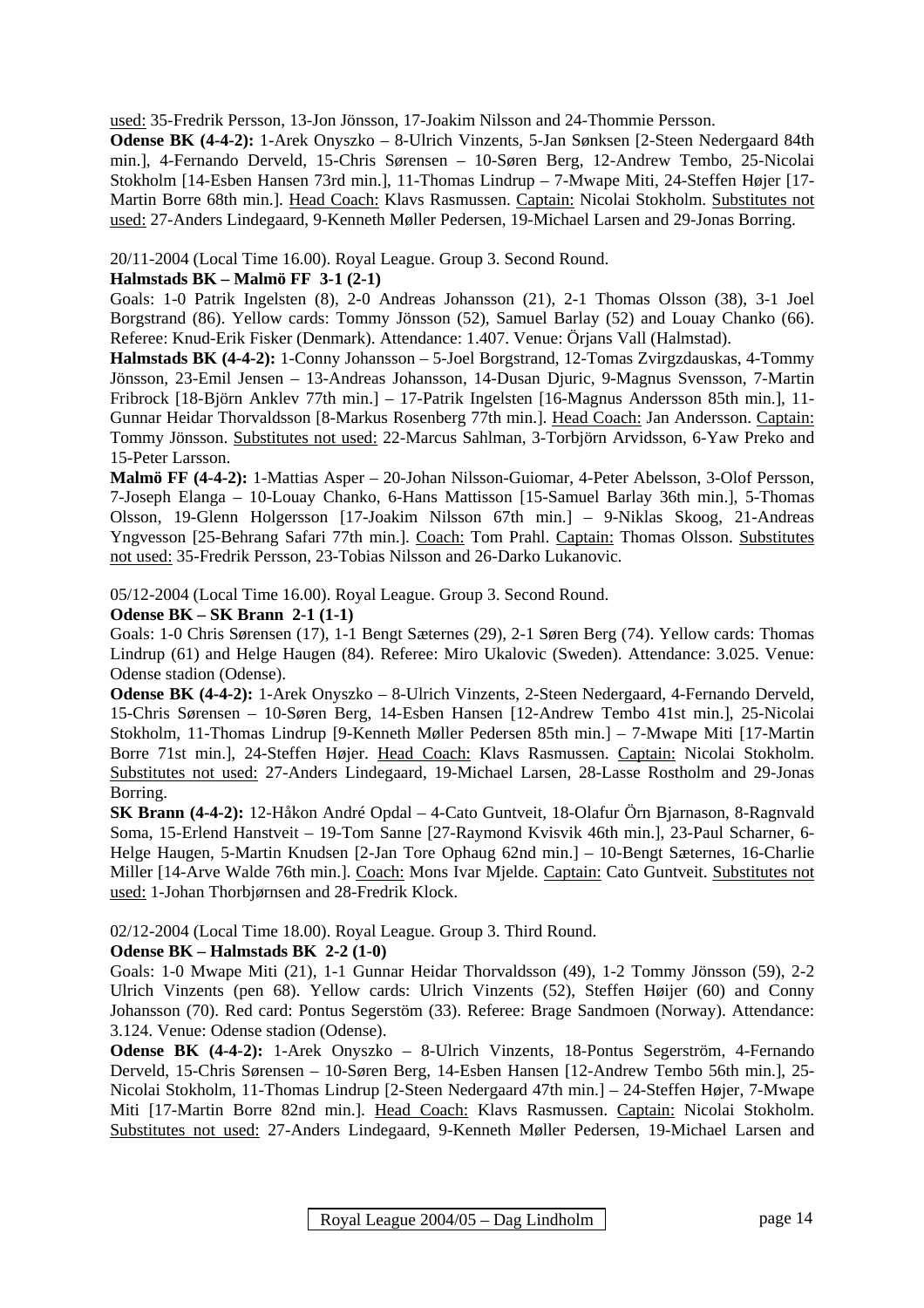<u>used:</u> 35-Fredrik Persson, 13-Jon Jönsson, 17-Joakim Nilsson and 24-Thommie Persson.

**Odense BK (4-4-2):** 1-Arek Onyszko – 8-Ulrich Vinzents, 5-Jan Sønksen [2-Steen Nedergaard 84th min.], 4-Fernando Derveld, 15-Chris Sørensen – 10-Søren Berg, 12-Andrew Tembo, 25-Nicolai Stokholm [14-Esben Hansen 73rd min.], 11-Thomas Lindrup – 7-Mwape Miti, 24-Steffen Højer [17-Martin Borre 68th min.]. <u>Head Coach:</u> Klavs Rasmussen. <u>Captain:</u> Nicolai Stokholm. <u>Substitutes not used:</u> 27-Anders Lindegaard, 9-Kenneth Møller Pedersen, 19-Michael Larsen and 29-Jonas Borring.

20/11-2004 (Local Time 16.00). Royal League. Group 3. Second Round.

**Halmstads BK – Malmö FF 3-1 (2-1)**

Goals: 1-0 Patrik Ingelsten (8), 2-0 Andreas Johansson (21), 2-1 Thomas Olsson (38), 3-1 Joel Borgstrand (86). Yellow cards: Tommy Jönsson (52), Samuel Barlay (52) and Louay Chanko (66). Referee: Knud-Erik Fisker (Denmark). Attendance: 1.407. Venue: Örjans Vall (Halmstad).

**Halmstads BK (4-4-2):** 1-Conny Johansson – 5-Joel Borgstrand, 12-Tomas Zvirgzdauskas, 4-Tommy Jönsson, 23-Emil Jensen – 13-Andreas Johansson, 14-Dusan Djuric, 9-Magnus Svensson, 7-Martin Fribrock [18-Björn Anklev 77th min.] – 17-Patrik Ingelsten [16-Magnus Andersson 85th min.], 11-Gunnar Heidar Thorvaldsson [8-Markus Rosenberg 77th min.]. <u>Head Coach:</u> Jan Andersson. <u>Captain:</u> Tommy Jönsson. <u>Substitutes not used:</u> 22-Marcus Sahlman, 3-Torbjörn Arvidsson, 6-Yaw Preko and 15-Peter Larsson.

**Malmö FF (4-4-2):** 1-Mattias Asper – 20-Johan Nilsson-Guiomar, 4-Peter Abelsson, 3-Olof Persson, 7-Joseph Elanga – 10-Louay Chanko, 6-Hans Mattisson [15-Samuel Barlay 36th min.], 5-Thomas Olsson, 19-Glenn Holgersson [17-Joakim Nilsson 67th min.] – 9-Niklas Skoog, 21-Andreas Yngvesson [25-Behrang Safari 77th min.]. <u>Coach:</u> Tom Prahl. <u>Captain:</u> Thomas Olsson. <u>Substitutes not used:</u> 35-Fredrik Persson, 23-Tobias Nilsson and 26-Darko Lukanovic.

05/12-2004 (Local Time 16.00). Royal League. Group 3. Second Round.

**Odense BK – SK Brann 2-1 (1-1)**

Goals: 1-0 Chris Sørensen (17), 1-1 Bengt Sæternes (29), 2-1 Søren Berg (74). Yellow cards: Thomas Lindrup (61) and Helge Haugen (84). Referee: Miro Ukalovic (Sweden). Attendance: 3.025. Venue: Odense stadion (Odense).

**Odense BK (4-4-2):** 1-Arek Onyszko – 8-Ulrich Vinzents, 2-Steen Nedergaard, 4-Fernando Derveld, 15-Chris Sørensen – 10-Søren Berg, 14-Esben Hansen [12-Andrew Tembo 41st min.], 25-Nicolai Stokholm, 11-Thomas Lindrup [9-Kenneth Møller Pedersen 85th min.] – 7-Mwape Miti [17-Martin Borre 71st min.], 24-Steffen Højer. <u>Head Coach:</u> Klavs Rasmussen. <u>Captain:</u> Nicolai Stokholm. <u>Substitutes not used:</u> 27-Anders Lindegaard, 19-Michael Larsen, 28-Lasse Rostholm and 29-Jonas Borring.

**SK Brann (4-4-2):** 12-Håkon André Opdal – 4-Cato Guntveit, 18-Olafur Örn Bjarnason, 8-Ragnvald Soma, 15-Erlend Hanstveit – 19-Tom Sanne [27-Raymond Kvisvik 46th min.], 23-Paul Scharner, 6-Helge Haugen, 5-Martin Knudsen [2-Jan Tore Ophaug 62nd min.] – 10-Bengt Sæternes, 16-Charlie Miller [14-Arve Walde 76th min.]. <u>Coach:</u> Mons Ivar Mjelde. <u>Captain:</u> Cato Guntveit. <u>Substitutes not used:</u> 1-Johan Thorbjørnsen and 28-Fredrik Klock.

02/12-2004 (Local Time 18.00). Royal League. Group 3. Third Round.

**Odense BK – Halmstads BK 2-2 (1-0)**

Goals: 1-0 Mwape Miti (21), 1-1 Gunnar Heidar Thorvaldsson (49), 1-2 Tommy Jönsson (59), 2-2 Ulrich Vinzents (pen 68). Yellow cards: Ulrich Vinzents (52), Steffen Høijer (60) and Conny Johansson (70). Red card: Pontus Segerstöm (33). Referee: Brage Sandmoen (Norway). Attendance: 3.124. Venue: Odense stadion (Odense).

**Odense BK (4-4-2):** 1-Arek Onyszko – 8-Ulrich Vinzents, 18-Pontus Segerström, 4-Fernando Derveld, 15-Chris Sørensen – 10-Søren Berg, 14-Esben Hansen [12-Andrew Tembo 56th min.], 25-Nicolai Stokholm, 11-Thomas Lindrup [2-Steen Nedergaard 47th min.] – 24-Steffen Højer, 7-Mwape Miti [17-Martin Borre 82nd min.]. <u>Head Coach:</u> Klavs Rasmussen. <u>Captain:</u> Nicolai Stokholm. <u>Substitutes not used:</u> 27-Anders Lindegaard, 9-Kenneth Møller Pedersen, 19-Michael Larsen and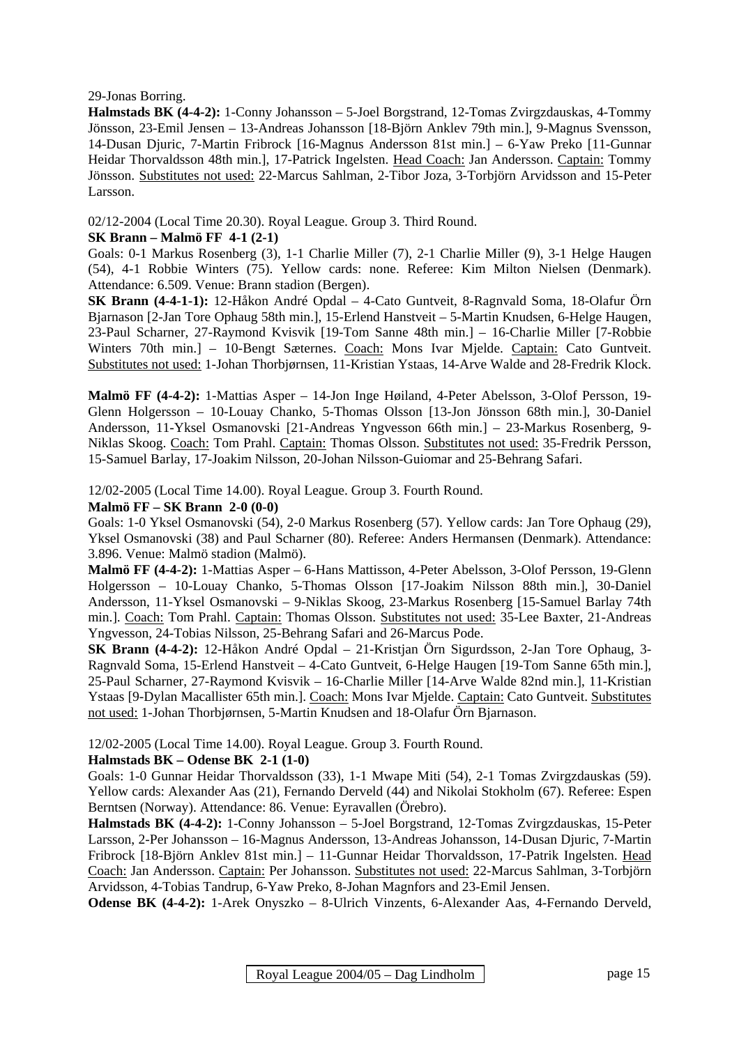29-Jonas Borring.

**Halmstads BK (4-4-2):** 1-Conny Johansson – 5-Joel Borgstrand, 12-Tomas Zvirgzdauskas, 4-Tommy Jönsson, 23-Emil Jensen – 13-Andreas Johansson [18-Björn Anklev 79th min.], 9-Magnus Svensson, 14-Dusan Djuric, 7-Martin Fribrock [16-Magnus Andersson 81st min.] – 6-Yaw Preko [11-Gunnar Heidar Thorvaldsson 48th min.], 17-Patrick Ingelsten. Head Coach: Jan Andersson. Captain: Tommy Jönsson. Substitutes not used: 22-Marcus Sahlman, 2-Tibor Joza, 3-Torbjörn Arvidsson and 15-Peter Larsson.

02/12-2004 (Local Time 20.30). Royal League. Group 3. Third Round.

**SK Brann – Malmö FF 4-1 (2-1)**

Goals: 0-1 Markus Rosenberg (3), 1-1 Charlie Miller (7), 2-1 Charlie Miller (9), 3-1 Helge Haugen (54), 4-1 Robbie Winters (75). Yellow cards: none. Referee: Kim Milton Nielsen (Denmark). Attendance: 6.509. Venue: Brann stadion (Bergen).

**SK Brann (4-4-1-1):** 12-Håkon André Opdal – 4-Cato Guntveit, 8-Ragnvald Soma, 18-Olafur Örn Bjarnason [2-Jan Tore Ophaug 58th min.], 15-Erlend Hanstveit – 5-Martin Knudsen, 6-Helge Haugen, 23-Paul Scharner, 27-Raymond Kvisvik [19-Tom Sanne 48th min.] – 16-Charlie Miller [7-Robbie Winters 70th min.] – 10-Bengt Sæternes. Coach: Mons Ivar Mjelde. Captain: Cato Guntveit. Substitutes not used: 1-Johan Thorbjørnsen, 11-Kristian Ystaas, 14-Arve Walde and 28-Fredrik Klock.

**Malmö FF (4-4-2):** 1-Mattias Asper – 14-Jon Inge Høiland, 4-Peter Abelsson, 3-Olof Persson, 19-Glenn Holgersson – 10-Louay Chanko, 5-Thomas Olsson [13-Jon Jönsson 68th min.], 30-Daniel Andersson, 11-Yksel Osmanovski [21-Andreas Yngvesson 66th min.] – 23-Markus Rosenberg, 9-Niklas Skoog. Coach: Tom Prahl. Captain: Thomas Olsson. Substitutes not used: 35-Fredrik Persson, 15-Samuel Barlay, 17-Joakim Nilsson, 20-Johan Nilsson-Guiomar and 25-Behrang Safari.

12/02-2005 (Local Time 14.00). Royal League. Group 3. Fourth Round.

**Malmö FF – SK Brann 2-0 (0-0)**

Goals: 1-0 Yksel Osmanovski (54), 2-0 Markus Rosenberg (57). Yellow cards: Jan Tore Ophaug (29), Yksel Osmanovski (38) and Paul Scharner (80). Referee: Anders Hermansen (Denmark). Attendance: 3.896. Venue: Malmö stadion (Malmö).

**Malmö FF (4-4-2):** 1-Mattias Asper – 6-Hans Mattisson, 4-Peter Abelsson, 3-Olof Persson, 19-Glenn Holgersson – 10-Louay Chanko, 5-Thomas Olsson [17-Joakim Nilsson 88th min.], 30-Daniel Andersson, 11-Yksel Osmanovski – 9-Niklas Skoog, 23-Markus Rosenberg [15-Samuel Barlay 74th min.]. Coach: Tom Prahl. Captain: Thomas Olsson. Substitutes not used: 35-Lee Baxter, 21-Andreas Yngvesson, 24-Tobias Nilsson, 25-Behrang Safari and 26-Marcus Pode.

**SK Brann (4-4-2):** 12-Håkon André Opdal – 21-Kristjan Örn Sigurdsson, 2-Jan Tore Ophaug, 3-Ragnvald Soma, 15-Erlend Hanstveit – 4-Cato Guntveit, 6-Helge Haugen [19-Tom Sanne 65th min.], 25-Paul Scharner, 27-Raymond Kvisvik – 16-Charlie Miller [14-Arve Walde 82nd min.], 11-Kristian Ystaas [9-Dylan Macallister 65th min.]. Coach: Mons Ivar Mjelde. Captain: Cato Guntveit. Substitutes not used: 1-Johan Thorbjørnsen, 5-Martin Knudsen and 18-Olafur Örn Bjarnason.

12/02-2005 (Local Time 14.00). Royal League. Group 3. Fourth Round.

**Halmstads BK – Odense BK 2-1 (1-0)**

Goals: 1-0 Gunnar Heidar Thorvaldsson (33), 1-1 Mwape Miti (54), 2-1 Tomas Zvirgzdauskas (59). Yellow cards: Alexander Aas (21), Fernando Derveld (44) and Nikolai Stokholm (67). Referee: Espen Berntsen (Norway). Attendance: 86. Venue: Eyravallen (Örebro).

**Halmstads BK (4-4-2):** 1-Conny Johansson – 5-Joel Borgstrand, 12-Tomas Zvirgzdauskas, 15-Peter Larsson, 2-Per Johansson – 16-Magnus Andersson, 13-Andreas Johansson, 14-Dusan Djuric, 7-Martin Fribrock [18-Björn Anklev 81st min.] – 11-Gunnar Heidar Thorvaldsson, 17-Patrik Ingelsten. Head Coach: Jan Andersson. Captain: Per Johansson. Substitutes not used: 22-Marcus Sahlman, 3-Torbjörn Arvidsson, 4-Tobias Tandrup, 6-Yaw Preko, 8-Johan Magnfors and 23-Emil Jensen.

**Odense BK (4-4-2):** 1-Arek Onyszko – 8-Ulrich Vinzents, 6-Alexander Aas, 4-Fernando Derveld,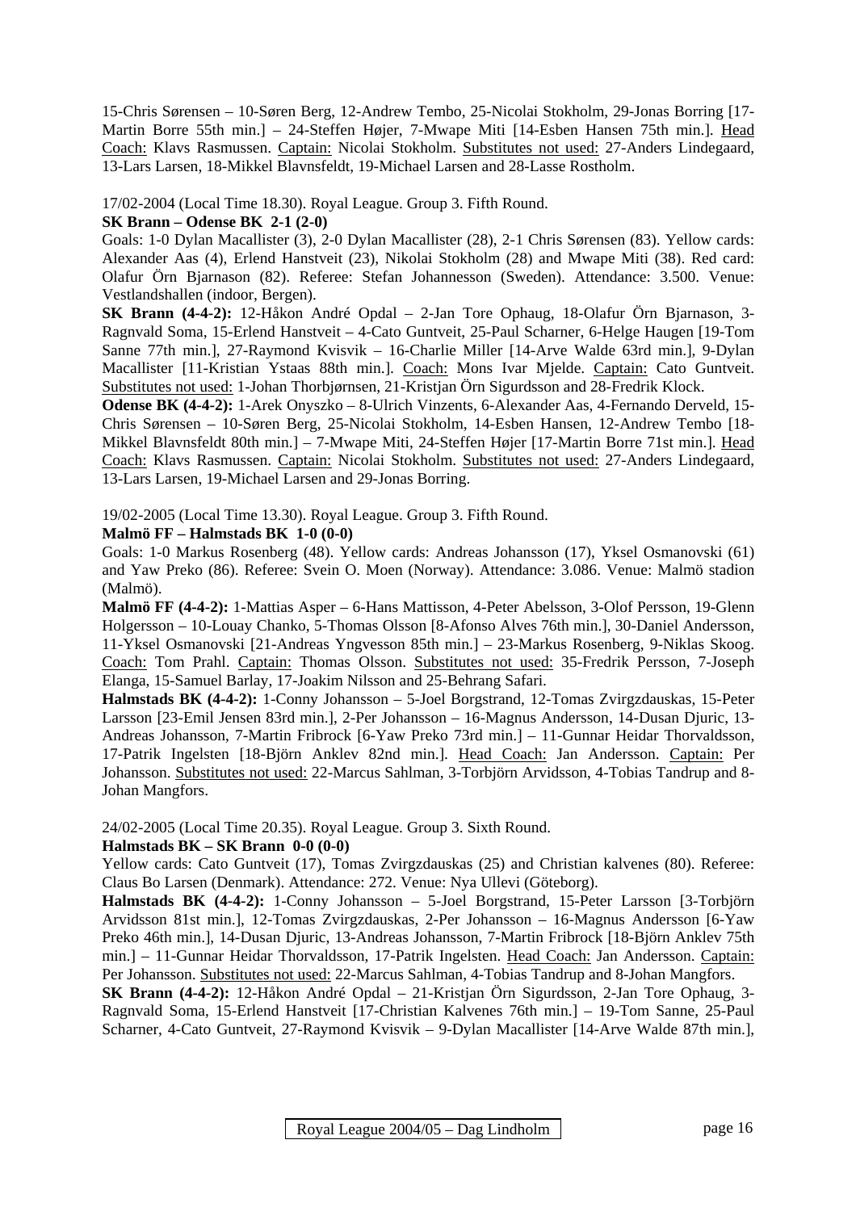15-Chris Sørensen – 10-Søren Berg, 12-Andrew Tembo, 25-Nicolai Stokholm, 29-Jonas Borring [17-Martin Borre 55th min.] – 24-Steffen Højer, 7-Mwape Miti [14-Esben Hansen 75th min.]. Head Coach: Klavs Rasmussen. Captain: Nicolai Stokholm. Substitutes not used: 27-Anders Lindegaard, 13-Lars Larsen, 18-Mikkel Blavnsfeldt, 19-Michael Larsen and 28-Lasse Rostholm.

17/02-2004 (Local Time 18.30). Royal League. Group 3. Fifth Round.

**SK Brann – Odense BK 2-1 (2-0)**

Goals: 1-0 Dylan Macallister (3), 2-0 Dylan Macallister (28), 2-1 Chris Sørensen (83). Yellow cards: Alexander Aas (4), Erlend Hanstveit (23), Nikolai Stokholm (28) and Mwape Miti (38). Red card: Olafur Örn Bjarnason (82). Referee: Stefan Johannesson (Sweden). Attendance: 3.500. Venue: Vestlandshallen (indoor, Bergen).

**SK Brann (4-4-2):** 12-Håkon André Opdal – 2-Jan Tore Ophaug, 18-Olafur Örn Bjarnason, 3-Ragnvald Soma, 15-Erlend Hanstveit – 4-Cato Guntveit, 25-Paul Scharner, 6-Helge Haugen [19-Tom Sanne 77th min.], 27-Raymond Kvisvik – 16-Charlie Miller [14-Arve Walde 63rd min.], 9-Dylan Macallister [11-Kristian Ystaas 88th min.]. Coach: Mons Ivar Mjelde. Captain: Cato Guntveit. Substitutes not used: 1-Johan Thorbjørnsen, 21-Kristjan Örn Sigurdsson and 28-Fredrik Klock.

**Odense BK (4-4-2):** 1-Arek Onyszko – 8-Ulrich Vinzents, 6-Alexander Aas, 4-Fernando Derveld, 15-Chris Sørensen – 10-Søren Berg, 25-Nicolai Stokholm, 14-Esben Hansen, 12-Andrew Tembo [18-Mikkel Blavnsfeldt 80th min.] – 7-Mwape Miti, 24-Steffen Højer [17-Martin Borre 71st min.]. Head Coach: Klavs Rasmussen. Captain: Nicolai Stokholm. Substitutes not used: 27-Anders Lindegaard, 13-Lars Larsen, 19-Michael Larsen and 29-Jonas Borring.

19/02-2005 (Local Time 13.30). Royal League. Group 3. Fifth Round.

**Malmö FF – Halmstads BK 1-0 (0-0)**

Goals: 1-0 Markus Rosenberg (48). Yellow cards: Andreas Johansson (17), Yksel Osmanovski (61) and Yaw Preko (86). Referee: Svein O. Moen (Norway). Attendance: 3.086. Venue: Malmö stadion (Malmö).

**Malmö FF (4-4-2):** 1-Mattias Asper – 6-Hans Mattisson, 4-Peter Abelsson, 3-Olof Persson, 19-Glenn Holgersson – 10-Louay Chanko, 5-Thomas Olsson [8-Afonso Alves 76th min.], 30-Daniel Andersson, 11-Yksel Osmanovski [21-Andreas Yngvesson 85th min.] – 23-Markus Rosenberg, 9-Niklas Skoog. Coach: Tom Prahl. Captain: Thomas Olsson. Substitutes not used: 35-Fredrik Persson, 7-Joseph Elanga, 15-Samuel Barlay, 17-Joakim Nilsson and 25-Behrang Safari.

**Halmstads BK (4-4-2):** 1-Conny Johansson – 5-Joel Borgstrand, 12-Tomas Zvirgzdauskas, 15-Peter Larsson [23-Emil Jensen 83rd min.], 2-Per Johansson – 16-Magnus Andersson, 14-Dusan Djuric, 13-Andreas Johansson, 7-Martin Fribrock [6-Yaw Preko 73rd min.] – 11-Gunnar Heidar Thorvaldsson, 17-Patrik Ingelsten [18-Björn Anklev 82nd min.]. Head Coach: Jan Andersson. Captain: Per Johansson. Substitutes not used: 22-Marcus Sahlman, 3-Torbjörn Arvidsson, 4-Tobias Tandrup and 8-Johan Mangfors.

24/02-2005 (Local Time 20.35). Royal League. Group 3. Sixth Round.

**Halmstads BK – SK Brann 0-0 (0-0)**

Yellow cards: Cato Guntveit (17), Tomas Zvirgzdauskas (25) and Christian kalvenes (80). Referee: Claus Bo Larsen (Denmark). Attendance: 272. Venue: Nya Ullevi (Göteborg).

**Halmstads BK (4-4-2):** 1-Conny Johansson – 5-Joel Borgstrand, 15-Peter Larsson [3-Torbjörn Arvidsson 81st min.], 12-Tomas Zvirgzdauskas, 2-Per Johansson – 16-Magnus Andersson [6-Yaw Preko 46th min.], 14-Dusan Djuric, 13-Andreas Johansson, 7-Martin Fribrock [18-Björn Anklev 75th min.] – 11-Gunnar Heidar Thorvaldsson, 17-Patrik Ingelsten. Head Coach: Jan Andersson. Captain: Per Johansson. Substitutes not used: 22-Marcus Sahlman, 4-Tobias Tandrup and 8-Johan Mangfors.

**SK Brann (4-4-2):** 12-Håkon André Opdal – 21-Kristjan Örn Sigurdsson, 2-Jan Tore Ophaug, 3-Ragnvald Soma, 15-Erlend Hanstveit [17-Christian Kalvenes 76th min.] – 19-Tom Sanne, 25-Paul Scharner, 4-Cato Guntveit, 27-Raymond Kvisvik – 9-Dylan Macallister [14-Arve Walde 87th min.],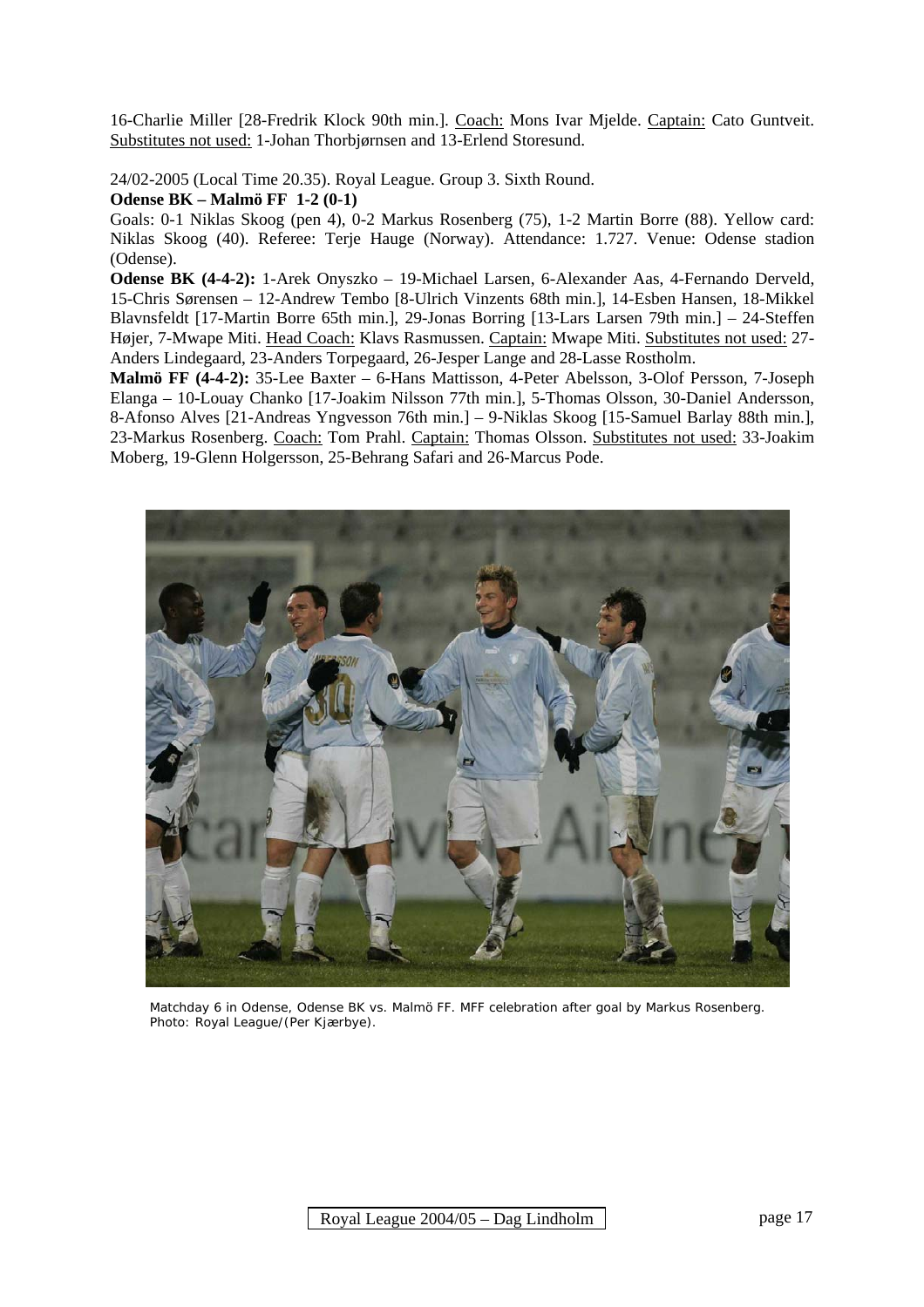16-Charlie Miller [28-Fredrik Klock 90th min.]. Coach: Mons Ivar Mjelde. Captain: Cato Guntveit. Substitutes not used: 1-Johan Thorbjørnsen and 13-Erlend Storesund.

24/02-2005 (Local Time 20.35). Royal League. Group 3. Sixth Round.

**Odense BK – Malmö FF 1-2 (0-1)**

Goals: 0-1 Niklas Skoog (pen 4), 0-2 Markus Rosenberg (75), 1-2 Martin Borre (88). Yellow card: Niklas Skoog (40). Referee: Terje Hauge (Norway). Attendance: 1.727. Venue: Odense stadion (Odense).

**Odense BK (4-4-2):** 1-Arek Onyszko – 19-Michael Larsen, 6-Alexander Aas, 4-Fernando Derveld, 15-Chris Sørensen – 12-Andrew Tembo [8-Ulrich Vinzents 68th min.], 14-Esben Hansen, 18-Mikkel Blavnsfeldt [17-Martin Borre 65th min.], 29-Jonas Borring [13-Lars Larsen 79th min.] – 24-Steffen Højer, 7-Mwape Miti. Head Coach: Klavs Rasmussen. Captain: Mwape Miti. Substitutes not used: 27-Anders Lindegaard, 23-Anders Torpegaard, 26-Jesper Lange and 28-Lasse Rostholm.

**Malmö FF (4-4-2):** 35-Lee Baxter – 6-Hans Mattisson, 4-Peter Abelsson, 3-Olof Persson, 7-Joseph Elanga – 10-Louay Chanko [17-Joakim Nilsson 77th min.], 5-Thomas Olsson, 30-Daniel Andersson, 8-Afonso Alves [21-Andreas Yngvesson 76th min.] – 9-Niklas Skoog [15-Samuel Barlay 88th min.], 23-Markus Rosenberg. Coach: Tom Prahl. Captain: Thomas Olsson. Substitutes not used: 33-Joakim Moberg, 19-Glenn Holgersson, 25-Behrang Safari and 26-Marcus Pode.

Matchday 6 in Odense, Odense BK vs. Malmö FF. MFF celebration after goal by Markus Rosenberg. Photo: Royal League/(Per Kjærbye).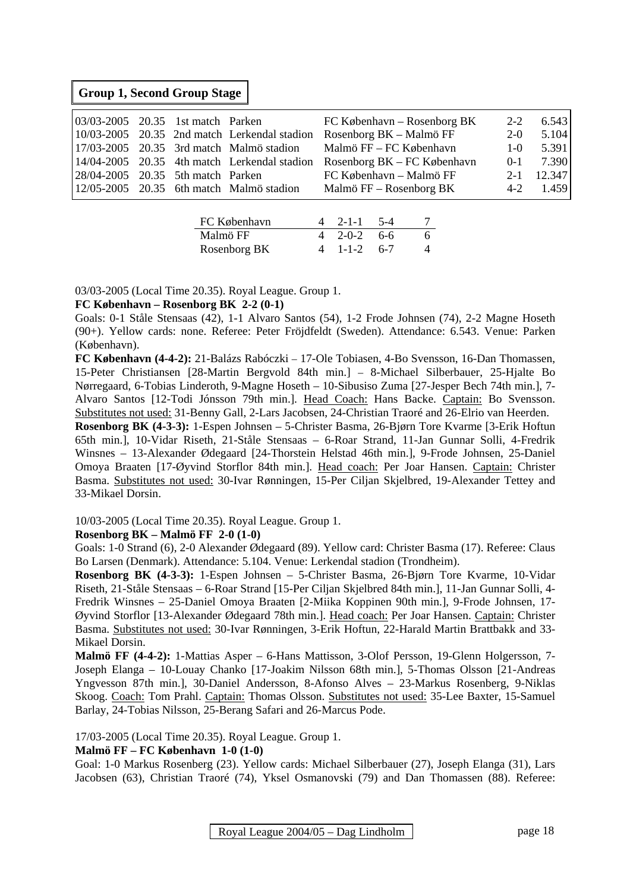## Group 1, Second Group Stage

| | | | | | | |
|---|---|---|---|---|---|---|
| 03/03-2005 | 20.35 | 1st match | Parken | FC København – Rosenborg BK | 2-2 | 6.543 |
| 10/03-2005 | 20.35 | 2nd match | Lerkendal stadion | Rosenborg BK – Malmö FF | 2-0 | 5.104 |
| 17/03-2005 | 20.35 | 3rd match | Malmö stadion | Malmö FF – FC København | 1-0 | 5.391 |
| 14/04-2005 | 20.35 | 4th match | Lerkendal stadion | Rosenborg BK – FC København | 0-1 | 7.390 |
| 28/04-2005 | 20.35 | 5th match | Parken | FC København – Malmö FF | 2-1 | 12.347 |
| 12/05-2005 | 20.35 | 6th match | Malmö stadion | Malmö FF – Rosenborg BK | 4-2 | 1.459 |

| | | | | |
|---|---|---|---|---|
| FC København | 4 | 2-1-1 | 5-4 | 7 |
| Malmö FF | 4 | 2-0-2 | 6-6 | 6 |
| Rosenborg BK | 4 | 1-1-2 | 6-7 | 4 |

03/03-2005 (Local Time 20.35). Royal League. Group 1.

**FC København – Rosenborg BK 2-2 (0-1)**

Goals: 0-1 Ståle Stensaas (42), 1-1 Alvaro Santos (54), 1-2 Frode Johnsen (74), 2-2 Magne Hoseth (90+). Yellow cards: none. Referee: Peter Fröjdfeldt (Sweden). Attendance: 6.543. Venue: Parken (København).

**FC København (4-4-2):** 21-Balázs Rabóczki – 17-Ole Tobiasen, 4-Bo Svensson, 16-Dan Thomassen, 15-Peter Christiansen [28-Martin Bergvold 84th min.] – 8-Michael Silberbauer, 25-Hjalte Bo Nørregaard, 6-Tobias Linderoth, 9-Magne Hoseth – 10-Sibusiso Zuma [27-Jesper Bech 74th min.], 7-Alvaro Santos [12-Todi Jónsson 79th min.]. Head Coach: Hans Backe. Captain: Bo Svensson. Substitutes not used: 31-Benny Gall, 2-Lars Jacobsen, 24-Christian Traoré and 26-Elrio van Heerden.

**Rosenborg BK (4-3-3):** 1-Espen Johnsen – 5-Christer Basma, 26-Bjørn Tore Kvarme [3-Erik Hoftun 65th min.], 10-Vidar Riseth, 21-Ståle Stensaas – 6-Roar Strand, 11-Jan Gunnar Solli, 4-Fredrik Winsnes – 13-Alexander Ødegaard [24-Thorstein Helstad 46th min.], 9-Frode Johnsen, 25-Daniel Omoya Braaten [17-Øyvind Storflor 84th min.]. Head coach: Per Joar Hansen. Captain: Christer Basma. Substitutes not used: 30-Ivar Rønningen, 15-Per Ciljan Skjelbred, 19-Alexander Tettey and 33-Mikael Dorsin.

10/03-2005 (Local Time 20.35). Royal League. Group 1.

**Rosenborg BK – Malmö FF 2-0 (1-0)**

Goals: 1-0 Strand (6), 2-0 Alexander Ødegaard (89). Yellow card: Christer Basma (17). Referee: Claus Bo Larsen (Denmark). Attendance: 5.104. Venue: Lerkendal stadion (Trondheim).

**Rosenborg BK (4-3-3):** 1-Espen Johnsen – 5-Christer Basma, 26-Bjørn Tore Kvarme, 10-Vidar Riseth, 21-Ståle Stensaas – 6-Roar Strand [15-Per Ciljan Skjelbred 84th min.], 11-Jan Gunnar Solli, 4-Fredrik Winsnes – 25-Daniel Omoya Braaten [2-Miika Koppinen 90th min.], 9-Frode Johnsen, 17-Øyvind Storflor [13-Alexander Ødegaard 78th min.]. Head coach: Per Joar Hansen. Captain: Christer Basma. Substitutes not used: 30-Ivar Rønningen, 3-Erik Hoftun, 22-Harald Martin Brattbakk and 33-Mikael Dorsin.

**Malmö FF (4-4-2):** 1-Mattias Asper – 6-Hans Mattisson, 3-Olof Persson, 19-Glenn Holgersson, 7-Joseph Elanga – 10-Louay Chanko [17-Joakim Nilsson 68th min.], 5-Thomas Olsson [21-Andreas Yngvesson 87th min.], 30-Daniel Andersson, 8-Afonso Alves – 23-Markus Rosenberg, 9-Niklas Skoog. Coach: Tom Prahl. Captain: Thomas Olsson. Substitutes not used: 35-Lee Baxter, 15-Samuel Barlay, 24-Tobias Nilsson, 25-Berang Safari and 26-Marcus Pode.

17/03-2005 (Local Time 20.35). Royal League. Group 1.

**Malmö FF – FC København 1-0 (1-0)**

Goal: 1-0 Markus Rosenberg (23). Yellow cards: Michael Silberbauer (27), Joseph Elanga (31), Lars Jacobsen (63), Christian Traoré (74), Yksel Osmanovski (79) and Dan Thomassen (88). Referee: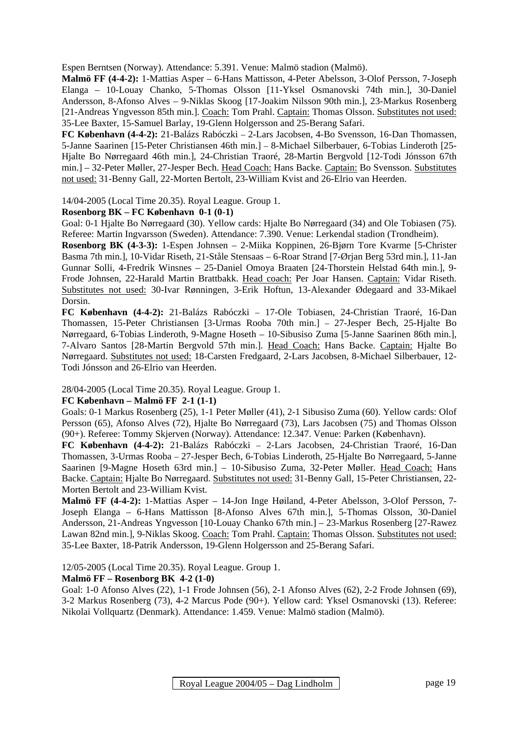Espen Berntsen (Norway). Attendance: 5.391. Venue: Malmö stadion (Malmö).

**Malmö FF (4-4-2):** 1-Mattias Asper – 6-Hans Mattisson, 4-Peter Abelsson, 3-Olof Persson, 7-Joseph Elanga – 10-Louay Chanko, 5-Thomas Olsson [11-Yksel Osmanovski 74th min.], 30-Daniel Andersson, 8-Afonso Alves – 9-Niklas Skoog [17-Joakim Nilsson 90th min.], 23-Markus Rosenberg [21-Andreas Yngvesson 85th min.]. Coach: Tom Prahl. Captain: Thomas Olsson. Substitutes not used: 35-Lee Baxter, 15-Samuel Barlay, 19-Glenn Holgersson and 25-Berang Safari.

**FC København (4-4-2):** 21-Balázs Rabóczki – 2-Lars Jacobsen, 4-Bo Svensson, 16-Dan Thomassen, 5-Janne Saarinen [15-Peter Christiansen 46th min.] – 8-Michael Silberbauer, 6-Tobias Linderoth [25-Hjalte Bo Nørregaard 46th min.], 24-Christian Traoré, 28-Martin Bergvold [12-Todi Jónsson 67th min.] – 32-Peter Møller, 27-Jesper Bech. Head Coach: Hans Backe. Captain: Bo Svensson. Substitutes not used: 31-Benny Gall, 22-Morten Bertolt, 23-William Kvist and 26-Elrio van Heerden.

14/04-2005 (Local Time 20.35). Royal League. Group 1.

**Rosenborg BK – FC København 0-1 (0-1)**

Goal: 0-1 Hjalte Bo Nørregaard (30). Yellow cards: Hjalte Bo Nørregaard (34) and Ole Tobiasen (75). Referee: Martin Ingvarsson (Sweden). Attendance: 7.390. Venue: Lerkendal stadion (Trondheim).

**Rosenborg BK (4-3-3):** 1-Espen Johnsen – 2-Miika Koppinen, 26-Bjørn Tore Kvarme [5-Christer Basma 7th min.], 10-Vidar Riseth, 21-Ståle Stensaas – 6-Roar Strand [7-Ørjan Berg 53rd min.], 11-Jan Gunnar Solli, 4-Fredrik Winsnes – 25-Daniel Omoya Braaten [24-Thorstein Helstad 64th min.], 9-Frode Johnsen, 22-Harald Martin Brattbakk. Head coach: Per Joar Hansen. Captain: Vidar Riseth. Substitutes not used: 30-Ivar Rønningen, 3-Erik Hoftun, 13-Alexander Ødegaard and 33-Mikael Dorsin.

**FC København (4-4-2):** 21-Balázs Rabóczki – 17-Ole Tobiasen, 24-Christian Traoré, 16-Dan Thomassen, 15-Peter Christiansen [3-Urmas Rooba 70th min.] – 27-Jesper Bech, 25-Hjalte Bo Nørregaard, 6-Tobias Linderoth, 9-Magne Hoseth – 10-Sibusiso Zuma [5-Janne Saarinen 86th min.], 7-Alvaro Santos [28-Martin Bergvold 57th min.]. Head Coach: Hans Backe. Captain: Hjalte Bo Nørregaard. Substitutes not used: 18-Carsten Fredgaard, 2-Lars Jacobsen, 8-Michael Silberbauer, 12-Todi Jónsson and 26-Elrio van Heerden.

28/04-2005 (Local Time 20.35). Royal League. Group 1.

**FC København – Malmö FF 2-1 (1-1)**

Goals: 0-1 Markus Rosenberg (25), 1-1 Peter Møller (41), 2-1 Sibusiso Zuma (60). Yellow cards: Olof Persson (65), Afonso Alves (72), Hjalte Bo Nørregaard (73), Lars Jacobsen (75) and Thomas Olsson (90+). Referee: Tommy Skjerven (Norway). Attendance: 12.347. Venue: Parken (København).

**FC København (4-4-2):** 21-Balázs Rabóczki – 2-Lars Jacobsen, 24-Christian Traoré, 16-Dan Thomassen, 3-Urmas Rooba – 27-Jesper Bech, 6-Tobias Linderoth, 25-Hjalte Bo Nørregaard, 5-Janne Saarinen [9-Magne Hoseth 63rd min.] – 10-Sibusiso Zuma, 32-Peter Møller. Head Coach: Hans Backe. Captain: Hjalte Bo Nørregaard. Substitutes not used: 31-Benny Gall, 15-Peter Christiansen, 22-Morten Bertolt and 23-William Kvist.

**Malmö FF (4-4-2):** 1-Mattias Asper – 14-Jon Inge Høiland, 4-Peter Abelsson, 3-Olof Persson, 7-Joseph Elanga – 6-Hans Mattisson [8-Afonso Alves 67th min.], 5-Thomas Olsson, 30-Daniel Andersson, 21-Andreas Yngvesson [10-Louay Chanko 67th min.] – 23-Markus Rosenberg [27-Rawez Lawan 82nd min.], 9-Niklas Skoog. Coach: Tom Prahl. Captain: Thomas Olsson. Substitutes not used: 35-Lee Baxter, 18-Patrik Andersson, 19-Glenn Holgersson and 25-Berang Safari.

12/05-2005 (Local Time 20.35). Royal League. Group 1.

**Malmö FF – Rosenborg BK 4-2 (1-0)**

Goal: 1-0 Afonso Alves (22), 1-1 Frode Johnsen (56), 2-1 Afonso Alves (62), 2-2 Frode Johnsen (69), 3-2 Markus Rosenberg (73), 4-2 Marcus Pode (90+). Yellow card: Yksel Osmanovski (13). Referee: Nikolai Vollquartz (Denmark). Attendance: 1.459. Venue: Malmö stadion (Malmö).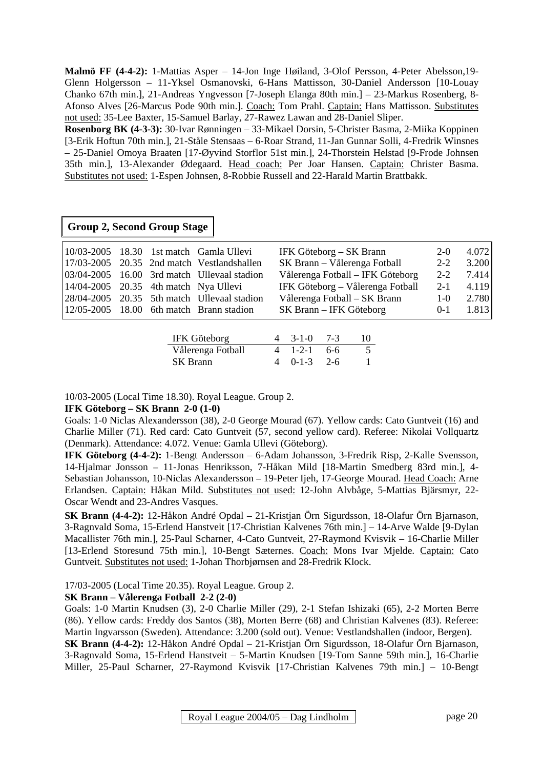**Malmö FF (4-4-2):** 1-Mattias Asper – 14-Jon Inge Høiland, 3-Olof Persson, 4-Peter Abelsson,19-Glenn Holgersson – 11-Yksel Osmanovski, 6-Hans Mattisson, 30-Daniel Andersson [10-Louay Chanko 67th min.], 21-Andreas Yngvesson [7-Joseph Elanga 80th min.] – 23-Markus Rosenberg, 8-Afonso Alves [26-Marcus Pode 90th min.]. Coach: Tom Prahl. Captain: Hans Mattisson. Substitutes not used: 35-Lee Baxter, 15-Samuel Barlay, 27-Rawez Lawan and 28-Daniel Sliper.

**Rosenborg BK (4-3-3):** 30-Ivar Rønningen – 33-Mikael Dorsin, 5-Christer Basma, 2-Miika Koppinen [3-Erik Hoftun 70th min.], 21-Ståle Stensaas – 6-Roar Strand, 11-Jan Gunnar Solli, 4-Fredrik Winsnes – 25-Daniel Omoya Braaten [17-Øyvind Storflor 51st min.], 24-Thorstein Helstad [9-Frode Johnsen 35th min.], 13-Alexander Ødegaard. Head coach: Per Joar Hansen. Captain: Christer Basma. Substitutes not used: 1-Espen Johnsen, 8-Robbie Russell and 22-Harald Martin Brattbakk.

## Group 2, Second Group Stage

| | | | | | | |
|---|---|---|---|---|---|---|
| 10/03-2005 | 18.30 | 1st match | Gamla Ullevi | IFK Göteborg – SK Brann | 2-0 | 4.072 |
| 17/03-2005 | 20.35 | 2nd match | Vestlandshallen | SK Brann – Vålerenga Fotball | 2-2 | 3.200 |
| 03/04-2005 | 16.00 | 3rd match | Ullevaal stadion | Vålerenga Fotball – IFK Göteborg | 2-2 | 7.414 |
| 14/04-2005 | 20.35 | 4th match | Nya Ullevi | IFK Göteborg – Vålerenga Fotball | 2-1 | 4.119 |
| 28/04-2005 | 20.35 | 5th match | Ullevaal stadion | Vålerenga Fotball – SK Brann | 1-0 | 2.780 |
| 12/05-2005 | 18.00 | 6th match | Brann stadion | SK Brann – IFK Göteborg | 0-1 | 1.813 |

| | | | | |
|---|---|---|---|---|
| IFK Göteborg | 4 | 3-1-0 | 7-3 | 10 |
| Vålerenga Fotball | 4 | 1-2-1 | 6-6 | 5 |
| SK Brann | 4 | 0-1-3 | 2-6 | 1 |

10/03-2005 (Local Time 18.30). Royal League. Group 2.

**IFK Göteborg – SK Brann 2-0 (1-0)**

Goals: 1-0 Niclas Alexandersson (38), 2-0 George Mourad (67). Yellow cards: Cato Guntveit (16) and Charlie Miller (71). Red card: Cato Guntveit (57, second yellow card). Referee: Nikolai Vollquartz (Denmark). Attendance: 4.072. Venue: Gamla Ullevi (Göteborg).

**IFK Göteborg (4-4-2):** 1-Bengt Andersson – 6-Adam Johansson, 3-Fredrik Risp, 2-Kalle Svensson, 14-Hjalmar Jonsson – 11-Jonas Henriksson, 7-Håkan Mild [18-Martin Smedberg 83rd min.], 4-Sebastian Johansson, 10-Niclas Alexandersson – 19-Peter Ijeh, 17-George Mourad. Head Coach: Arne Erlandsen. Captain: Håkan Mild. Substitutes not used: 12-John Alvbåge, 5-Mattias Bjärsmyr, 22-Oscar Wendt and 23-Andres Vasques.

**SK Brann (4-4-2):** 12-Håkon André Opdal – 21-Kristjan Örn Sigurdsson, 18-Olafur Örn Bjarnason, 3-Ragnvald Soma, 15-Erlend Hanstveit [17-Christian Kalvenes 76th min.] – 14-Arve Walde [9-Dylan Macallister 76th min.], 25-Paul Scharner, 4-Cato Guntveit, 27-Raymond Kvisvik – 16-Charlie Miller [13-Erlend Storesund 75th min.], 10-Bengt Sæternes. Coach: Mons Ivar Mjelde. Captain: Cato Guntveit. Substitutes not used: 1-Johan Thorbjørnsen and 28-Fredrik Klock.

17/03-2005 (Local Time 20.35). Royal League. Group 2.

**SK Brann – Vålerenga Fotball 2-2 (2-0)**

Goals: 1-0 Martin Knudsen (3), 2-0 Charlie Miller (29), 2-1 Stefan Ishizaki (65), 2-2 Morten Berre (86). Yellow cards: Freddy dos Santos (38), Morten Berre (68) and Christian Kalvenes (83). Referee: Martin Ingvarsson (Sweden). Attendance: 3.200 (sold out). Venue: Vestlandshallen (indoor, Bergen).

**SK Brann (4-4-2):** 12-Håkon André Opdal – 21-Kristjan Örn Sigurdsson, 18-Olafur Örn Bjarnason, 3-Ragnvald Soma, 15-Erlend Hanstveit – 5-Martin Knudsen [19-Tom Sanne 59th min.], 16-Charlie Miller, 25-Paul Scharner, 27-Raymond Kvisvik [17-Christian Kalvenes 79th min.] – 10-Bengt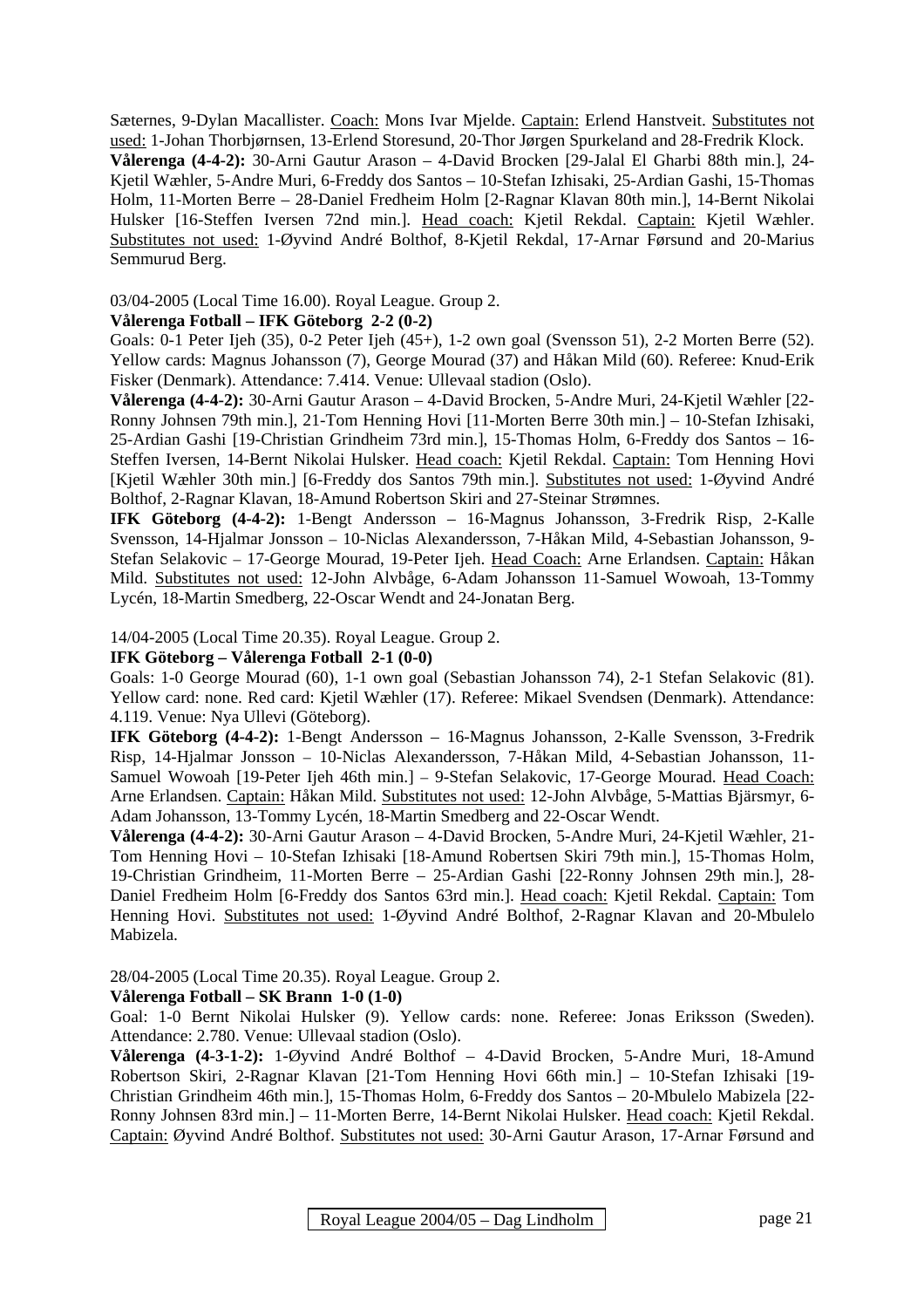Sæternes, 9-Dylan Macallister. Coach: Mons Ivar Mjelde. Captain: Erlend Hanstveit. Substitutes not used: 1-Johan Thorbjørnsen, 13-Erlend Storesund, 20-Thor Jørgen Spurkeland and 28-Fredrik Klock.
**Vålerenga (4-4-2):** 30-Arni Gautur Arason – 4-David Brocken [29-Jalal El Gharbi 88th min.], 24-Kjetil Wæhler, 5-Andre Muri, 6-Freddy dos Santos – 10-Stefan Izhisaki, 25-Ardian Gashi, 15-Thomas Holm, 11-Morten Berre – 28-Daniel Fredheim Holm [2-Ragnar Klavan 80th min.], 14-Bernt Nikolai Hulsker [16-Steffen Iversen 72nd min.]. Head coach: Kjetil Rekdal. Captain: Kjetil Wæhler. Substitutes not used: 1-Øyvind André Bolthof, 8-Kjetil Rekdal, 17-Arnar Førsund and 20-Marius Semmurud Berg.

03/04-2005 (Local Time 16.00). Royal League. Group 2.
**Vålerenga Fotball – IFK Göteborg 2-2 (0-2)**
Goals: 0-1 Peter Ijeh (35), 0-2 Peter Ijeh (45+), 1-2 own goal (Svensson 51), 2-2 Morten Berre (52). Yellow cards: Magnus Johansson (7), George Mourad (37) and Håkan Mild (60). Referee: Knud-Erik Fisker (Denmark). Attendance: 7.414. Venue: Ullevaal stadion (Oslo).
**Vålerenga (4-4-2):** 30-Arni Gautur Arason – 4-David Brocken, 5-Andre Muri, 24-Kjetil Wæhler [22-Ronny Johnsen 79th min.], 21-Tom Henning Hovi [11-Morten Berre 30th min.] – 10-Stefan Izhisaki, 25-Ardian Gashi [19-Christian Grindheim 73rd min.], 15-Thomas Holm, 6-Freddy dos Santos – 16-Steffen Iversen, 14-Bernt Nikolai Hulsker. Head coach: Kjetil Rekdal. Captain: Tom Henning Hovi [Kjetil Wæhler 30th min.] [6-Freddy dos Santos 79th min.]. Substitutes not used: 1-Øyvind André Bolthof, 2-Ragnar Klavan, 18-Amund Robertson Skiri and 27-Steinar Strømnes.
**IFK Göteborg (4-4-2):** 1-Bengt Andersson – 16-Magnus Johansson, 3-Fredrik Risp, 2-Kalle Svensson, 14-Hjalmar Jonsson – 10-Niclas Alexandersson, 7-Håkan Mild, 4-Sebastian Johansson, 9-Stefan Selakovic – 17-George Mourad, 19-Peter Ijeh. Head Coach: Arne Erlandsen. Captain: Håkan Mild. Substitutes not used: 12-John Alvbåge, 6-Adam Johansson 11-Samuel Wowoah, 13-Tommy Lycén, 18-Martin Smedberg, 22-Oscar Wendt and 24-Jonatan Berg.

14/04-2005 (Local Time 20.35). Royal League. Group 2.
**IFK Göteborg – Vålerenga Fotball 2-1 (0-0)**
Goals: 1-0 George Mourad (60), 1-1 own goal (Sebastian Johansson 74), 2-1 Stefan Selakovic (81). Yellow card: none. Red card: Kjetil Wæhler (17). Referee: Mikael Svendsen (Denmark). Attendance: 4.119. Venue: Nya Ullevi (Göteborg).
**IFK Göteborg (4-4-2):** 1-Bengt Andersson – 16-Magnus Johansson, 2-Kalle Svensson, 3-Fredrik Risp, 14-Hjalmar Jonsson – 10-Niclas Alexandersson, 7-Håkan Mild, 4-Sebastian Johansson, 11-Samuel Wowoah [19-Peter Ijeh 46th min.] – 9-Stefan Selakovic, 17-George Mourad. Head Coach: Arne Erlandsen. Captain: Håkan Mild. Substitutes not used: 12-John Alvbåge, 5-Mattias Bjärsmyr, 6-Adam Johansson, 13-Tommy Lycén, 18-Martin Smedberg and 22-Oscar Wendt.
**Vålerenga (4-4-2):** 30-Arni Gautur Arason – 4-David Brocken, 5-Andre Muri, 24-Kjetil Wæhler, 21-Tom Henning Hovi – 10-Stefan Izhisaki [18-Amund Robertsen Skiri 79th min.], 15-Thomas Holm, 19-Christian Grindheim, 11-Morten Berre – 25-Ardian Gashi [22-Ronny Johnsen 29th min.], 28-Daniel Fredheim Holm [6-Freddy dos Santos 63rd min.]. Head coach: Kjetil Rekdal. Captain: Tom Henning Hovi. Substitutes not used: 1-Øyvind André Bolthof, 2-Ragnar Klavan and 20-Mbulelo Mabizela.

28/04-2005 (Local Time 20.35). Royal League. Group 2.
**Vålerenga Fotball – SK Brann 1-0 (1-0)**
Goal: 1-0 Bernt Nikolai Hulsker (9). Yellow cards: none. Referee: Jonas Eriksson (Sweden). Attendance: 2.780. Venue: Ullevaal stadion (Oslo).
**Vålerenga (4-3-1-2):** 1-Øyvind André Bolthof – 4-David Brocken, 5-Andre Muri, 18-Amund Robertson Skiri, 2-Ragnar Klavan [21-Tom Henning Hovi 66th min.] – 10-Stefan Izhisaki [19-Christian Grindheim 46th min.], 15-Thomas Holm, 6-Freddy dos Santos – 20-Mbulelo Mabizela [22-Ronny Johnsen 83rd min.] – 11-Morten Berre, 14-Bernt Nikolai Hulsker. Head coach: Kjetil Rekdal. Captain: Øyvind André Bolthof. Substitutes not used: 30-Arni Gautur Arason, 17-Arnar Førsund and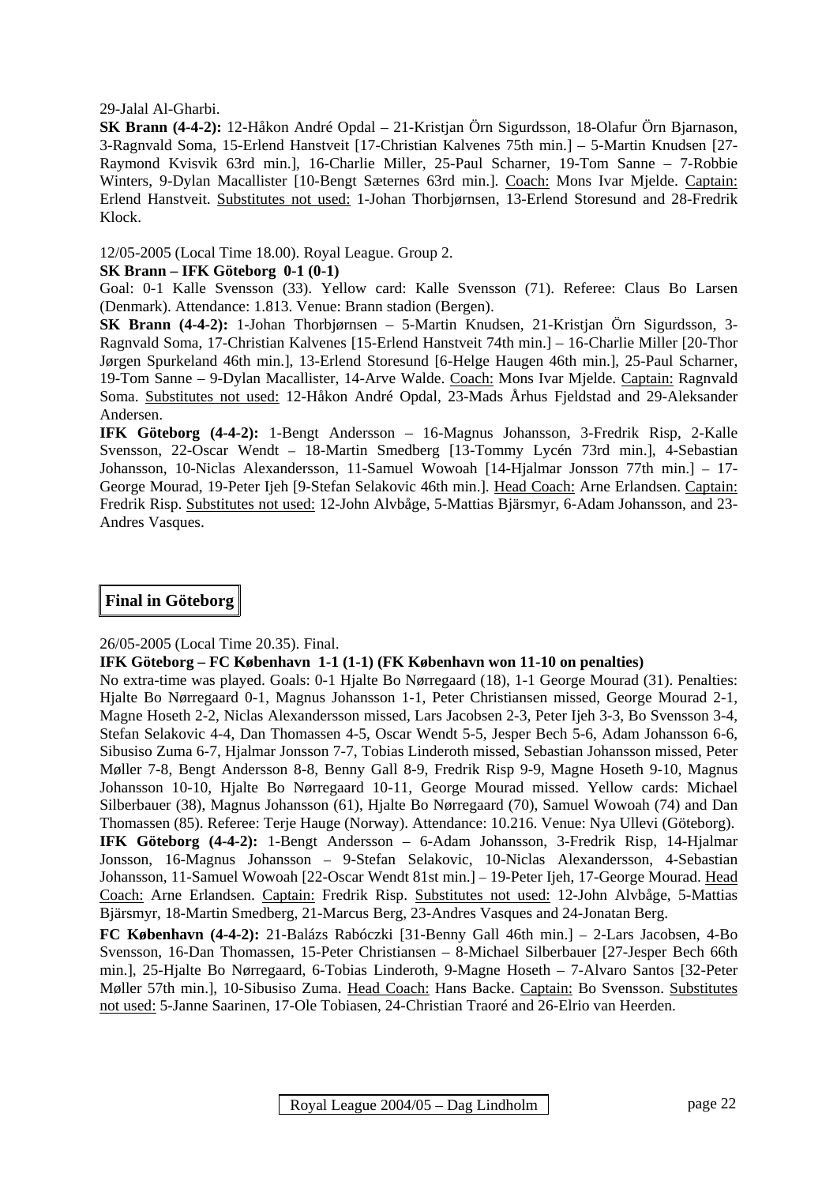29-Jalal Al-Gharbi.

**SK Brann (4-4-2):** 12-Håkon André Opdal – 21-Kristjan Örn Sigurdsson, 18-Olafur Örn Bjarnason, 3-Ragnvald Soma, 15-Erlend Hanstveit [17-Christian Kalvenes 75th min.] – 5-Martin Knudsen [27-Raymond Kvisvik 63rd min.], 16-Charlie Miller, 25-Paul Scharner, 19-Tom Sanne – 7-Robbie Winters, 9-Dylan Macallister [10-Bengt Sæternes 63rd min.]. Coach: Mons Ivar Mjelde. Captain: Erlend Hanstveit. Substitutes not used: 1-Johan Thorbjørnsen, 13-Erlend Storesund and 28-Fredrik Klock.

12/05-2005 (Local Time 18.00). Royal League. Group 2.

**SK Brann – IFK Göteborg 0-1 (0-1)**

Goal: 0-1 Kalle Svensson (33). Yellow card: Kalle Svensson (71). Referee: Claus Bo Larsen (Denmark). Attendance: 1.813. Venue: Brann stadion (Bergen).

**SK Brann (4-4-2):** 1-Johan Thorbjørnsen – 5-Martin Knudsen, 21-Kristjan Örn Sigurdsson, 3-Ragnvald Soma, 17-Christian Kalvenes [15-Erlend Hanstveit 74th min.] – 16-Charlie Miller [20-Thor Jørgen Spurkeland 46th min.], 13-Erlend Storesund [6-Helge Haugen 46th min.], 25-Paul Scharner, 19-Tom Sanne – 9-Dylan Macallister, 14-Arve Walde. Coach: Mons Ivar Mjelde. Captain: Ragnvald Soma. Substitutes not used: 12-Håkon André Opdal, 23-Mads Århus Fjeldstad and 29-Aleksander Andersen.

**IFK Göteborg (4-4-2):** 1-Bengt Andersson – 16-Magnus Johansson, 3-Fredrik Risp, 2-Kalle Svensson, 22-Oscar Wendt – 18-Martin Smedberg [13-Tommy Lycén 73rd min.], 4-Sebastian Johansson, 10-Niclas Alexandersson, 11-Samuel Wowoah [14-Hjalmar Jonsson 77th min.] – 17-George Mourad, 19-Peter Ijeh [9-Stefan Selakovic 46th min.]. Head Coach: Arne Erlandsen. Captain: Fredrik Risp. Substitutes not used: 12-John Alvbåge, 5-Mattias Bjärsmyr, 6-Adam Johansson, and 23-Andres Vasques.

## Final in Göteborg

26/05-2005 (Local Time 20.35). Final.

**IFK Göteborg – FC København 1-1 (1-1) (FK København won 11-10 on penalties)**

No extra-time was played. Goals: 0-1 Hjalte Bo Nørregaard (18), 1-1 George Mourad (31). Penalties: Hjalte Bo Nørregaard 0-1, Magnus Johansson 1-1, Peter Christiansen missed, George Mourad 2-1, Magne Hoseth 2-2, Niclas Alexandersson missed, Lars Jacobsen 2-3, Peter Ijeh 3-3, Bo Svensson 3-4, Stefan Selakovic 4-4, Dan Thomassen 4-5, Oscar Wendt 5-5, Jesper Bech 5-6, Adam Johansson 6-6, Sibusiso Zuma 6-7, Hjalmar Jonsson 7-7, Tobias Linderoth missed, Sebastian Johansson missed, Peter Møller 7-8, Bengt Andersson 8-8, Benny Gall 8-9, Fredrik Risp 9-9, Magne Hoseth 9-10, Magnus Johansson 10-10, Hjalte Bo Nørregaard 10-11, George Mourad missed. Yellow cards: Michael Silberbauer (38), Magnus Johansson (61), Hjalte Bo Nørregaard (70), Samuel Wowoah (74) and Dan Thomassen (85). Referee: Terje Hauge (Norway). Attendance: 10.216. Venue: Nya Ullevi (Göteborg).

**IFK Göteborg (4-4-2):** 1-Bengt Andersson – 6-Adam Johansson, 3-Fredrik Risp, 14-Hjalmar Jonsson, 16-Magnus Johansson – 9-Stefan Selakovic, 10-Niclas Alexandersson, 4-Sebastian Johansson, 11-Samuel Wowoah [22-Oscar Wendt 81st min.] – 19-Peter Ijeh, 17-George Mourad. Head Coach: Arne Erlandsen. Captain: Fredrik Risp. Substitutes not used: 12-John Alvbåge, 5-Mattias Bjärsmyr, 18-Martin Smedberg, 21-Marcus Berg, 23-Andres Vasques and 24-Jonatan Berg.

**FC København (4-4-2):** 21-Balázs Rabóczki [31-Benny Gall 46th min.] – 2-Lars Jacobsen, 4-Bo Svensson, 16-Dan Thomassen, 15-Peter Christiansen – 8-Michael Silberbauer [27-Jesper Bech 66th min.], 25-Hjalte Bo Nørregaard, 6-Tobias Linderoth, 9-Magne Hoseth – 7-Alvaro Santos [32-Peter Møller 57th min.], 10-Sibusiso Zuma. Head Coach: Hans Backe. Captain: Bo Svensson. Substitutes not used: 5-Janne Saarinen, 17-Ole Tobiasen, 24-Christian Traoré and 26-Elrio van Heerden.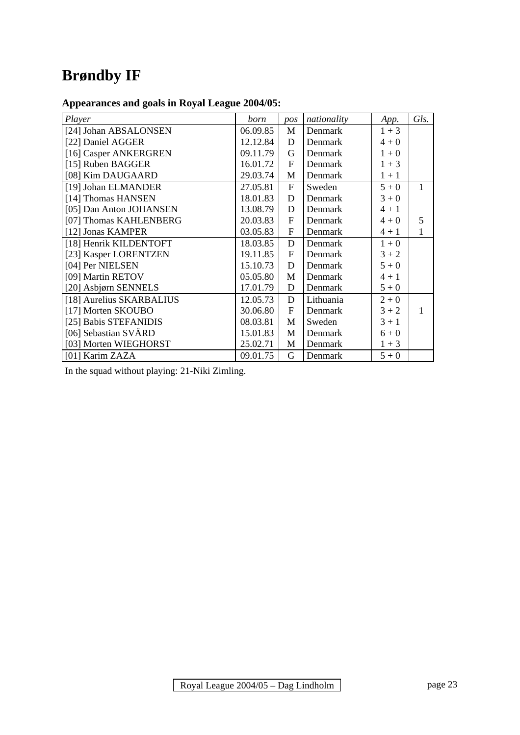# Brøndby IF

**Appearances and goals in Royal League 2004/05:**

| *Player* | *born* | *pos* | *nationality* | *App.* | *Gls.* |
|---|---|---|---|---|---|
| [24] Johan ABSALONSEN | 06.09.85 | M | Denmark | 1 + 3 | |
| [22] Daniel AGGER | 12.12.84 | D | Denmark | 4 + 0 | |
| [16] Casper ANKERGREN | 09.11.79 | G | Denmark | 1 + 0 | |
| [15] Ruben BAGGER | 16.01.72 | F | Denmark | 1 + 3 | |
| [08] Kim DAUGAARD | 29.03.74 | M | Denmark | 1 + 1 | |
| [19] Johan ELMANDER | 27.05.81 | F | Sweden | 5 + 0 | 1 |
| [14] Thomas HANSEN | 18.01.83 | D | Denmark | 3 + 0 | |
| [05] Dan Anton JOHANSEN | 13.08.79 | D | Denmark | 4 + 1 | |
| [07] Thomas KAHLENBERG | 20.03.83 | F | Denmark | 4 + 0 | 5 |
| [12] Jonas KAMPER | 03.05.83 | F | Denmark | 4 + 1 | 1 |
| [18] Henrik KILDENTOFT | 18.03.85 | D | Denmark | 1 + 0 | |
| [23] Kasper LORENTZEN | 19.11.85 | F | Denmark | 3 + 2 | |
| [04] Per NIELSEN | 15.10.73 | D | Denmark | 5 + 0 | |
| [09] Martin RETOV | 05.05.80 | M | Denmark | 4 + 1 | |
| [20] Asbjørn SENNELS | 17.01.79 | D | Denmark | 5 + 0 | |
| [18] Aurelius SKARBALIUS | 12.05.73 | D | Lithuania | 2 + 0 | |
| [17] Morten SKOUBO | 30.06.80 | F | Denmark | 3 + 2 | 1 |
| [25] Babis STEFANIDIS | 08.03.81 | M | Sweden | 3 + 1 | |
| [06] Sebastian SVÄRD | 15.01.83 | M | Denmark | 6 + 0 | |
| [03] Morten WIEGHORST | 25.02.71 | M | Denmark | 1 + 3 | |
| [01] Karim ZAZA | 09.01.75 | G | Denmark | 5 + 0 | |

In the squad without playing: 21-Niki Zimling.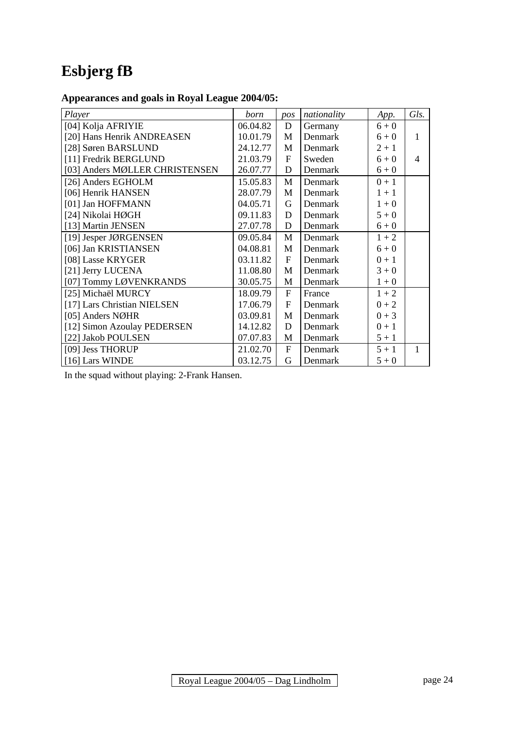# Esbjerg fB

### Appearances and goals in Royal League 2004/05:

| *Player* | *born* | *pos* | *nationality* | *App.* | *Gls.* |
|---|---|---|---|---|---|
| [04] Kolja AFRIYIE | 06.04.82 | D | Germany | 6 + 0 | |
| [20] Hans Henrik ANDREASEN | 10.01.79 | M | Denmark | 6 + 0 | 1 |
| [28] Søren BARSLUND | 24.12.77 | M | Denmark | 2 + 1 | |
| [11] Fredrik BERGLUND | 21.03.79 | F | Sweden | 6 + 0 | 4 |
| [03] Anders MØLLER CHRISTENSEN | 26.07.77 | D | Denmark | 6 + 0 | |
| [26] Anders EGHOLM | 15.05.83 | M | Denmark | 0 + 1 | |
| [06] Henrik HANSEN | 28.07.79 | M | Denmark | 1 + 1 | |
| [01] Jan HOFFMANN | 04.05.71 | G | Denmark | 1 + 0 | |
| [24] Nikolai HØGH | 09.11.83 | D | Denmark | 5 + 0 | |
| [13] Martin JENSEN | 27.07.78 | D | Denmark | 6 + 0 | |
| [19] Jesper JØRGENSEN | 09.05.84 | M | Denmark | 1 + 2 | |
| [06] Jan KRISTIANSEN | 04.08.81 | M | Denmark | 6 + 0 | |
| [08] Lasse KRYGER | 03.11.82 | F | Denmark | 0 + 1 | |
| [21] Jerry LUCENA | 11.08.80 | M | Denmark | 3 + 0 | |
| [07] Tommy LØVENKRANDS | 30.05.75 | M | Denmark | 1 + 0 | |
| [25] Michaël MURCY | 18.09.79 | F | France | 1 + 2 | |
| [17] Lars Christian NIELSEN | 17.06.79 | F | Denmark | 0 + 2 | |
| [05] Anders NØHR | 03.09.81 | M | Denmark | 0 + 3 | |
| [12] Simon Azoulay PEDERSEN | 14.12.82 | D | Denmark | 0 + 1 | |
| [22] Jakob POULSEN | 07.07.83 | M | Denmark | 5 + 1 | |
| [09] Jess THORUP | 21.02.70 | F | Denmark | 5 + 1 | 1 |
| [16] Lars WINDE | 03.12.75 | G | Denmark | 5 + 0 | |

In the squad without playing: 2-Frank Hansen.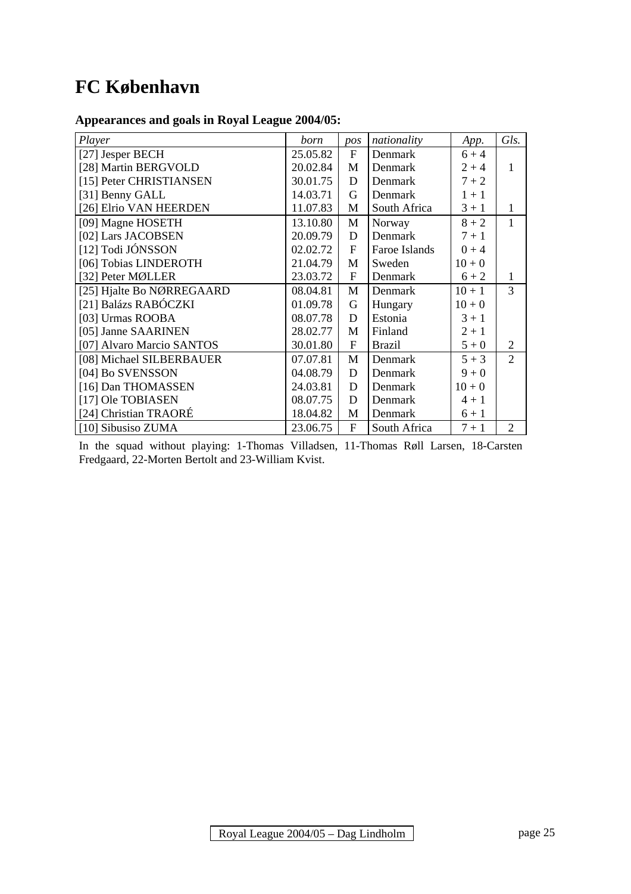# FC København

### Appearances and goals in Royal League 2004/05:

| *Player* | *born* | *pos* | *nationality* | *App.* | *Gls.* |
|---|---|---|---|---|---|
| [27] Jesper BECH | 25.05.82 | F | Denmark | 6 + 4 | |
| [28] Martin BERGVOLD | 20.02.84 | M | Denmark | 2 + 4 | 1 |
| [15] Peter CHRISTIANSEN | 30.01.75 | D | Denmark | 7 + 2 | |
| [31] Benny GALL | 14.03.71 | G | Denmark | 1 + 1 | |
| [26] Elrio VAN HEERDEN | 11.07.83 | M | South Africa | 3 + 1 | 1 |
| [09] Magne HOSETH | 13.10.80 | M | Norway | 8 + 2 | 1 |
| [02] Lars JACOBSEN | 20.09.79 | D | Denmark | 7 + 1 | |
| [12] Todi JÓNSSON | 02.02.72 | F | Faroe Islands | 0 + 4 | |
| [06] Tobias LINDEROTH | 21.04.79 | M | Sweden | 10 + 0 | |
| [32] Peter MØLLER | 23.03.72 | F | Denmark | 6 + 2 | 1 |
| [25] Hjalte Bo NØRREGAARD | 08.04.81 | M | Denmark | 10 + 1 | 3 |
| [21] Balázs RABÓCZKI | 01.09.78 | G | Hungary | 10 + 0 | |
| [03] Urmas ROOBA | 08.07.78 | D | Estonia | 3 + 1 | |
| [05] Janne SAARINEN | 28.02.77 | M | Finland | 2 + 1 | |
| [07] Alvaro Marcio SANTOS | 30.01.80 | F | Brazil | 5 + 0 | 2 |
| [08] Michael SILBERBAUER | 07.07.81 | M | Denmark | 5 + 3 | 2 |
| [04] Bo SVENSSON | 04.08.79 | D | Denmark | 9 + 0 | |
| [16] Dan THOMASSEN | 24.03.81 | D | Denmark | 10 + 0 | |
| [17] Ole TOBIASEN | 08.07.75 | D | Denmark | 4 + 1 | |
| [24] Christian TRAORÉ | 18.04.82 | M | Denmark | 6 + 1 | |
| [10] Sibusiso ZUMA | 23.06.75 | F | South Africa | 7 + 1 | 2 |

In the squad without playing: 1-Thomas Villadsen, 11-Thomas Røll Larsen, 18-Carsten Fredgaard, 22-Morten Bertolt and 23-William Kvist.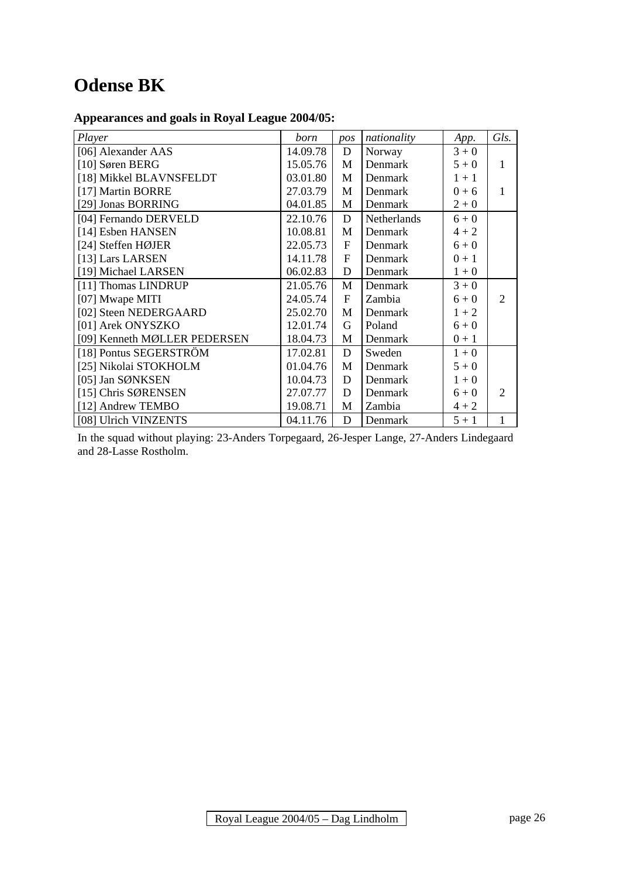# Odense BK

### Appearances and goals in Royal League 2004/05:

| *Player* | *born* | *pos* | *nationality* | *App.* | *Gls.* |
|---|---|---|---|---|---|
| [06] Alexander AAS | 14.09.78 | D | Norway | 3 + 0 | |
| [10] Søren BERG | 15.05.76 | M | Denmark | 5 + 0 | 1 |
| [18] Mikkel BLAVNSFELDT | 03.01.80 | M | Denmark | 1 + 1 | |
| [17] Martin BORRE | 27.03.79 | M | Denmark | 0 + 6 | 1 |
| [29] Jonas BORRING | 04.01.85 | M | Denmark | 2 + 0 | |
| [04] Fernando DERVELD | 22.10.76 | D | Netherlands | 6 + 0 | |
| [14] Esben HANSEN | 10.08.81 | M | Denmark | 4 + 2 | |
| [24] Steffen HØJER | 22.05.73 | F | Denmark | 6 + 0 | |
| [13] Lars LARSEN | 14.11.78 | F | Denmark | 0 + 1 | |
| [19] Michael LARSEN | 06.02.83 | D | Denmark | 1 + 0 | |
| [11] Thomas LINDRUP | 21.05.76 | M | Denmark | 3 + 0 | |
| [07] Mwape MITI | 24.05.74 | F | Zambia | 6 + 0 | 2 |
| [02] Steen NEDERGAARD | 25.02.70 | M | Denmark | 1 + 2 | |
| [01] Arek ONYSZKO | 12.01.74 | G | Poland | 6 + 0 | |
| [09] Kenneth MØLLER PEDERSEN | 18.04.73 | M | Denmark | 0 + 1 | |
| [18] Pontus SEGERSTRÖM | 17.02.81 | D | Sweden | 1 + 0 | |
| [25] Nikolai STOKHOLM | 01.04.76 | M | Denmark | 5 + 0 | |
| [05] Jan SØNKSEN | 10.04.73 | D | Denmark | 1 + 0 | |
| [15] Chris SØRENSEN | 27.07.77 | D | Denmark | 6 + 0 | 2 |
| [12] Andrew TEMBO | 19.08.71 | M | Zambia | 4 + 2 | |
| [08] Ulrich VINZENTS | 04.11.76 | D | Denmark | 5 + 1 | 1 |

In the squad without playing: 23-Anders Torpegaard, 26-Jesper Lange, 27-Anders Lindegaard and 28-Lasse Rostholm.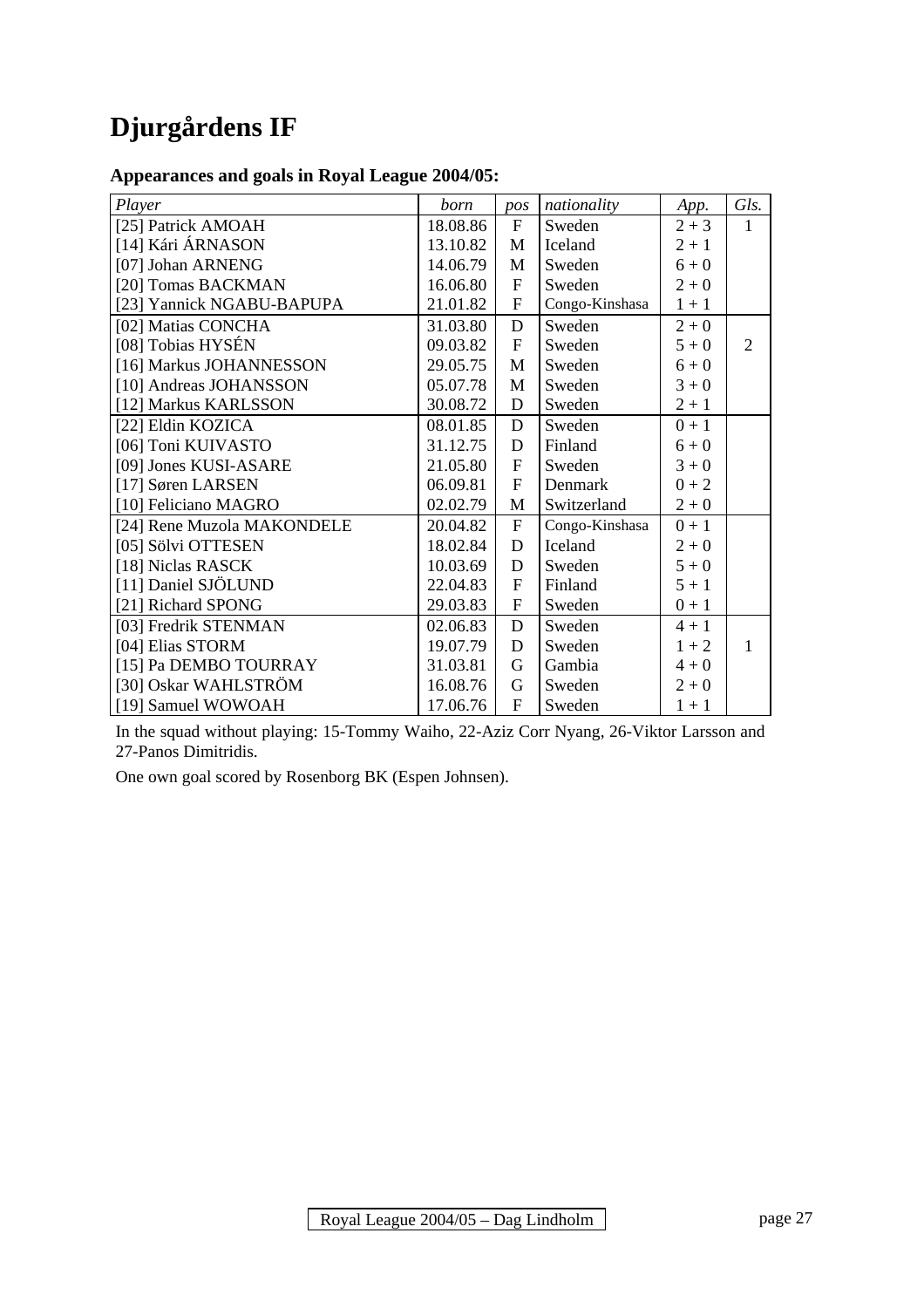# Djurgårdens IF

### Appearances and goals in Royal League 2004/05:

| *Player* | *born* | *pos* | *nationality* | *App.* | *Gls.* |
|---|---|---|---|---|---|
| [25] Patrick AMOAH | 18.08.86 | F | Sweden | 2 + 3 | 1 |
| [14] Kári ÁRNASON | 13.10.82 | M | Iceland | 2 + 1 | |
| [07] Johan ARNENG | 14.06.79 | M | Sweden | 6 + 0 | |
| [20] Tomas BACKMAN | 16.06.80 | F | Sweden | 2 + 0 | |
| [23] Yannick NGABU-BAPUPA | 21.01.82 | F | Congo-Kinshasa | 1 + 1 | |
| [02] Matias CONCHA | 31.03.80 | D | Sweden | 2 + 0 | |
| [08] Tobias HYSÉN | 09.03.82 | F | Sweden | 5 + 0 | 2 |
| [16] Markus JOHANNESSON | 29.05.75 | M | Sweden | 6 + 0 | |
| [10] Andreas JOHANSSON | 05.07.78 | M | Sweden | 3 + 0 | |
| [12] Markus KARLSSON | 30.08.72 | D | Sweden | 2 + 1 | |
| [22] Eldin KOZICA | 08.01.85 | D | Sweden | 0 + 1 | |
| [06] Toni KUIVASTO | 31.12.75 | D | Finland | 6 + 0 | |
| [09] Jones KUSI-ASARE | 21.05.80 | F | Sweden | 3 + 0 | |
| [17] Søren LARSEN | 06.09.81 | F | Denmark | 0 + 2 | |
| [10] Feliciano MAGRO | 02.02.79 | M | Switzerland | 2 + 0 | |
| [24] Rene Muzola MAKONDELE | 20.04.82 | F | Congo-Kinshasa | 0 + 1 | |
| [05] Sölvi OTTESEN | 18.02.84 | D | Iceland | 2 + 0 | |
| [18] Niclas RASCK | 10.03.69 | D | Sweden | 5 + 0 | |
| [11] Daniel SJÖLUND | 22.04.83 | F | Finland | 5 + 1 | |
| [21] Richard SPONG | 29.03.83 | F | Sweden | 0 + 1 | |
| [03] Fredrik STENMAN | 02.06.83 | D | Sweden | 4 + 1 | |
| [04] Elias STORM | 19.07.79 | D | Sweden | 1 + 2 | 1 |
| [15] Pa DEMBO TOURRAY | 31.03.81 | G | Gambia | 4 + 0 | |
| [30] Oskar WAHLSTRÖM | 16.08.76 | G | Sweden | 2 + 0 | |
| [19] Samuel WOWOAH | 17.06.76 | F | Sweden | 1 + 1 | |

In the squad without playing: 15-Tommy Waiho, 22-Aziz Corr Nyang, 26-Viktor Larsson and 27-Panos Dimitridis.

One own goal scored by Rosenborg BK (Espen Johnsen).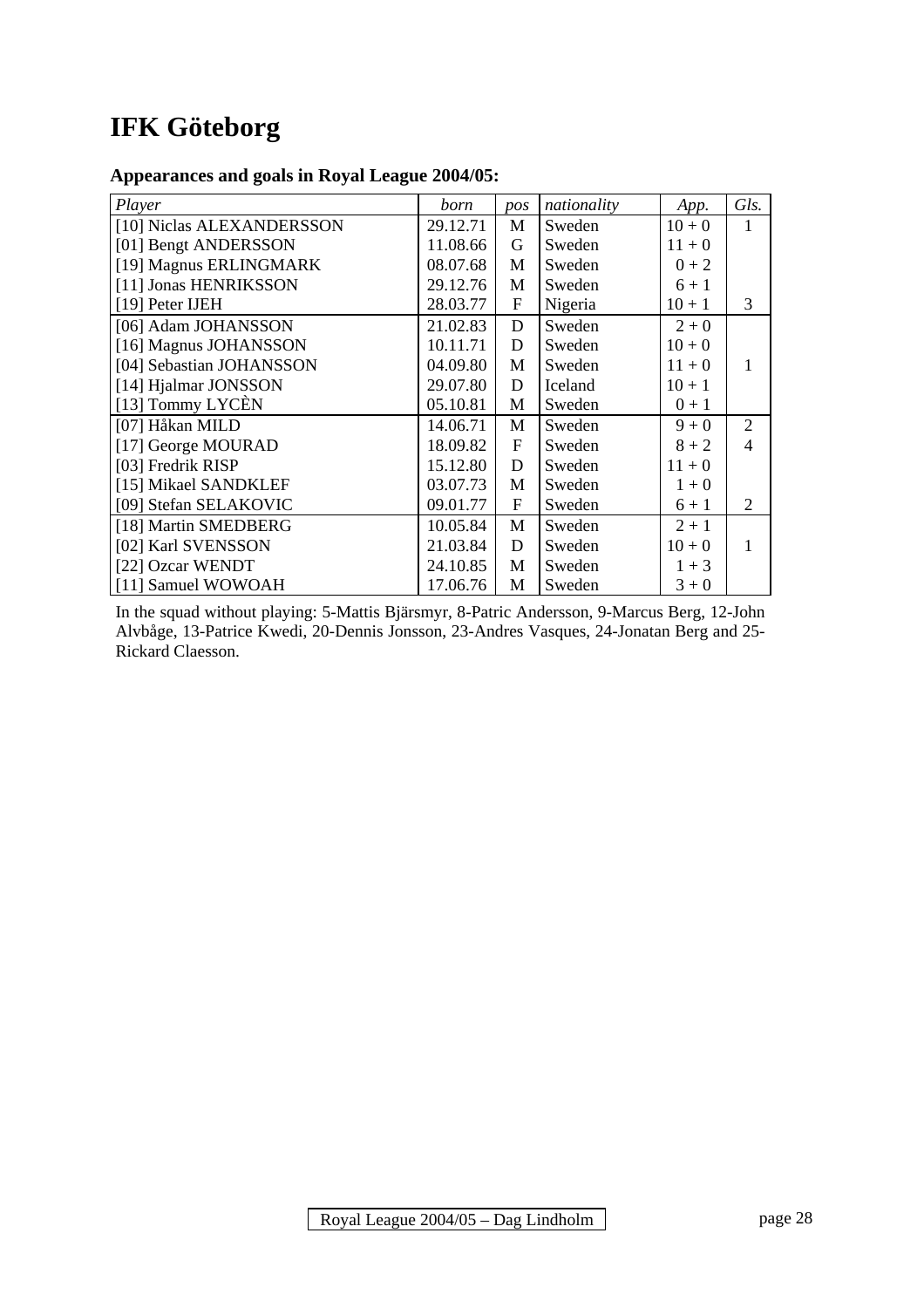# IFK Göteborg

### Appearances and goals in Royal League 2004/05:

| *Player* | *born* | *pos* | *nationality* | *App.* | *Gls.* |
|---|---|---|---|---|---|
| [10] Niclas ALEXANDERSSON | 29.12.71 | M | Sweden | 10 + 0 | 1 |
| [01] Bengt ANDERSSON | 11.08.66 | G | Sweden | 11 + 0 | |
| [19] Magnus ERLINGMARK | 08.07.68 | M | Sweden | 0 + 2 | |
| [11] Jonas HENRIKSSON | 29.12.76 | M | Sweden | 6 + 1 | |
| [19] Peter IJEH | 28.03.77 | F | Nigeria | 10 + 1 | 3 |
| [06] Adam JOHANSSON | 21.02.83 | D | Sweden | 2 + 0 | |
| [16] Magnus JOHANSSON | 10.11.71 | D | Sweden | 10 + 0 | |
| [04] Sebastian JOHANSSON | 04.09.80 | M | Sweden | 11 + 0 | 1 |
| [14] Hjalmar JONSSON | 29.07.80 | D | Iceland | 10 + 1 | |
| [13] Tommy LYCÈN | 05.10.81 | M | Sweden | 0 + 1 | |
| [07] Håkan MILD | 14.06.71 | M | Sweden | 9 + 0 | 2 |
| [17] George MOURAD | 18.09.82 | F | Sweden | 8 + 2 | 4 |
| [03] Fredrik RISP | 15.12.80 | D | Sweden | 11 + 0 | |
| [15] Mikael SANDKLEF | 03.07.73 | M | Sweden | 1 + 0 | |
| [09] Stefan SELAKOVIC | 09.01.77 | F | Sweden | 6 + 1 | 2 |
| [18] Martin SMEDBERG | 10.05.84 | M | Sweden | 2 + 1 | |
| [02] Karl SVENSSON | 21.03.84 | D | Sweden | 10 + 0 | 1 |
| [22] Ozcar WENDT | 24.10.85 | M | Sweden | 1 + 3 | |
| [11] Samuel WOWOAH | 17.06.76 | M | Sweden | 3 + 0 | |

In the squad without playing: 5-Mattis Bjärsmyr, 8-Patric Andersson, 9-Marcus Berg, 12-John Alvbåge, 13-Patrice Kwedi, 20-Dennis Jonsson, 23-Andres Vasques, 24-Jonatan Berg and 25-Rickard Claesson.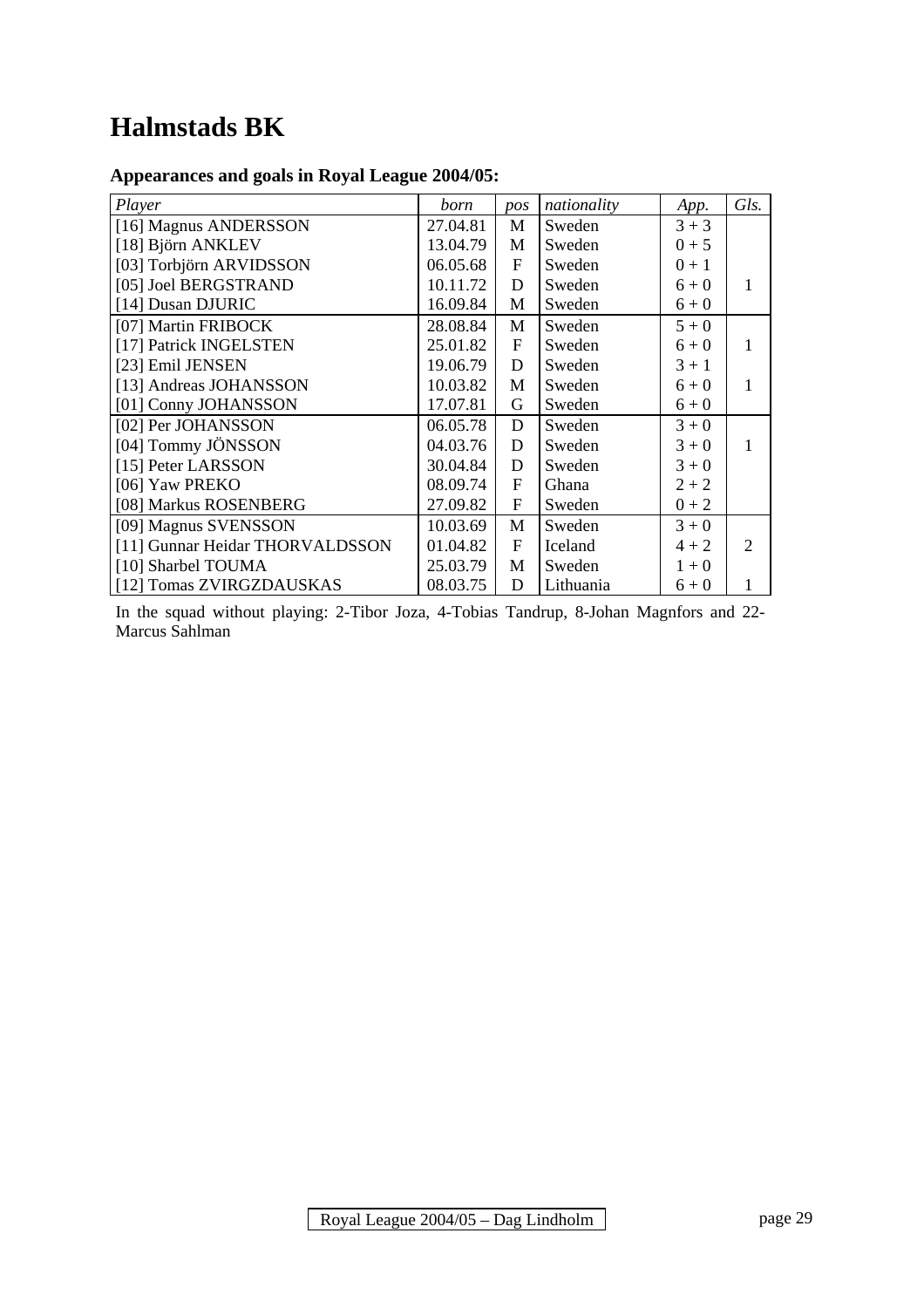# Halmstads BK

### Appearances and goals in Royal League 2004/05:

| *Player* | *born* | *pos* | *nationality* | *App.* | *Gls.* |
|---|---|---|---|---|---|
| [16] Magnus ANDERSSON | 27.04.81 | M | Sweden | 3 + 3 | |
| [18] Björn ANKLEV | 13.04.79 | M | Sweden | 0 + 5 | |
| [03] Torbjörn ARVIDSSON | 06.05.68 | F | Sweden | 0 + 1 | |
| [05] Joel BERGSTRAND | 10.11.72 | D | Sweden | 6 + 0 | 1 |
| [14] Dusan DJURIC | 16.09.84 | M | Sweden | 6 + 0 | |
| [07] Martin FRIBOCK | 28.08.84 | M | Sweden | 5 + 0 | |
| [17] Patrick INGELSTEN | 25.01.82 | F | Sweden | 6 + 0 | 1 |
| [23] Emil JENSEN | 19.06.79 | D | Sweden | 3 + 1 | |
| [13] Andreas JOHANSSON | 10.03.82 | M | Sweden | 6 + 0 | 1 |
| [01] Conny JOHANSSON | 17.07.81 | G | Sweden | 6 + 0 | |
| [02] Per JOHANSSON | 06.05.78 | D | Sweden | 3 + 0 | |
| [04] Tommy JÖNSSON | 04.03.76 | D | Sweden | 3 + 0 | 1 |
| [15] Peter LARSSON | 30.04.84 | D | Sweden | 3 + 0 | |
| [06] Yaw PREKO | 08.09.74 | F | Ghana | 2 + 2 | |
| [08] Markus ROSENBERG | 27.09.82 | F | Sweden | 0 + 2 | |
| [09] Magnus SVENSSON | 10.03.69 | M | Sweden | 3 + 0 | |
| [11] Gunnar Heidar THORVALDSSON | 01.04.82 | F | Iceland | 4 + 2 | 2 |
| [10] Sharbel TOUMA | 25.03.79 | M | Sweden | 1 + 0 | |
| [12] Tomas ZVIRGZDAUSKAS | 08.03.75 | D | Lithuania | 6 + 0 | 1 |

In the squad without playing: 2-Tibor Joza, 4-Tobias Tandrup, 8-Johan Magnfors and 22-Marcus Sahlman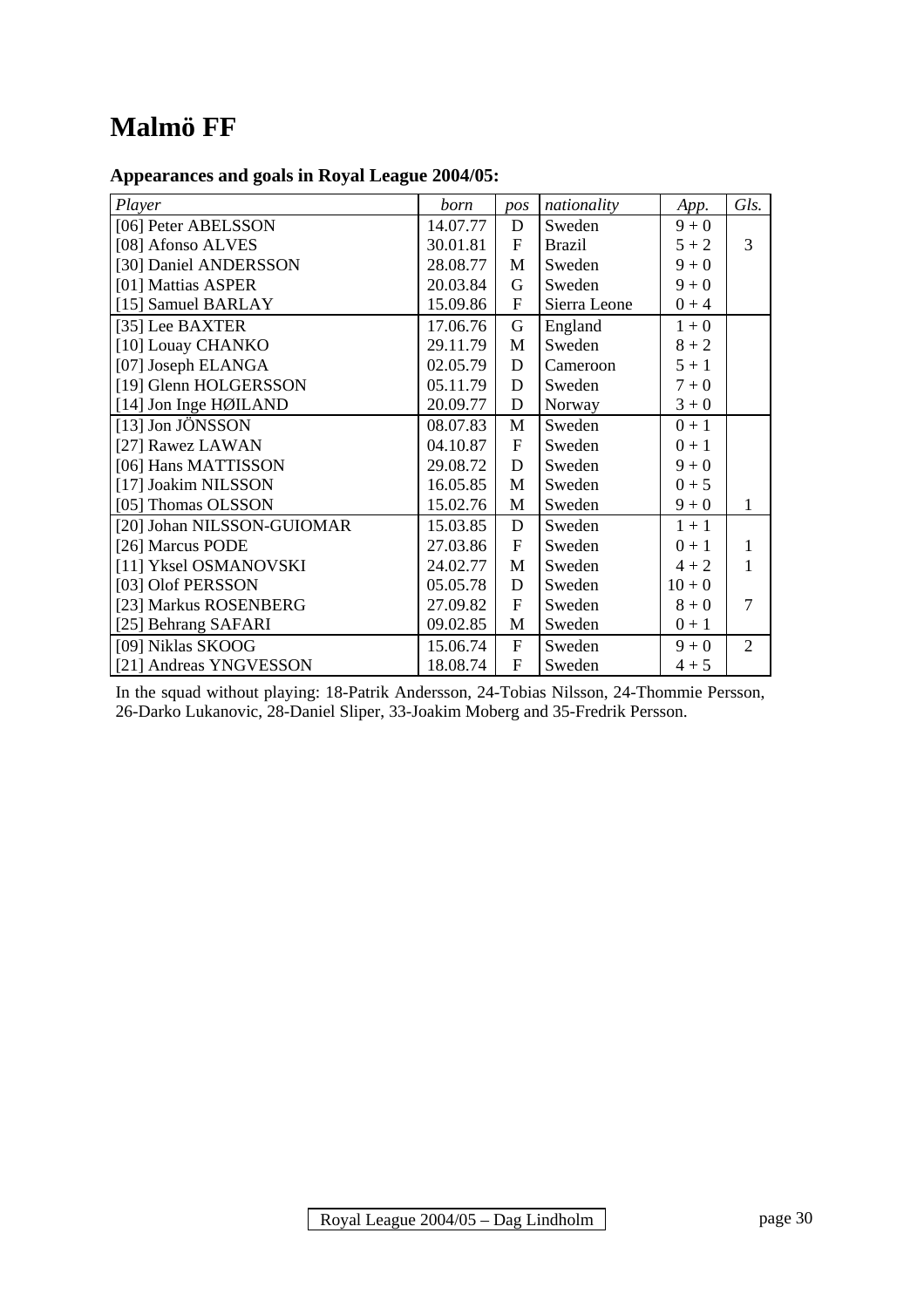# Malmö FF

### Appearances and goals in Royal League 2004/05:

| *Player* | *born* | *pos* | *nationality* | *App.* | *Gls.* |
|---|---|---|---|---|---|
| [06] Peter ABELSSON | 14.07.77 | D | Sweden | 9 + 0 | |
| [08] Afonso ALVES | 30.01.81 | F | Brazil | 5 + 2 | 3 |
| [30] Daniel ANDERSSON | 28.08.77 | M | Sweden | 9 + 0 | |
| [01] Mattias ASPER | 20.03.84 | G | Sweden | 9 + 0 | |
| [15] Samuel BARLAY | 15.09.86 | F | Sierra Leone | 0 + 4 | |
| [35] Lee BAXTER | 17.06.76 | G | England | 1 + 0 | |
| [10] Louay CHANKO | 29.11.79 | M | Sweden | 8 + 2 | |
| [07] Joseph ELANGA | 02.05.79 | D | Cameroon | 5 + 1 | |
| [19] Glenn HOLGERSSON | 05.11.79 | D | Sweden | 7 + 0 | |
| [14] Jon Inge HØILAND | 20.09.77 | D | Norway | 3 + 0 | |
| [13] Jon JÖNSSON | 08.07.83 | M | Sweden | 0 + 1 | |
| [27] Rawez LAWAN | 04.10.87 | F | Sweden | 0 + 1 | |
| [06] Hans MATTISSON | 29.08.72 | D | Sweden | 9 + 0 | |
| [17] Joakim NILSSON | 16.05.85 | M | Sweden | 0 + 5 | |
| [05] Thomas OLSSON | 15.02.76 | M | Sweden | 9 + 0 | 1 |
| [20] Johan NILSSON-GUIOMAR | 15.03.85 | D | Sweden | 1 + 1 | |
| [26] Marcus PODE | 27.03.86 | F | Sweden | 0 + 1 | 1 |
| [11] Yksel OSMANOVSKI | 24.02.77 | M | Sweden | 4 + 2 | 1 |
| [03] Olof PERSSON | 05.05.78 | D | Sweden | 10 + 0 | |
| [23] Markus ROSENBERG | 27.09.82 | F | Sweden | 8 + 0 | 7 |
| [25] Behrang SAFARI | 09.02.85 | M | Sweden | 0 + 1 | |
| [09] Niklas SKOOG | 15.06.74 | F | Sweden | 9 + 0 | 2 |
| [21] Andreas YNGVESSON | 18.08.74 | F | Sweden | 4 + 5 | |

In the squad without playing: 18-Patrik Andersson, 24-Tobias Nilsson, 24-Thommie Persson, 26-Darko Lukanovic, 28-Daniel Sliper, 33-Joakim Moberg and 35-Fredrik Persson.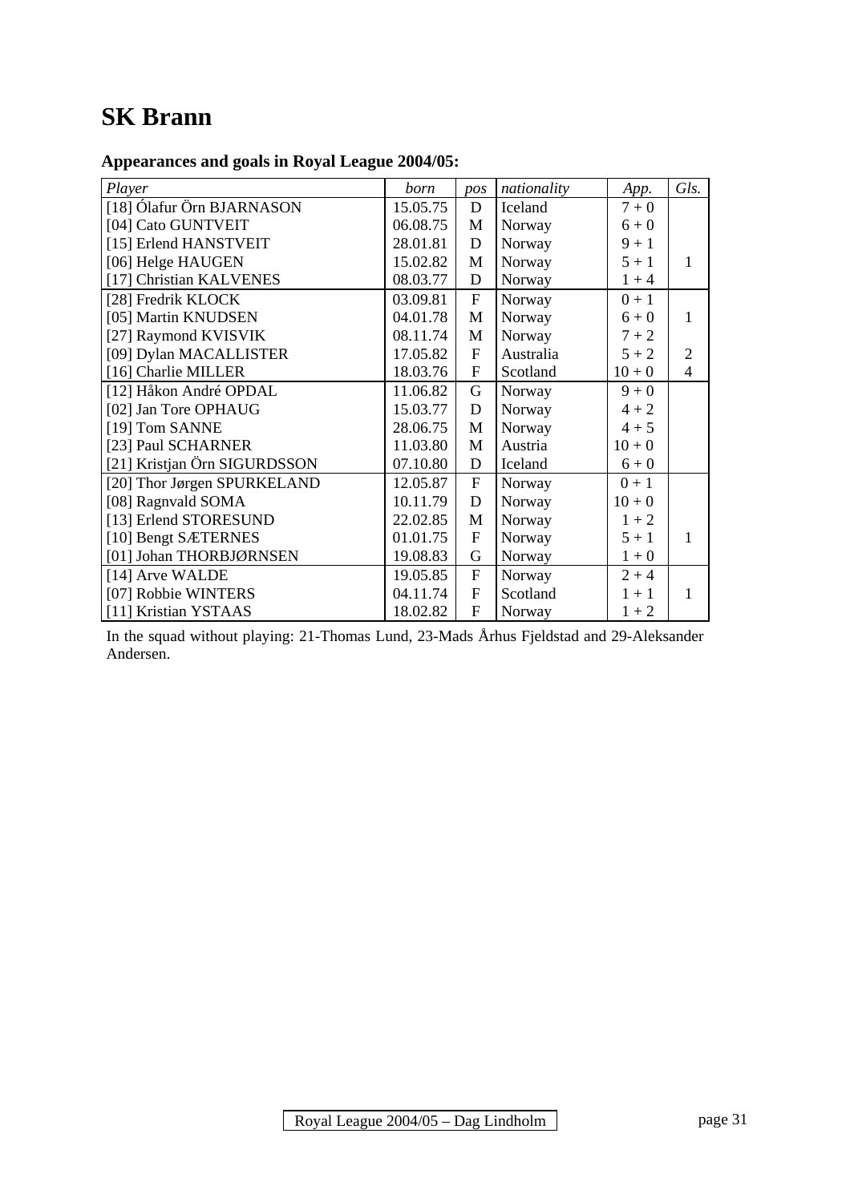# SK Brann

### Appearances and goals in Royal League 2004/05:

| *Player* | *born* | *pos* | *nationality* | *App.* | *Gls.* |
|---|---|---|---|---|---|
| [18] Ólafur Örn BJARNASON | 15.05.75 | D | Iceland | 7 + 0 | |
| [04] Cato GUNTVEIT | 06.08.75 | M | Norway | 6 + 0 | |
| [15] Erlend HANSTVEIT | 28.01.81 | D | Norway | 9 + 1 | |
| [06] Helge HAUGEN | 15.02.82 | M | Norway | 5 + 1 | 1 |
| [17] Christian KALVENES | 08.03.77 | D | Norway | 1 + 4 | |
| [28] Fredrik KLOCK | 03.09.81 | F | Norway | 0 + 1 | |
| [05] Martin KNUDSEN | 04.01.78 | M | Norway | 6 + 0 | 1 |
| [27] Raymond KVISVIK | 08.11.74 | M | Norway | 7 + 2 | |
| [09] Dylan MACALLISTER | 17.05.82 | F | Australia | 5 + 2 | 2 |
| [16] Charlie MILLER | 18.03.76 | F | Scotland | 10 + 0 | 4 |
| [12] Håkon André OPDAL | 11.06.82 | G | Norway | 9 + 0 | |
| [02] Jan Tore OPHAUG | 15.03.77 | D | Norway | 4 + 2 | |
| [19] Tom SANNE | 28.06.75 | M | Norway | 4 + 5 | |
| [23] Paul SCHARNER | 11.03.80 | M | Austria | 10 + 0 | |
| [21] Kristjan Örn SIGURDSSON | 07.10.80 | D | Iceland | 6 + 0 | |
| [20] Thor Jørgen SPURKELAND | 12.05.87 | F | Norway | 0 + 1 | |
| [08] Ragnvald SOMA | 10.11.79 | D | Norway | 10 + 0 | |
| [13] Erlend STORESUND | 22.02.85 | M | Norway | 1 + 2 | |
| [10] Bengt SÆTERNES | 01.01.75 | F | Norway | 5 + 1 | 1 |
| [01] Johan THORBJØRNSEN | 19.08.83 | G | Norway | 1 + 0 | |
| [14] Arve WALDE | 19.05.85 | F | Norway | 2 + 4 | |
| [07] Robbie WINTERS | 04.11.74 | F | Scotland | 1 + 1 | 1 |
| [11] Kristian YSTAAS | 18.02.82 | F | Norway | 1 + 2 | |

In the squad without playing: 21-Thomas Lund, 23-Mads Århus Fjeldstad and 29-Aleksander Andersen.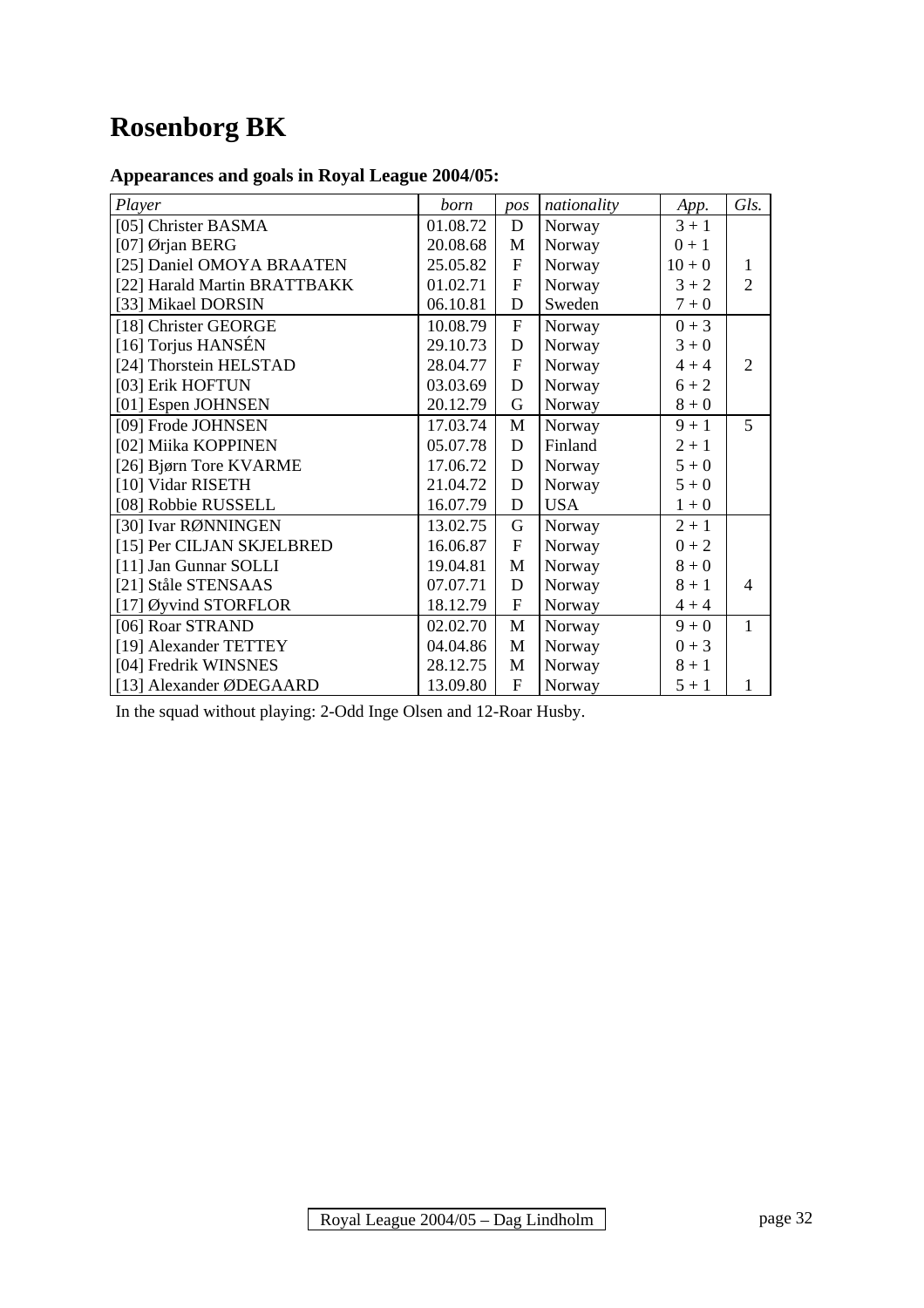# Rosenborg BK

### Appearances and goals in Royal League 2004/05:

| *Player* | *born* | *pos* | *nationality* | *App.* | *Gls.* |
|---|---|---|---|---|---|
| [05] Christer BASMA | 01.08.72 | D | Norway | 3 + 1 | |
| [07] Ørjan BERG | 20.08.68 | M | Norway | 0 + 1 | |
| [25] Daniel OMOYA BRAATEN | 25.05.82 | F | Norway | 10 + 0 | 1 |
| [22] Harald Martin BRATTBAKK | 01.02.71 | F | Norway | 3 + 2 | 2 |
| [33] Mikael DORSIN | 06.10.81 | D | Sweden | 7 + 0 | |
| [18] Christer GEORGE | 10.08.79 | F | Norway | 0 + 3 | |
| [16] Torjus HANSÉN | 29.10.73 | D | Norway | 3 + 0 | |
| [24] Thorstein HELSTAD | 28.04.77 | F | Norway | 4 + 4 | 2 |
| [03] Erik HOFTUN | 03.03.69 | D | Norway | 6 + 2 | |
| [01] Espen JOHNSEN | 20.12.79 | G | Norway | 8 + 0 | |
| [09] Frode JOHNSEN | 17.03.74 | M | Norway | 9 + 1 | 5 |
| [02] Miika KOPPINEN | 05.07.78 | D | Finland | 2 + 1 | |
| [26] Bjørn Tore KVARME | 17.06.72 | D | Norway | 5 + 0 | |
| [10] Vidar RISETH | 21.04.72 | D | Norway | 5 + 0 | |
| [08] Robbie RUSSELL | 16.07.79 | D | USA | 1 + 0 | |
| [30] Ivar RØNNINGEN | 13.02.75 | G | Norway | 2 + 1 | |
| [15] Per CILJAN SKJELBRED | 16.06.87 | F | Norway | 0 + 2 | |
| [11] Jan Gunnar SOLLI | 19.04.81 | M | Norway | 8 + 0 | |
| [21] Ståle STENSAAS | 07.07.71 | D | Norway | 8 + 1 | 4 |
| [17] Øyvind STORFLOR | 18.12.79 | F | Norway | 4 + 4 | |
| [06] Roar STRAND | 02.02.70 | M | Norway | 9 + 0 | 1 |
| [19] Alexander TETTEY | 04.04.86 | M | Norway | 0 + 3 | |
| [04] Fredrik WINSNES | 28.12.75 | M | Norway | 8 + 1 | |
| [13] Alexander ØDEGAARD | 13.09.80 | F | Norway | 5 + 1 | 1 |

In the squad without playing: 2-Odd Inge Olsen and 12-Roar Husby.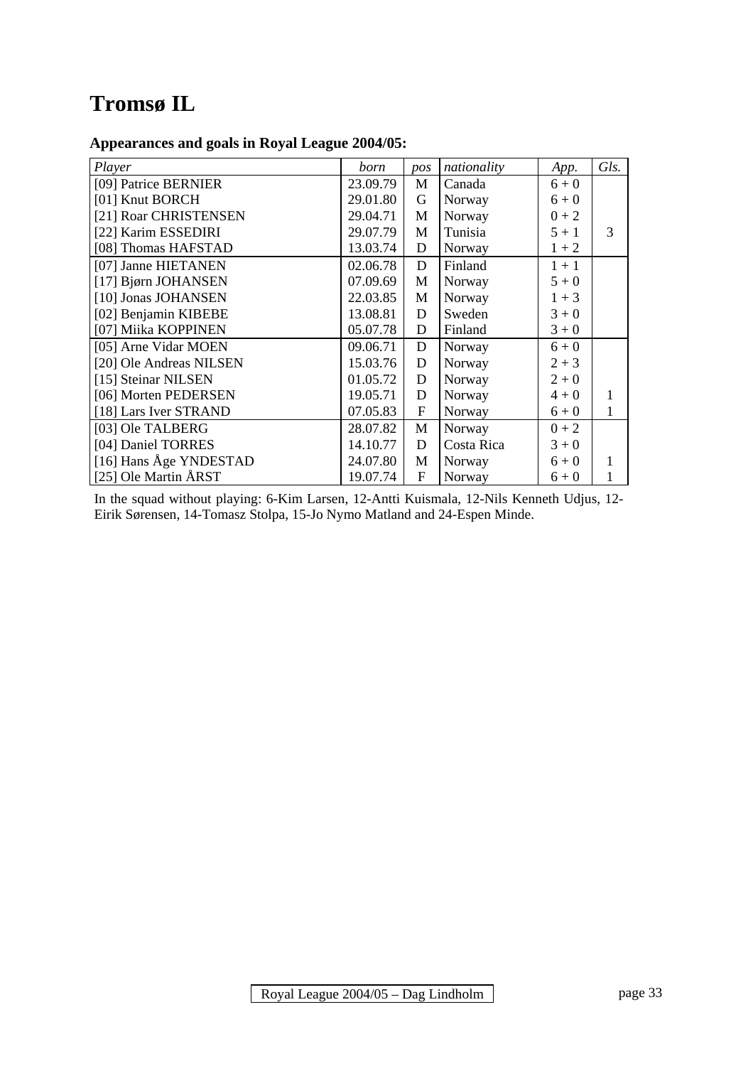# Tromsø IL

### Appearances and goals in Royal League 2004/05:

| *Player* | *born* | *pos* | *nationality* | *App.* | *Gls.* |
|---|---|---|---|---|---|
| [09] Patrice BERNIER | 23.09.79 | M | Canada | 6 + 0 | |
| [01] Knut BORCH | 29.01.80 | G | Norway | 6 + 0 | |
| [21] Roar CHRISTENSEN | 29.04.71 | M | Norway | 0 + 2 | |
| [22] Karim ESSEDIRI | 29.07.79 | M | Tunisia | 5 + 1 | 3 |
| [08] Thomas HAFSTAD | 13.03.74 | D | Norway | 1 + 2 | |
| [07] Janne HIETANEN | 02.06.78 | D | Finland | 1 + 1 | |
| [17] Bjørn JOHANSEN | 07.09.69 | M | Norway | 5 + 0 | |
| [10] Jonas JOHANSEN | 22.03.85 | M | Norway | 1 + 3 | |
| [02] Benjamin KIBEBE | 13.08.81 | D | Sweden | 3 + 0 | |
| [07] Miika KOPPINEN | 05.07.78 | D | Finland | 3 + 0 | |
| [05] Arne Vidar MOEN | 09.06.71 | D | Norway | 6 + 0 | |
| [20] Ole Andreas NILSEN | 15.03.76 | D | Norway | 2 + 3 | |
| [15] Steinar NILSEN | 01.05.72 | D | Norway | 2 + 0 | |
| [06] Morten PEDERSEN | 19.05.71 | D | Norway | 4 + 0 | 1 |
| [18] Lars Iver STRAND | 07.05.83 | F | Norway | 6 + 0 | 1 |
| [03] Ole TALBERG | 28.07.82 | M | Norway | 0 + 2 | |
| [04] Daniel TORRES | 14.10.77 | D | Costa Rica | 3 + 0 | |
| [16] Hans Åge YNDESTAD | 24.07.80 | M | Norway | 6 + 0 | 1 |
| [25] Ole Martin ÅRST | 19.07.74 | F | Norway | 6 + 0 | 1 |

In the squad without playing: 6-Kim Larsen, 12-Antti Kuismala, 12-Nils Kenneth Udjus, 12-Eirik Sørensen, 14-Tomasz Stolpa, 15-Jo Nymo Matland and 24-Espen Minde.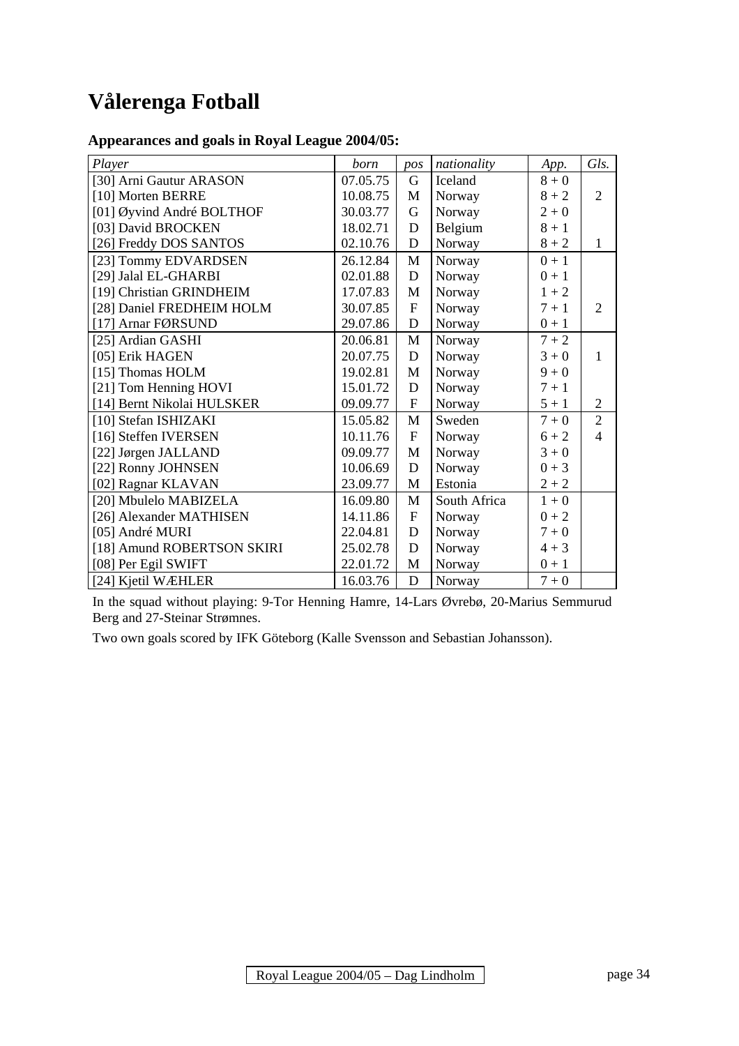# Vålerenga Fotball

### Appearances and goals in Royal League 2004/05:

| *Player* | *born* | *pos* | *nationality* | *App.* | *Gls.* |
|---|---|---|---|---|---|
| [30] Arni Gautur ARASON | 07.05.75 | G | Iceland | 8 + 0 | |
| [10] Morten BERRE | 10.08.75 | M | Norway | 8 + 2 | 2 |
| [01] Øyvind André BOLTHOF | 30.03.77 | G | Norway | 2 + 0 | |
| [03] David BROCKEN | 18.02.71 | D | Belgium | 8 + 1 | |
| [26] Freddy DOS SANTOS | 02.10.76 | D | Norway | 8 + 2 | 1 |
| [23] Tommy EDVARDSEN | 26.12.84 | M | Norway | 0 + 1 | |
| [29] Jalal EL-GHARBI | 02.01.88 | D | Norway | 0 + 1 | |
| [19] Christian GRINDHEIM | 17.07.83 | M | Norway | 1 + 2 | |
| [28] Daniel FREDHEIM HOLM | 30.07.85 | F | Norway | 7 + 1 | 2 |
| [17] Arnar FØRSUND | 29.07.86 | D | Norway | 0 + 1 | |
| [25] Ardian GASHI | 20.06.81 | M | Norway | 7 + 2 | |
| [05] Erik HAGEN | 20.07.75 | D | Norway | 3 + 0 | 1 |
| [15] Thomas HOLM | 19.02.81 | M | Norway | 9 + 0 | |
| [21] Tom Henning HOVI | 15.01.72 | D | Norway | 7 + 1 | |
| [14] Bernt Nikolai HULSKER | 09.09.77 | F | Norway | 5 + 1 | 2 |
| [10] Stefan ISHIZAKI | 15.05.82 | M | Sweden | 7 + 0 | 2 |
| [16] Steffen IVERSEN | 10.11.76 | F | Norway | 6 + 2 | 4 |
| [22] Jørgen JALLAND | 09.09.77 | M | Norway | 3 + 0 | |
| [22] Ronny JOHNSEN | 10.06.69 | D | Norway | 0 + 3 | |
| [02] Ragnar KLAVAN | 23.09.77 | M | Estonia | 2 + 2 | |
| [20] Mbulelo MABIZELA | 16.09.80 | M | South Africa | 1 + 0 | |
| [26] Alexander MATHISEN | 14.11.86 | F | Norway | 0 + 2 | |
| [05] André MURI | 22.04.81 | D | Norway | 7 + 0 | |
| [18] Amund ROBERTSON SKIRI | 25.02.78 | D | Norway | 4 + 3 | |
| [08] Per Egil SWIFT | 22.01.72 | M | Norway | 0 + 1 | |
| [24] Kjetil WÆHLER | 16.03.76 | D | Norway | 7 + 0 | |

In the squad without playing: 9-Tor Henning Hamre, 14-Lars Øvrebø, 20-Marius Semmurud Berg and 27-Steinar Strømnes.

Two own goals scored by IFK Göteborg (Kalle Svensson and Sebastian Johansson).